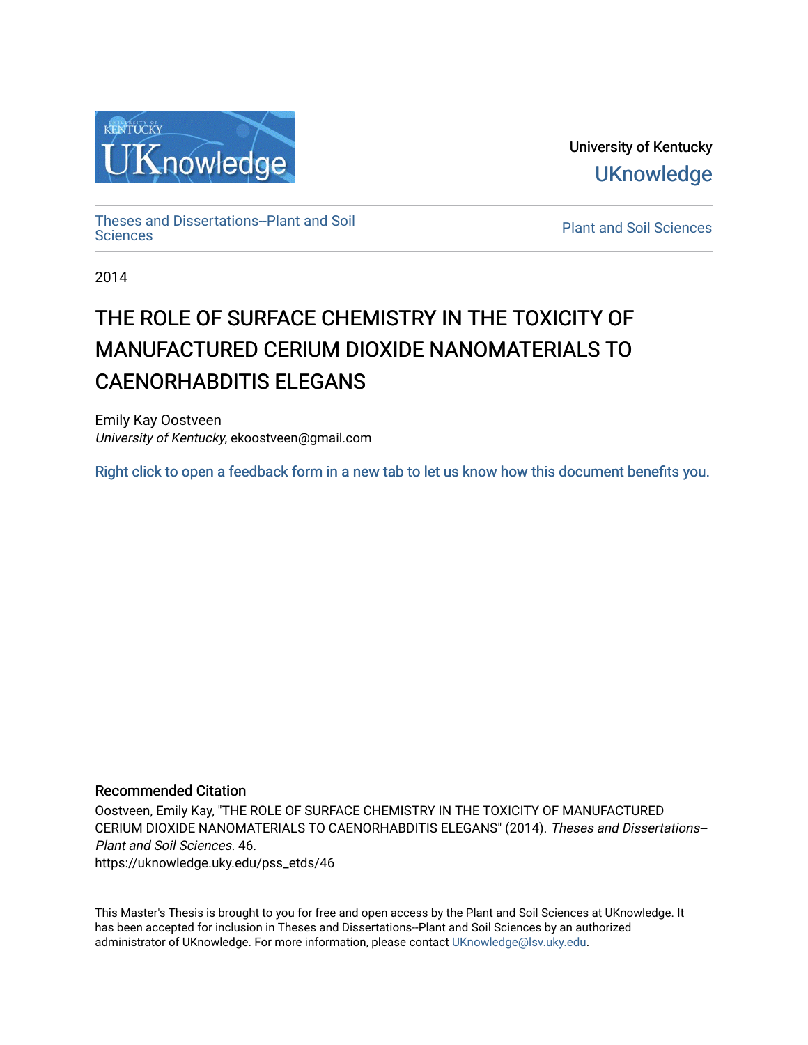University of Kentucky

UKnowledge

Theses and Dissertations--Plant and Soil Sciences

Plant and Soil Sciences

2014

# THE ROLE OF SURFACE CHEMISTRY IN THE TOXICITY OF MANUFACTURED CERIUM DIOXIDE NANOMATERIALS TO CAENORHABDITIS ELEGANS

Emily Kay Oostveen
*University of Kentucky*, ekoostveen@gmail.com

Right click to open a feedback form in a new tab to let us know how this document benefits you.

## Recommended Citation

Oostveen, Emily Kay, "THE ROLE OF SURFACE CHEMISTRY IN THE TOXICITY OF MANUFACTURED CERIUM DIOXIDE NANOMATERIALS TO CAENORHABDITIS ELEGANS" (2014). *Theses and Dissertations--Plant and Soil Sciences*. 46.
https://uknowledge.uky.edu/pss_etds/46

This Master's Thesis is brought to you for free and open access by the Plant and Soil Sciences at UKnowledge. It has been accepted for inclusion in Theses and Dissertations--Plant and Soil Sciences by an authorized administrator of UKnowledge. For more information, please contact UKnowledge@lsv.uky.edu.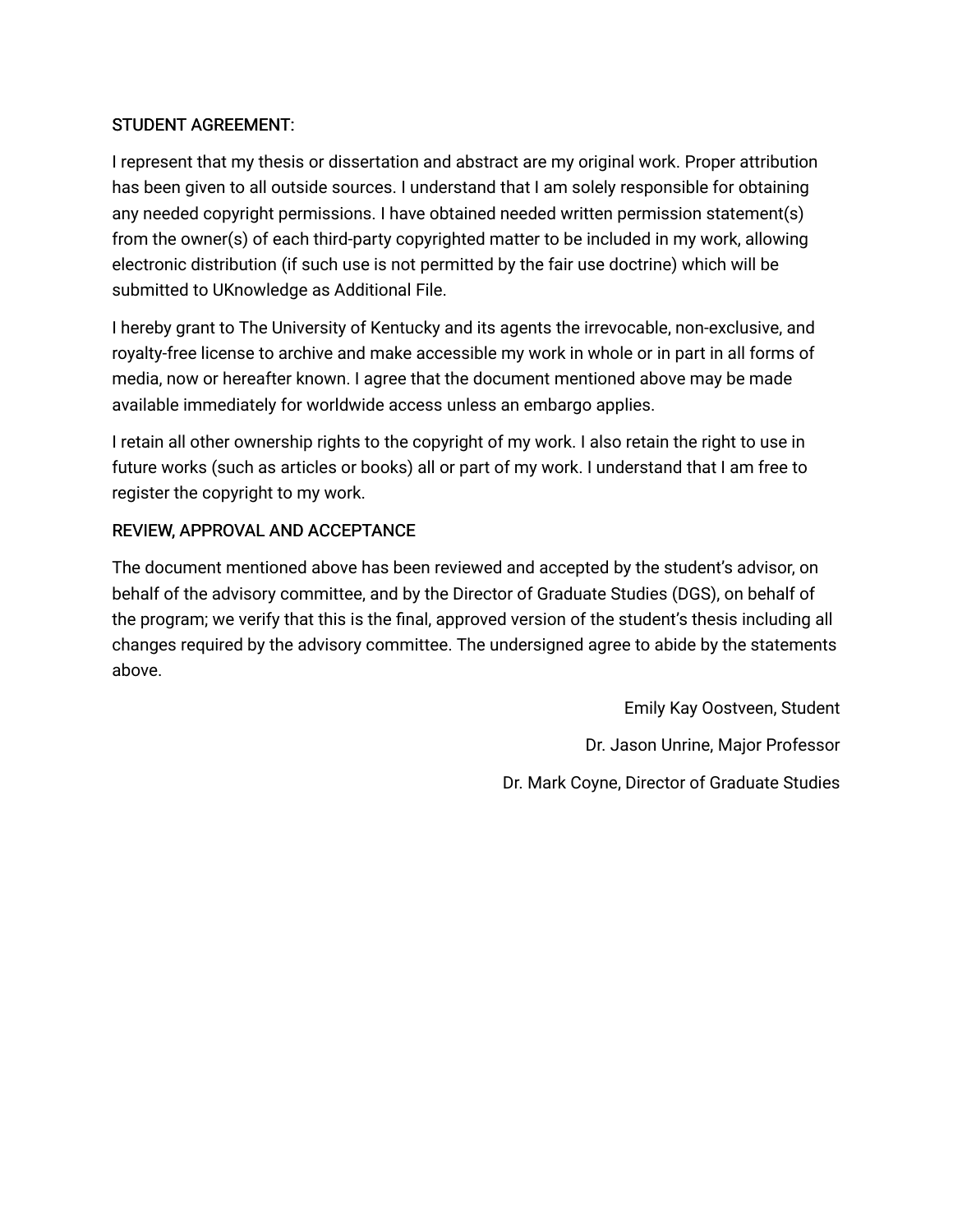STUDENT AGREEMENT:

I represent that my thesis or dissertation and abstract are my original work. Proper attribution has been given to all outside sources. I understand that I am solely responsible for obtaining any needed copyright permissions. I have obtained needed written permission statement(s) from the owner(s) of each third-party copyrighted matter to be included in my work, allowing electronic distribution (if such use is not permitted by the fair use doctrine) which will be submitted to UKnowledge as Additional File.

I hereby grant to The University of Kentucky and its agents the irrevocable, non-exclusive, and royalty-free license to archive and make accessible my work in whole or in part in all forms of media, now or hereafter known. I agree that the document mentioned above may be made available immediately for worldwide access unless an embargo applies.

I retain all other ownership rights to the copyright of my work. I also retain the right to use in future works (such as articles or books) all or part of my work. I understand that I am free to register the copyright to my work.

REVIEW, APPROVAL AND ACCEPTANCE

The document mentioned above has been reviewed and accepted by the student's advisor, on behalf of the advisory committee, and by the Director of Graduate Studies (DGS), on behalf of the program; we verify that this is the final, approved version of the student's thesis including all changes required by the advisory committee. The undersigned agree to abide by the statements above.

Emily Kay Oostveen, Student

Dr. Jason Unrine, Major Professor

Dr. Mark Coyne, Director of Graduate Studies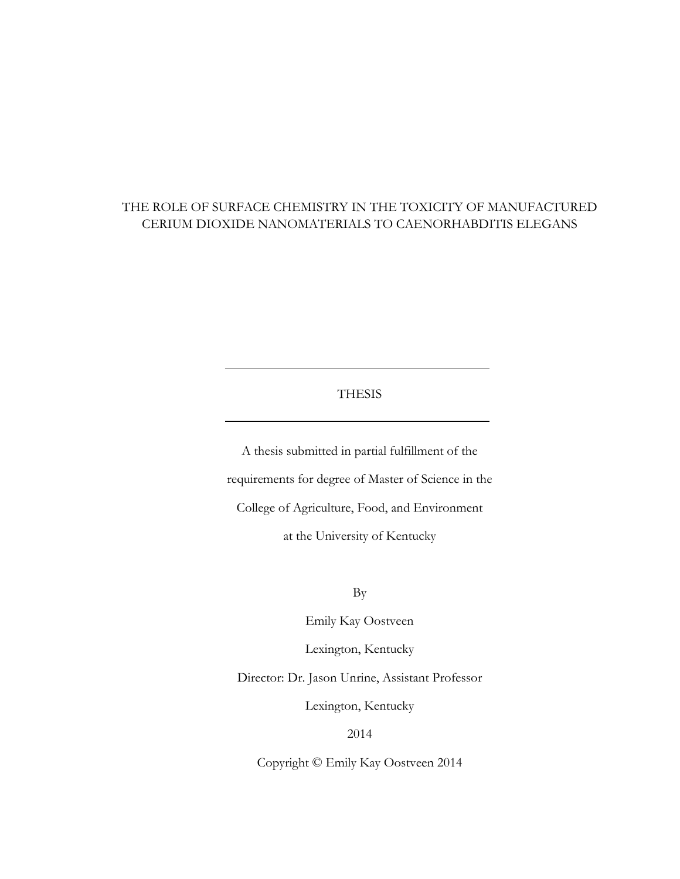# THE ROLE OF SURFACE CHEMISTRY IN THE TOXICITY OF MANUFACTURED CERIUM DIOXIDE NANOMATERIALS TO CAENORHABDITIS ELEGANS

---

THESIS

---

A thesis submitted in partial fulfillment of the

requirements for degree of Master of Science in the

College of Agriculture, Food, and Environment

at the University of Kentucky

By

Emily Kay Oostveen

Lexington, Kentucky

Director: Dr. Jason Unrine, Assistant Professor

Lexington, Kentucky

2014

Copyright © Emily Kay Oostveen 2014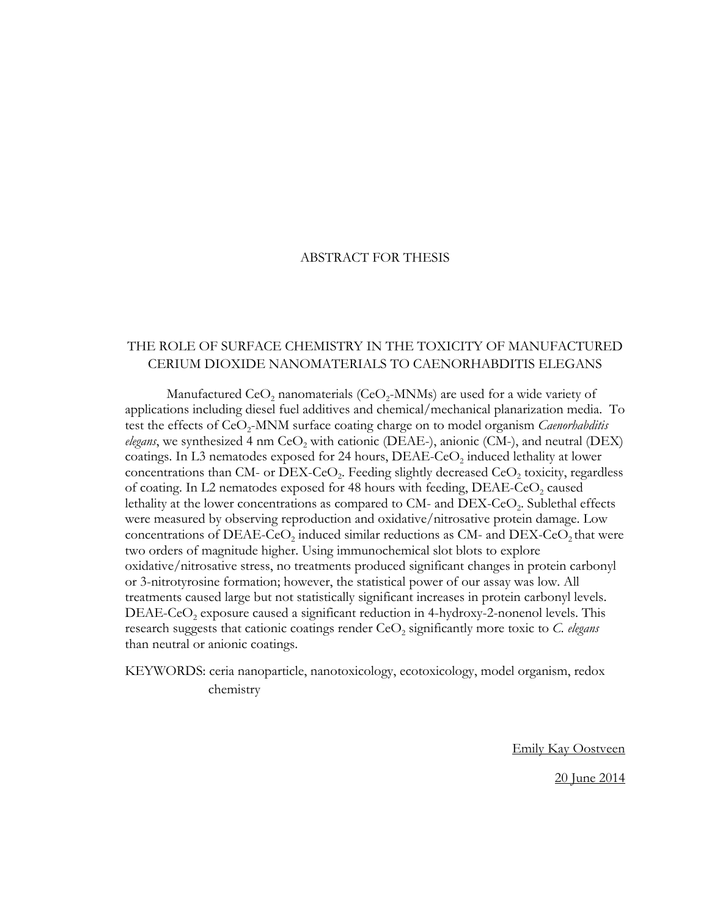# ABSTRACT FOR THESIS

## THE ROLE OF SURFACE CHEMISTRY IN THE TOXICITY OF MANUFACTURED CERIUM DIOXIDE NANOMATERIALS TO CAENORHABDITIS ELEGANS

Manufactured $CeO_2$ nanomaterials ($CeO_2$-MNMs) are used for a wide variety of applications including diesel fuel additives and chemical/mechanical planarization media. To test the effects of $CeO_2$-MNM surface coating charge on to model organism *Caenorhabditis elegans*, we synthesized 4 nm $CeO_2$ with cationic (DEAE-), anionic (CM-), and neutral (DEX) coatings. In L3 nematodes exposed for 24 hours, DEAE-$CeO_2$ induced lethality at lower concentrations than CM- or DEX-$CeO_2$. Feeding slightly decreased $CeO_2$ toxicity, regardless of coating. In L2 nematodes exposed for 48 hours with feeding, DEAE-$CeO_2$ caused lethality at the lower concentrations as compared to CM- and DEX-$CeO_2$. Sublethal effects were measured by observing reproduction and oxidative/nitrosative protein damage. Low concentrations of DEAE-$CeO_2$ induced similar reductions as CM- and DEX-$CeO_2$ that were two orders of magnitude higher. Using immunochemical slot blots to explore oxidative/nitrosative stress, no treatments produced significant changes in protein carbonyl or 3-nitrotyrosine formation; however, the statistical power of our assay was low. All treatments caused large but not statistically significant increases in protein carbonyl levels. DEAE-$CeO_2$ exposure caused a significant reduction in 4-hydroxy-2-nonenol levels. This research suggests that cationic coatings render $CeO_2$ significantly more toxic to *C. elegans* than neutral or anionic coatings.

KEYWORDS: ceria nanoparticle, nanotoxicology, ecotoxicology, model organism, redox chemistry

Emily Kay Oostveen

20 June 2014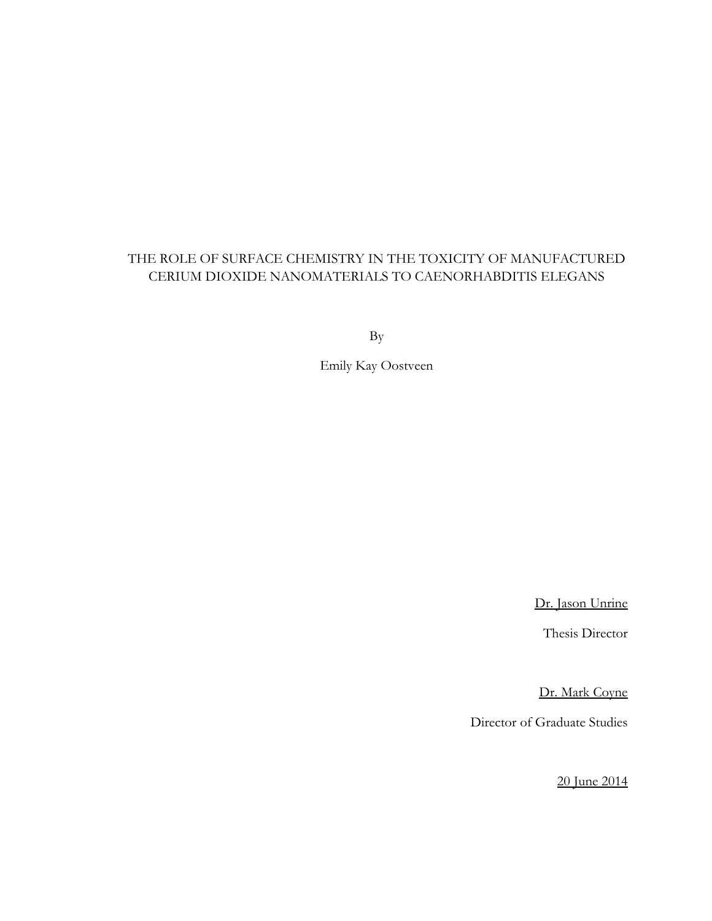THE ROLE OF SURFACE CHEMISTRY IN THE TOXICITY OF MANUFACTURED CERIUM DIOXIDE NANOMATERIALS TO CAENORHABDITIS ELEGANS

By

Emily Kay Oostveen

Dr. Jason Unrine

Thesis Director

Dr. Mark Coyne

Director of Graduate Studies

20 June 2014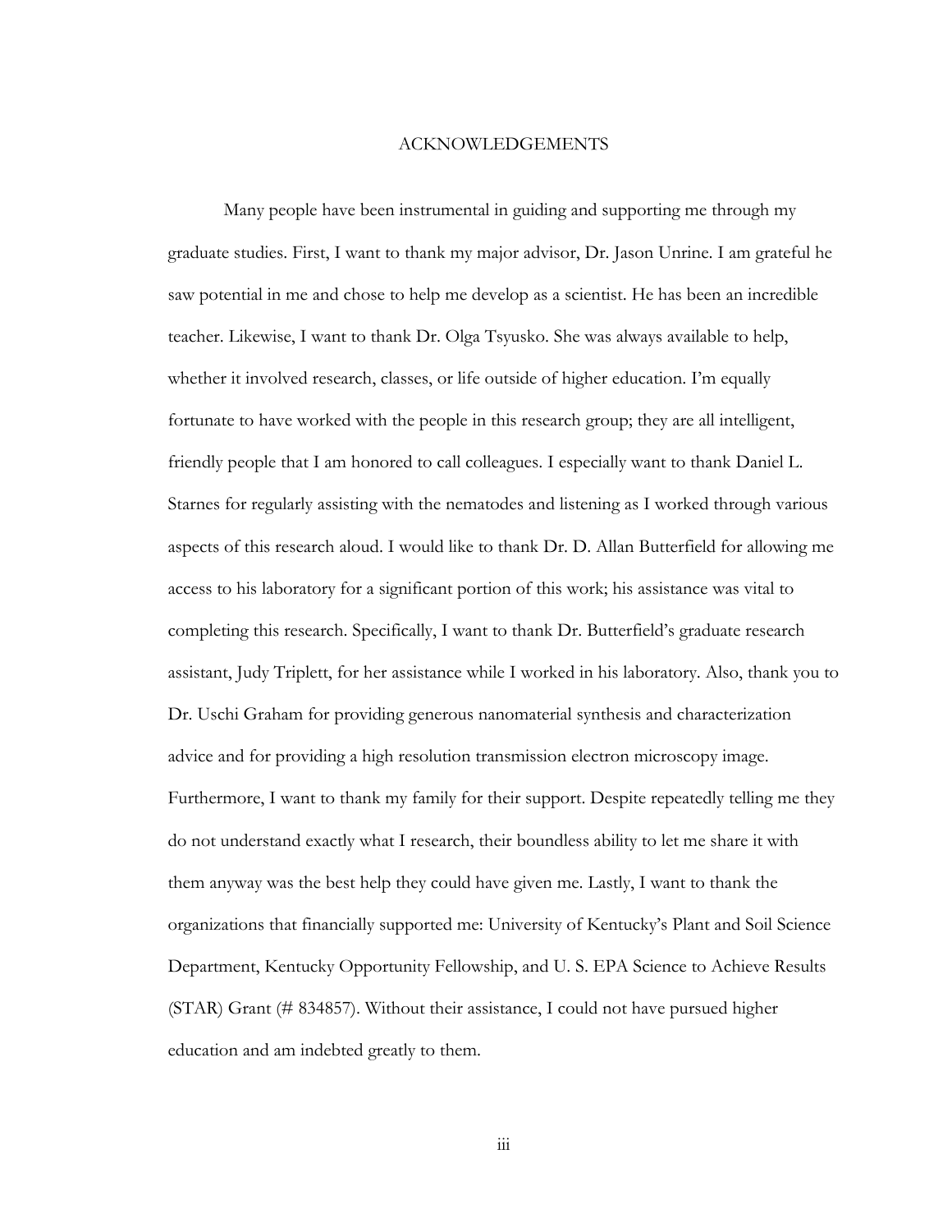# ACKNOWLEDGEMENTS

Many people have been instrumental in guiding and supporting me through my graduate studies. First, I want to thank my major advisor, Dr. Jason Unrine. I am grateful he saw potential in me and chose to help me develop as a scientist. He has been an incredible teacher. Likewise, I want to thank Dr. Olga Tsyusko. She was always available to help, whether it involved research, classes, or life outside of higher education. I'm equally fortunate to have worked with the people in this research group; they are all intelligent, friendly people that I am honored to call colleagues. I especially want to thank Daniel L. Starnes for regularly assisting with the nematodes and listening as I worked through various aspects of this research aloud. I would like to thank Dr. D. Allan Butterfield for allowing me access to his laboratory for a significant portion of this work; his assistance was vital to completing this research. Specifically, I want to thank Dr. Butterfield's graduate research assistant, Judy Triplett, for her assistance while I worked in his laboratory. Also, thank you to Dr. Uschi Graham for providing generous nanomaterial synthesis and characterization advice and for providing a high resolution transmission electron microscopy image. Furthermore, I want to thank my family for their support. Despite repeatedly telling me they do not understand exactly what I research, their boundless ability to let me share it with them anyway was the best help they could have given me. Lastly, I want to thank the organizations that financially supported me: University of Kentucky's Plant and Soil Science Department, Kentucky Opportunity Fellowship, and U. S. EPA Science to Achieve Results (STAR) Grant (# 834857). Without their assistance, I could not have pursued higher education and am indebted greatly to them.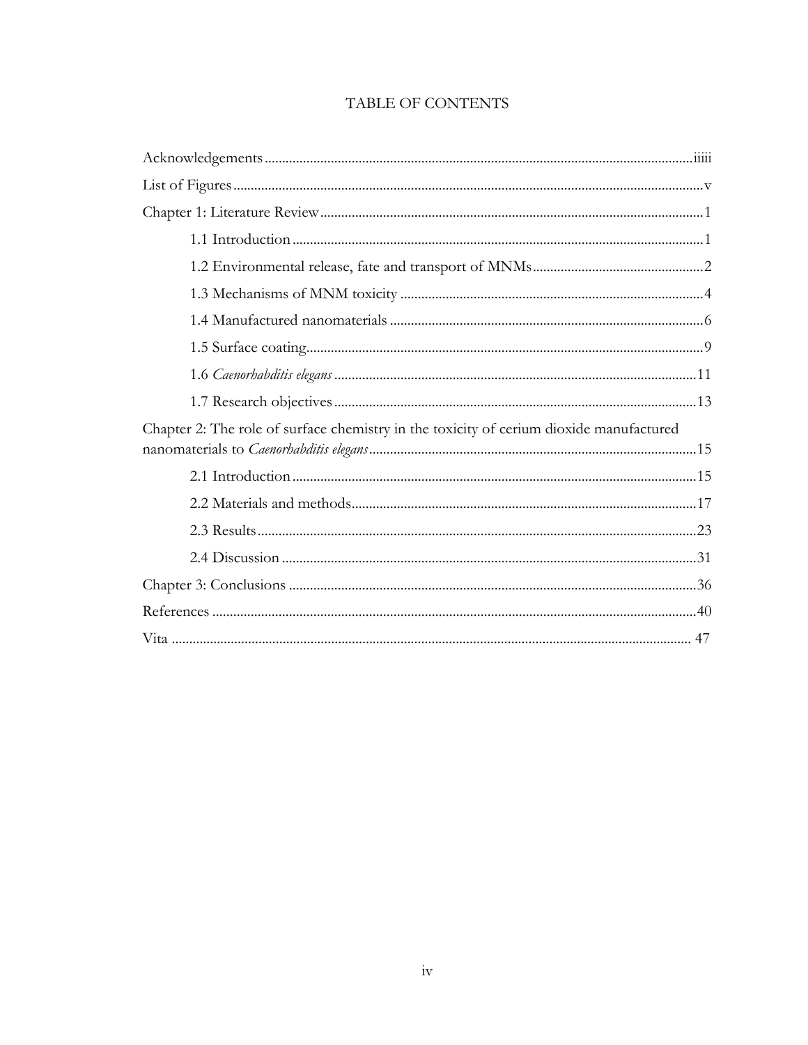# TABLE OF CONTENTS

Acknowledgements .......................................................................................................... iiiii

List of Figures ..................................................................................................................... v

Chapter 1: Literature Review ............................................................................................ 1

    1.1 Introduction .................................................................................................... 1

    1.2 Environmental release, fate and transport of MNMs ................................................ 2

    1.3 Mechanisms of MNM toxicity ...................................................................... 4

    1.4 Manufactured nanomaterials ......................................................................... 6

    1.5 Surface coating ................................................................................................ 9

    1.6 *Caenorhabditis elegans* ..................................................................................... 11

    1.7 Research objectives ....................................................................................... 13

Chapter 2: The role of surface chemistry in the toxicity of cerium dioxide manufactured nanomaterials to *Caenorhabditis elegans* ............................................................................. 15

    2.1 Introduction .................................................................................................. 15

    2.2 Materials and methods .................................................................................. 17

    2.3 Results ............................................................................................................. 23

    2.4 Discussion ..................................................................................................... 31

Chapter 3: Conclusions .................................................................................................... 36

References ......................................................................................................................... 40

Vita .................................................................................................................................... 47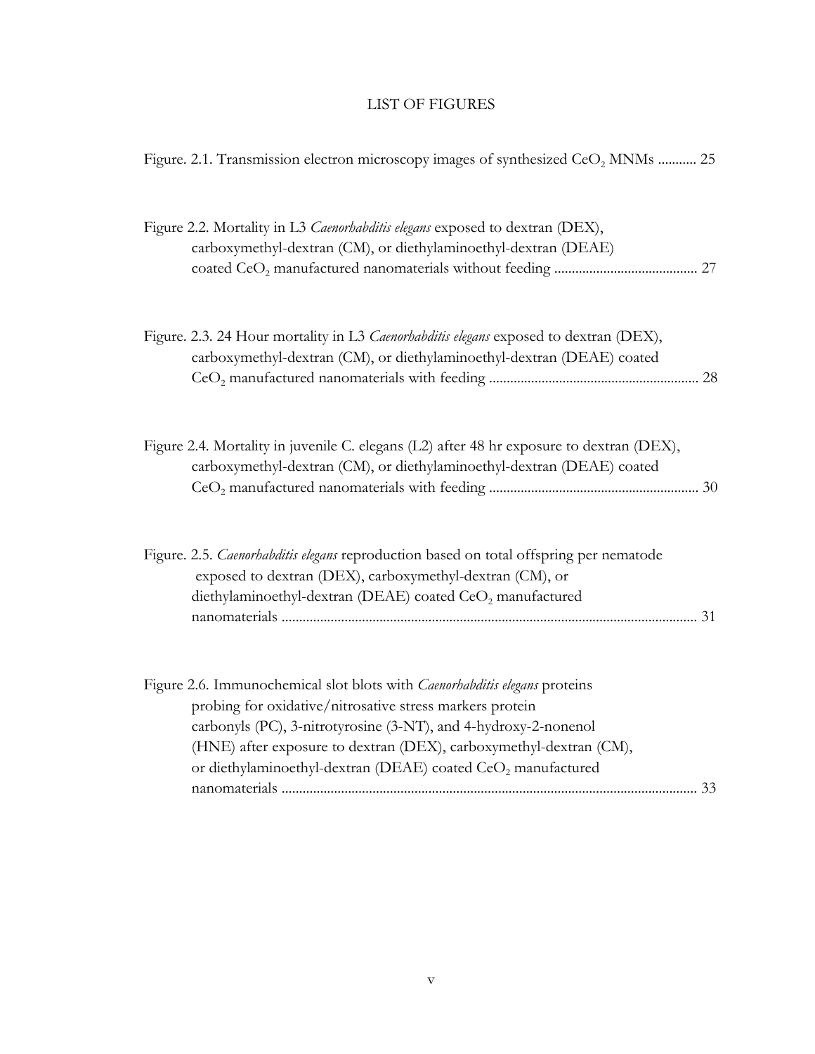# LIST OF FIGURES

Figure. 2.1. Transmission electron microscopy images of synthesized $CeO_2$ MNMs ........... 25

Figure 2.2. Mortality in L3 *Caenorhabditis elegans* exposed to dextran (DEX), carboxymethyl-dextran (CM), or diethylaminoethyl-dextran (DEAE) coated $CeO_2$ manufactured nanomaterials without feeding ......................................... 27

Figure. 2.3. 24 Hour mortality in L3 *Caenorhabditis elegans* exposed to dextran (DEX), carboxymethyl-dextran (CM), or diethylaminoethyl-dextran (DEAE) coated $CeO_2$ manufactured nanomaterials with feeding ............................................................ 28

Figure 2.4. Mortality in juvenile C. elegans (L2) after 48 hr exposure to dextran (DEX), carboxymethyl-dextran (CM), or diethylaminoethyl-dextran (DEAE) coated $CeO_2$ manufactured nanomaterials with feeding ............................................................ 30

Figure. 2.5. *Caenorhabditis elegans* reproduction based on total offspring per nematode exposed to dextran (DEX), carboxymethyl-dextran (CM), or diethylaminoethyl-dextran (DEAE) coated $CeO_2$ manufactured nanomaterials ...................................................................................................................... 31

Figure 2.6. Immunochemical slot blots with *Caenorhabditis elegans* proteins probing for oxidative/nitrosative stress markers protein carbonyls (PC), 3-nitrotyrosine (3-NT), and 4-hydroxy-2-nonenol (HNE) after exposure to dextran (DEX), carboxymethyl-dextran (CM), or diethylaminoethyl-dextran (DEAE) coated $CeO_2$ manufactured nanomaterials ...................................................................................................................... 33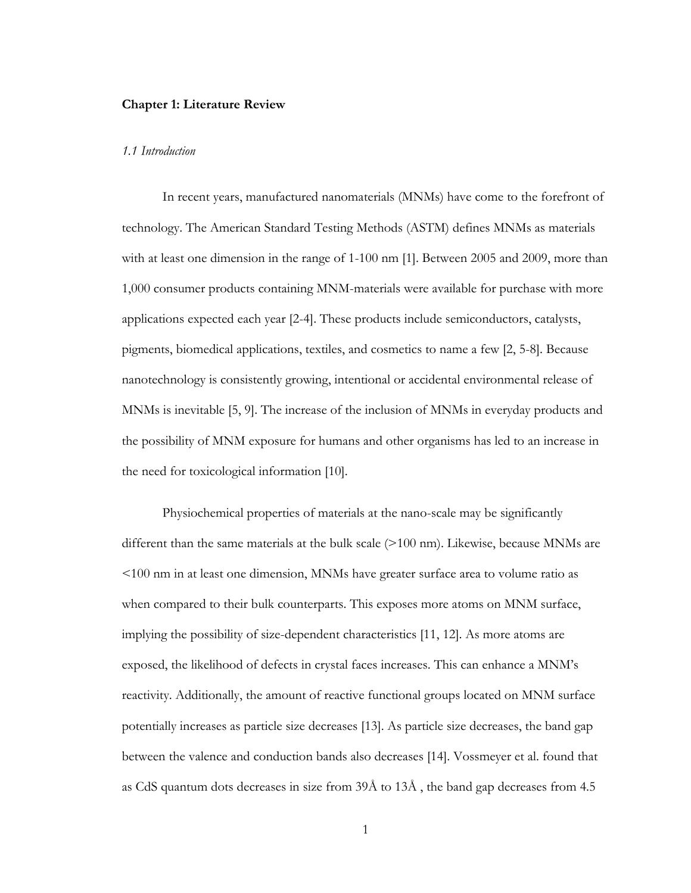# Chapter 1: Literature Review

## *1.1 Introduction*

In recent years, manufactured nanomaterials (MNMs) have come to the forefront of technology. The American Standard Testing Methods (ASTM) defines MNMs as materials with at least one dimension in the range of 1-100 nm [1]. Between 2005 and 2009, more than 1,000 consumer products containing MNM-materials were available for purchase with more applications expected each year [2-4]. These products include semiconductors, catalysts, pigments, biomedical applications, textiles, and cosmetics to name a few [2, 5-8]. Because nanotechnology is consistently growing, intentional or accidental environmental release of MNMs is inevitable [5, 9]. The increase of the inclusion of MNMs in everyday products and the possibility of MNM exposure for humans and other organisms has led to an increase in the need for toxicological information [10].

Physiochemical properties of materials at the nano-scale may be significantly different than the same materials at the bulk scale (>100 nm). Likewise, because MNMs are <100 nm in at least one dimension, MNMs have greater surface area to volume ratio as when compared to their bulk counterparts. This exposes more atoms on MNM surface, implying the possibility of size-dependent characteristics [11, 12]. As more atoms are exposed, the likelihood of defects in crystal faces increases. This can enhance a MNM's reactivity. Additionally, the amount of reactive functional groups located on MNM surface potentially increases as particle size decreases [13]. As particle size decreases, the band gap between the valence and conduction bands also decreases [14]. Vossmeyer et al. found that as CdS quantum dots decreases in size from 39Å to 13Å , the band gap decreases from 4.5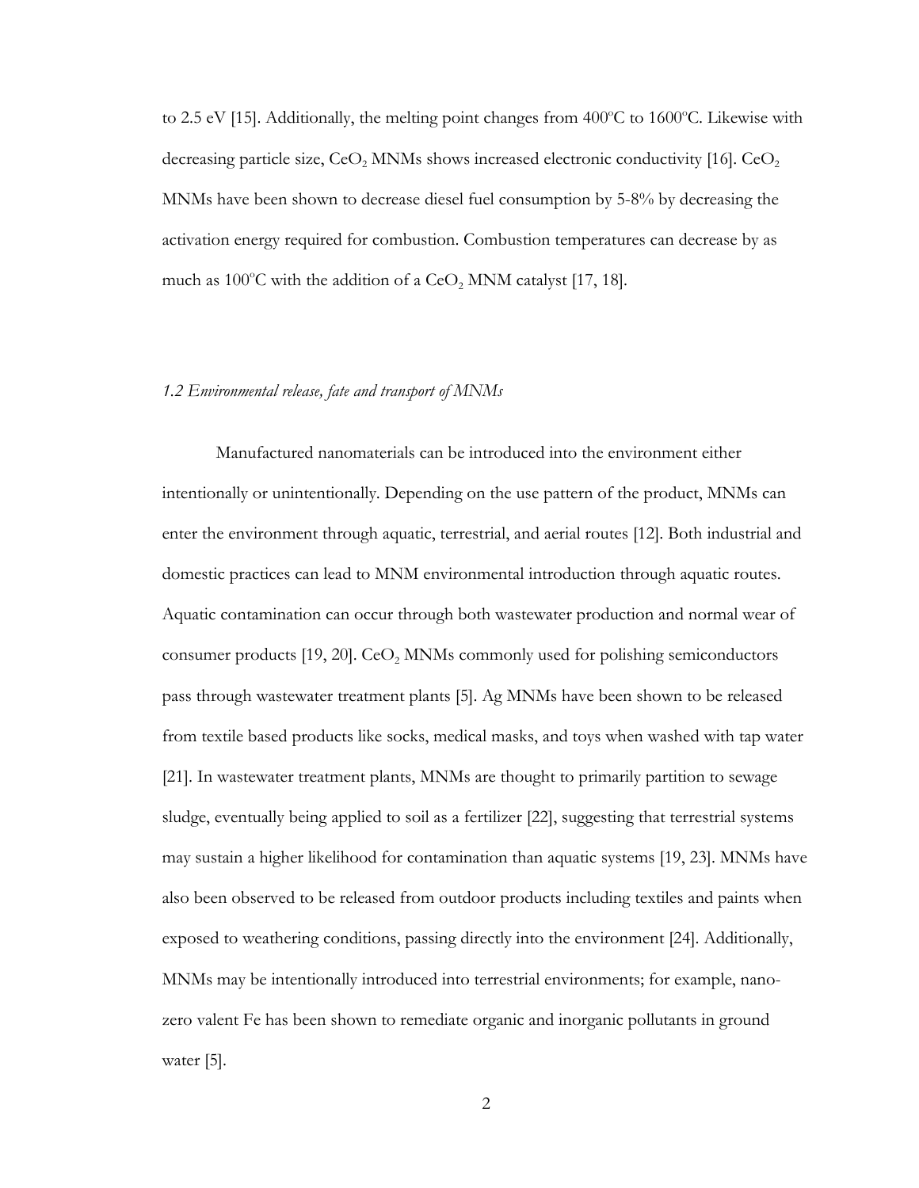to 2.5 eV [15]. Additionally, the melting point changes from 400°C to 1600°C. Likewise with decreasing particle size, $CeO_2$ MNMs shows increased electronic conductivity [16]. $CeO_2$ MNMs have been shown to decrease diesel fuel consumption by 5-8% by decreasing the activation energy required for combustion. Combustion temperatures can decrease by as much as 100°C with the addition of a $CeO_2$ MNM catalyst [17, 18].

### *1.2 Environmental release, fate and transport of MNMs*

Manufactured nanomaterials can be introduced into the environment either intentionally or unintentionally. Depending on the use pattern of the product, MNMs can enter the environment through aquatic, terrestrial, and aerial routes [12]. Both industrial and domestic practices can lead to MNM environmental introduction through aquatic routes. Aquatic contamination can occur through both wastewater production and normal wear of consumer products [19, 20]. $CeO_2$ MNMs commonly used for polishing semiconductors pass through wastewater treatment plants [5]. Ag MNMs have been shown to be released from textile based products like socks, medical masks, and toys when washed with tap water [21]. In wastewater treatment plants, MNMs are thought to primarily partition to sewage sludge, eventually being applied to soil as a fertilizer [22], suggesting that terrestrial systems may sustain a higher likelihood for contamination than aquatic systems [19, 23]. MNMs have also been observed to be released from outdoor products including textiles and paints when exposed to weathering conditions, passing directly into the environment [24]. Additionally, MNMs may be intentionally introduced into terrestrial environments; for example, nano-zero valent Fe has been shown to remediate organic and inorganic pollutants in ground water [5].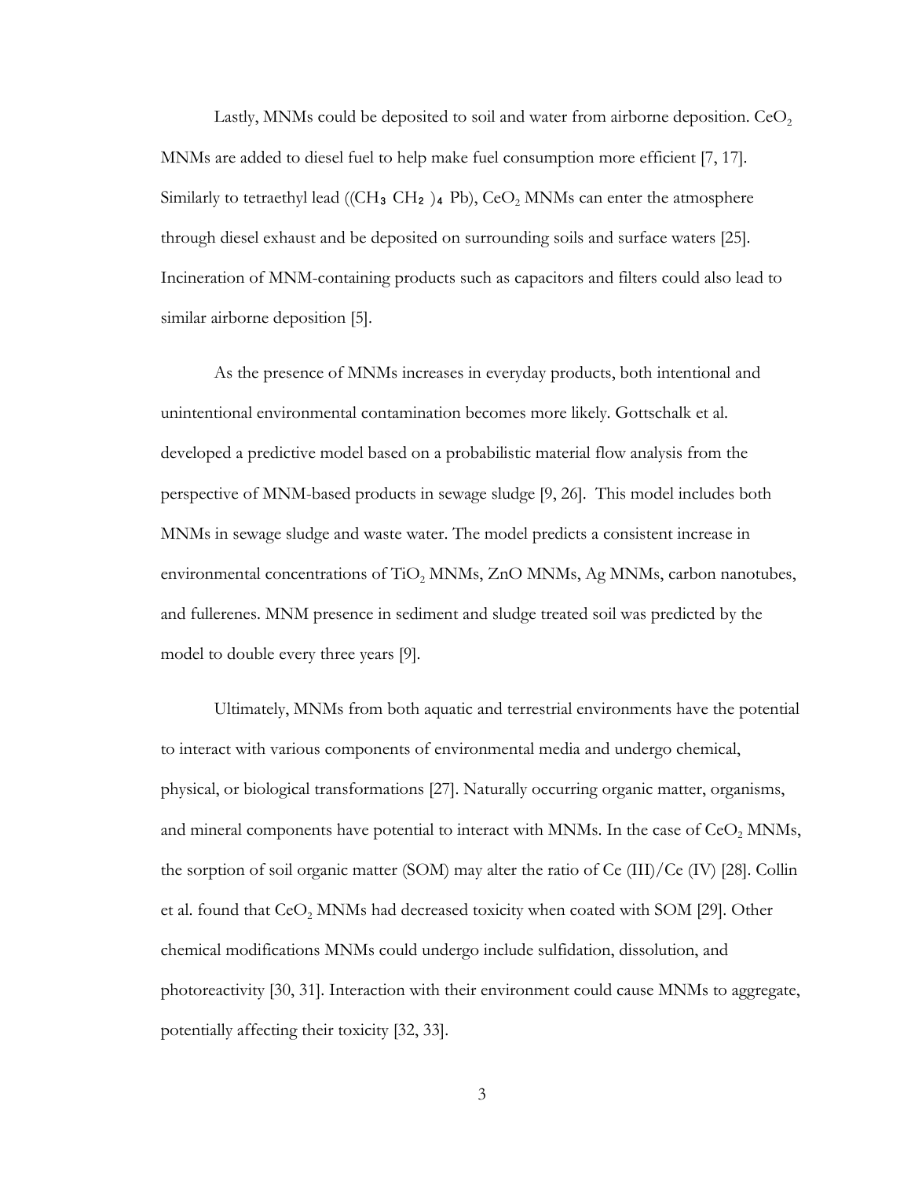Lastly, MNMs could be deposited to soil and water from airborne deposition. $CeO_2$ MNMs are added to diesel fuel to help make fuel consumption more efficient [7, 17]. Similarly to tetraethyl lead ($(CH_3CH_2)_4Pb$), $CeO_2$ MNMs can enter the atmosphere through diesel exhaust and be deposited on surrounding soils and surface waters [25]. Incineration of MNM-containing products such as capacitors and filters could also lead to similar airborne deposition [5].

As the presence of MNMs increases in everyday products, both intentional and unintentional environmental contamination becomes more likely. Gottschalk et al. developed a predictive model based on a probabilistic material flow analysis from the perspective of MNM-based products in sewage sludge [9, 26]. This model includes both MNMs in sewage sludge and waste water. The model predicts a consistent increase in environmental concentrations of $TiO_2$ MNMs, ZnO MNMs, Ag MNMs, carbon nanotubes, and fullerenes. MNM presence in sediment and sludge treated soil was predicted by the model to double every three years [9].

Ultimately, MNMs from both aquatic and terrestrial environments have the potential to interact with various components of environmental media and undergo chemical, physical, or biological transformations [27]. Naturally occurring organic matter, organisms, and mineral components have potential to interact with MNMs. In the case of $CeO_2$ MNMs, the sorption of soil organic matter (SOM) may alter the ratio of Ce (III)/Ce (IV) [28]. Collin et al. found that $CeO_2$ MNMs had decreased toxicity when coated with SOM [29]. Other chemical modifications MNMs could undergo include sulfidation, dissolution, and photoreactivity [30, 31]. Interaction with their environment could cause MNMs to aggregate, potentially affecting their toxicity [32, 33].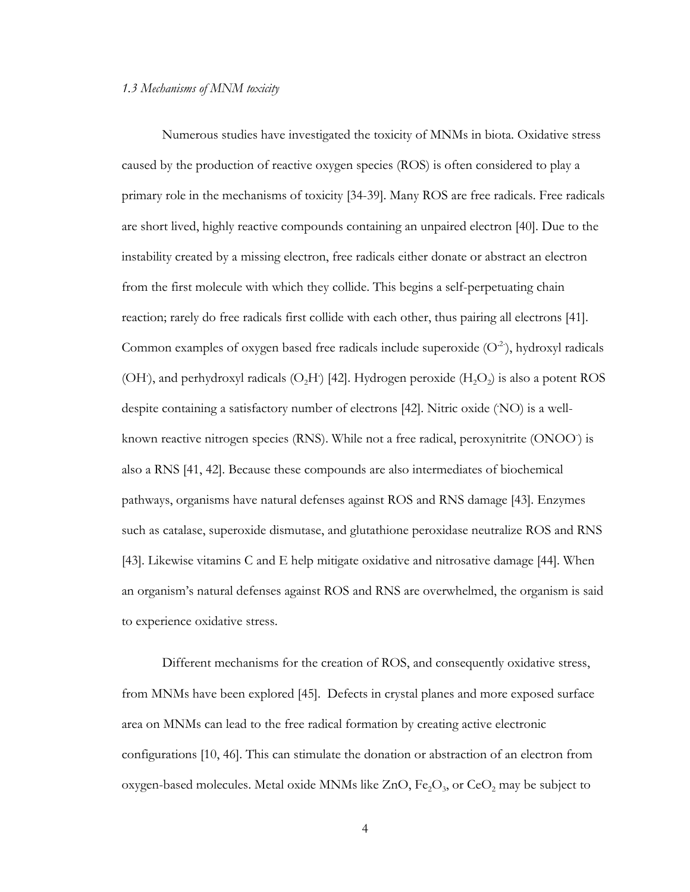*1.3 Mechanisms of MNM toxicity*

Numerous studies have investigated the toxicity of MNMs in biota. Oxidative stress caused by the production of reactive oxygen species (ROS) is often considered to play a primary role in the mechanisms of toxicity [34-39]. Many ROS are free radicals. Free radicals are short lived, highly reactive compounds containing an unpaired electron [40]. Due to the instability created by a missing electron, free radicals either donate or abstract an electron from the first molecule with which they collide. This begins a self-perpetuating chain reaction; rarely do free radicals first collide with each other, thus pairing all electrons [41]. Common examples of oxygen based free radicals include superoxide ($O^{-2\cdot}$), hydroxyl radicals ($OH^{\cdot}$), and perhydroxyl radicals ($O_2H^{\cdot}$) [42]. Hydrogen peroxide ($H_2O_2$) is also a potent ROS despite containing a satisfactory number of electrons [42]. Nitric oxide ($^{\cdot}NO$) is a well-known reactive nitrogen species (RNS). While not a free radical, peroxynitrite ($ONOO^{-}$) is also a RNS [41, 42]. Because these compounds are also intermediates of biochemical pathways, organisms have natural defenses against ROS and RNS damage [43]. Enzymes such as catalase, superoxide dismutase, and glutathione peroxidase neutralize ROS and RNS [43]. Likewise vitamins C and E help mitigate oxidative and nitrosative damage [44]. When an organism's natural defenses against ROS and RNS are overwhelmed, the organism is said to experience oxidative stress.

Different mechanisms for the creation of ROS, and consequently oxidative stress, from MNMs have been explored [45]. Defects in crystal planes and more exposed surface area on MNMs can lead to the free radical formation by creating active electronic configurations [10, 46]. This can stimulate the donation or abstraction of an electron from oxygen-based molecules. Metal oxide MNMs like ZnO, $Fe_2O_3$, or $CeO_2$ may be subject to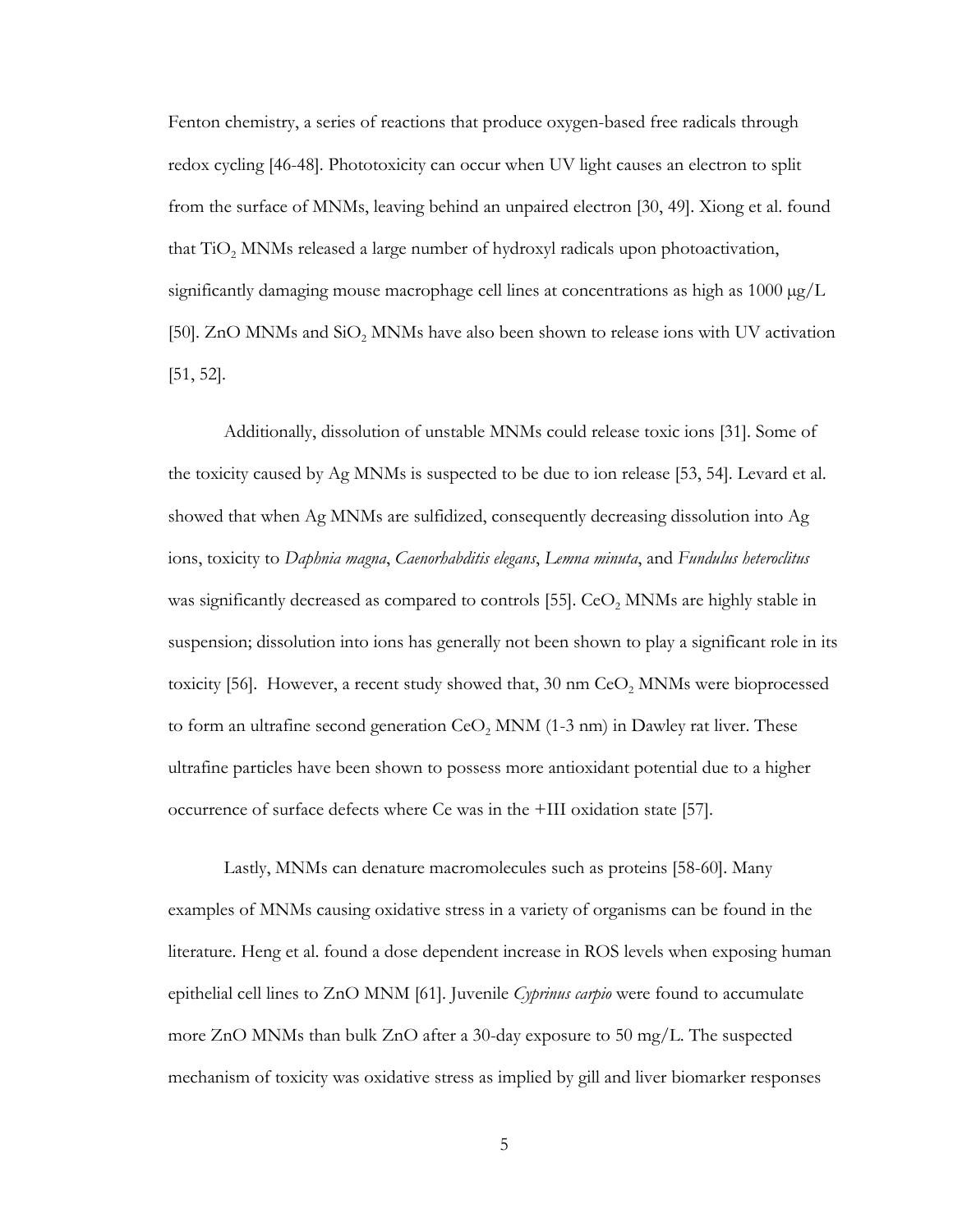Fenton chemistry, a series of reactions that produce oxygen-based free radicals through redox cycling [46-48]. Phototoxicity can occur when UV light causes an electron to split from the surface of MNMs, leaving behind an unpaired electron [30, 49]. Xiong et al. found that $TiO_2$ MNMs released a large number of hydroxyl radicals upon photoactivation, significantly damaging mouse macrophage cell lines at concentrations as high as 1000 μg/L [50]. ZnO MNMs and $SiO_2$ MNMs have also been shown to release ions with UV activation [51, 52].

Additionally, dissolution of unstable MNMs could release toxic ions [31]. Some of the toxicity caused by Ag MNMs is suspected to be due to ion release [53, 54]. Levard et al. showed that when Ag MNMs are sulfidized, consequently decreasing dissolution into Ag ions, toxicity to *Daphnia magna*, *Caenorhabditis elegans*, *Lemna minuta*, and *Fundulus heteroclitus* was significantly decreased as compared to controls [55]. $CeO_2$ MNMs are highly stable in suspension; dissolution into ions has generally not been shown to play a significant role in its toxicity [56]. However, a recent study showed that, 30 nm $CeO_2$ MNMs were bioprocessed to form an ultrafine second generation $CeO_2$ MNM (1-3 nm) in Dawley rat liver. These ultrafine particles have been shown to possess more antioxidant potential due to a higher occurrence of surface defects where Ce was in the +III oxidation state [57].

Lastly, MNMs can denature macromolecules such as proteins [58-60]. Many examples of MNMs causing oxidative stress in a variety of organisms can be found in the literature. Heng et al. found a dose dependent increase in ROS levels when exposing human epithelial cell lines to ZnO MNM [61]. Juvenile *Cyprinus carpio* were found to accumulate more ZnO MNMs than bulk ZnO after a 30-day exposure to 50 mg/L. The suspected mechanism of toxicity was oxidative stress as implied by gill and liver biomarker responses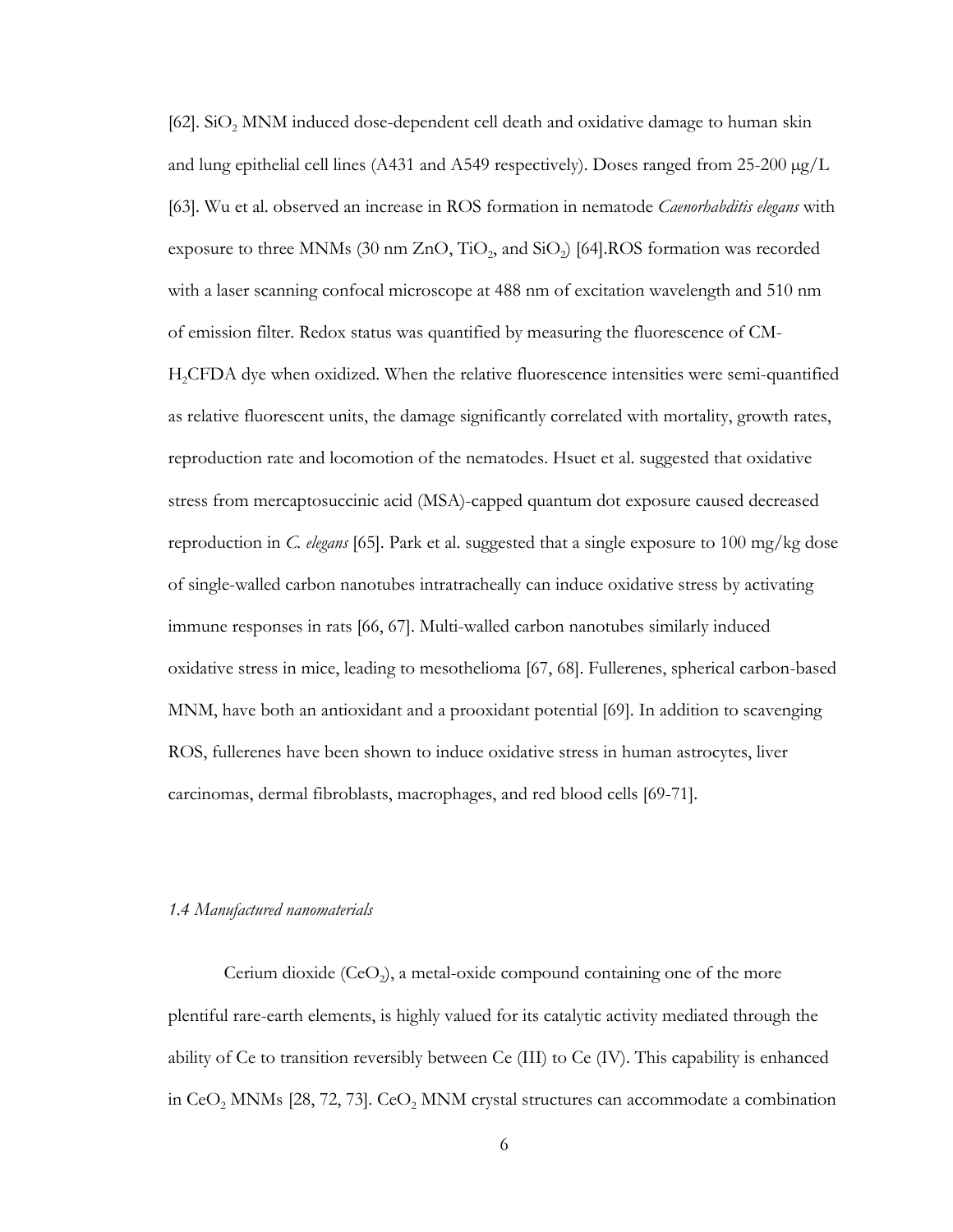[62]. $SiO_2$ MNM induced dose-dependent cell death and oxidative damage to human skin and lung epithelial cell lines (A431 and A549 respectively). Doses ranged from 25-200 μg/L [63]. Wu et al. observed an increase in ROS formation in nematode *Caenorhabditis elegans* with exposure to three MNMs (30 nm ZnO, $TiO_2$, and $SiO_2$) [64].ROS formation was recorded with a laser scanning confocal microscope at 488 nm of excitation wavelength and 510 nm of emission filter. Redox status was quantified by measuring the fluorescence of CM-$H_2$CFDA dye when oxidized. When the relative fluorescence intensities were semi-quantified as relative fluorescent units, the damage significantly correlated with mortality, growth rates, reproduction rate and locomotion of the nematodes. Hsuet et al. suggested that oxidative stress from mercaptosuccinic acid (MSA)-capped quantum dot exposure caused decreased reproduction in *C. elegans* [65]. Park et al. suggested that a single exposure to 100 mg/kg dose of single-walled carbon nanotubes intratracheally can induce oxidative stress by activating immune responses in rats [66, 67]. Multi-walled carbon nanotubes similarly induced oxidative stress in mice, leading to mesothelioma [67, 68]. Fullerenes, spherical carbon-based MNM, have both an antioxidant and a prooxidant potential [69]. In addition to scavenging ROS, fullerenes have been shown to induce oxidative stress in human astrocytes, liver carcinomas, dermal fibroblasts, macrophages, and red blood cells [69-71].

### *1.4 Manufactured nanomaterials*

Cerium dioxide ($CeO_2$), a metal-oxide compound containing one of the more plentiful rare-earth elements, is highly valued for its catalytic activity mediated through the ability of Ce to transition reversibly between Ce (III) to Ce (IV). This capability is enhanced in $CeO_2$ MNMs [28, 72, 73]. $CeO_2$ MNM crystal structures can accommodate a combination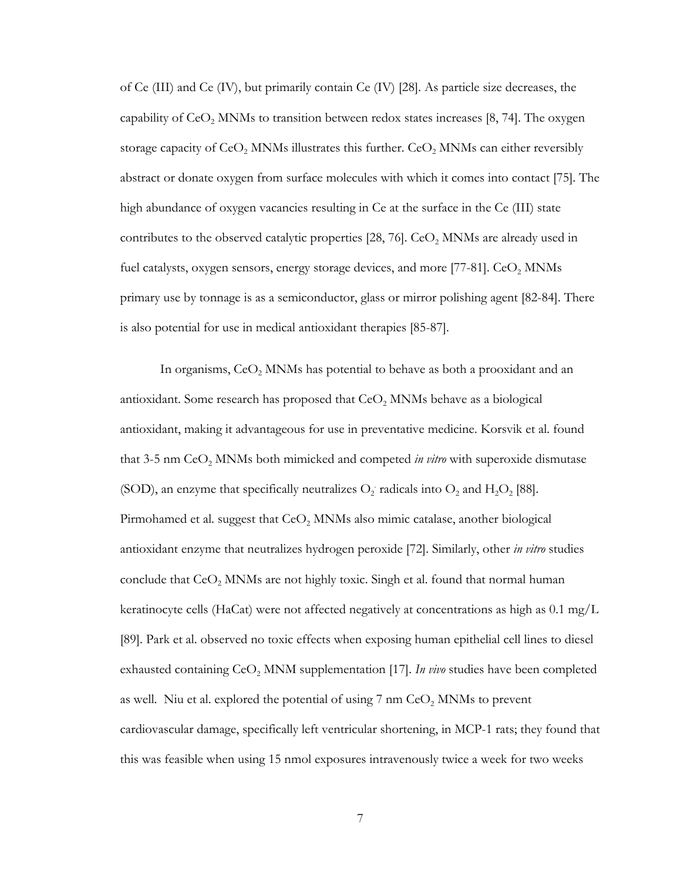of Ce (III) and Ce (IV), but primarily contain Ce (IV) [28]. As particle size decreases, the capability of $CeO_2$ MNMs to transition between redox states increases [8, 74]. The oxygen storage capacity of $CeO_2$ MNMs illustrates this further. $CeO_2$ MNMs can either reversibly abstract or donate oxygen from surface molecules with which it comes into contact [75]. The high abundance of oxygen vacancies resulting in Ce at the surface in the Ce (III) state contributes to the observed catalytic properties [28, 76]. $CeO_2$ MNMs are already used in fuel catalysts, oxygen sensors, energy storage devices, and more [77-81]. $CeO_2$ MNMs primary use by tonnage is as a semiconductor, glass or mirror polishing agent [82-84]. There is also potential for use in medical antioxidant therapies [85-87].

In organisms, $CeO_2$ MNMs has potential to behave as both a prooxidant and an antioxidant. Some research has proposed that $CeO_2$ MNMs behave as a biological antioxidant, making it advantageous for use in preventative medicine. Korsvik et al. found that 3-5 nm $CeO_2$ MNMs both mimicked and competed *in vitro* with superoxide dismutase (SOD), an enzyme that specifically neutralizes $O_2^-$ radicals into $O_2$ and $H_2O_2$ [88]. Pirmohamed et al. suggest that $CeO_2$ MNMs also mimic catalase, another biological antioxidant enzyme that neutralizes hydrogen peroxide [72]. Similarly, other *in vitro* studies conclude that $CeO_2$ MNMs are not highly toxic. Singh et al. found that normal human keratinocyte cells (HaCat) were not affected negatively at concentrations as high as 0.1 mg/L [89]. Park et al. observed no toxic effects when exposing human epithelial cell lines to diesel exhausted containing $CeO_2$ MNM supplementation [17]. *In vivo* studies have been completed as well. Niu et al. explored the potential of using 7 nm $CeO_2$ MNMs to prevent cardiovascular damage, specifically left ventricular shortening, in MCP-1 rats; they found that this was feasible when using 15 nmol exposures intravenously twice a week for two weeks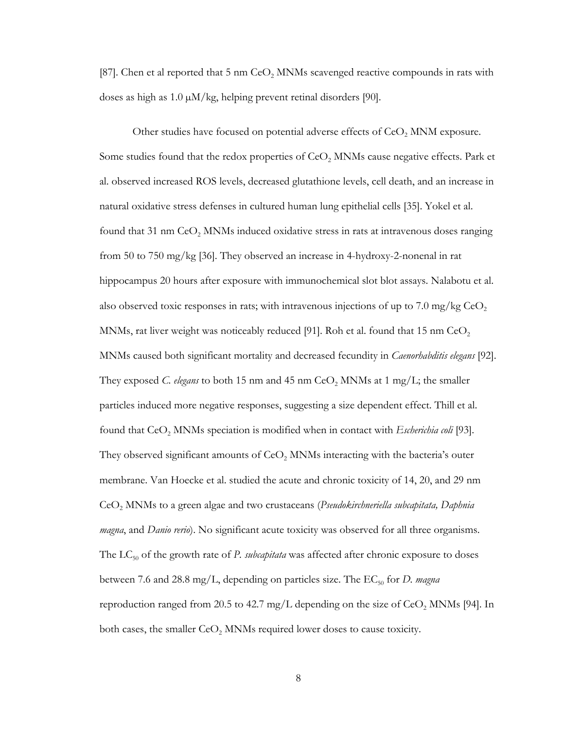[87]. Chen et al reported that 5 nm $CeO_2$ MNMs scavenged reactive compounds in rats with doses as high as 1.0 μM/kg, helping prevent retinal disorders [90].

Other studies have focused on potential adverse effects of $CeO_2$ MNM exposure. Some studies found that the redox properties of $CeO_2$ MNMs cause negative effects. Park et al. observed increased ROS levels, decreased glutathione levels, cell death, and an increase in natural oxidative stress defenses in cultured human lung epithelial cells [35]. Yokel et al. found that 31 nm $CeO_2$ MNMs induced oxidative stress in rats at intravenous doses ranging from 50 to 750 mg/kg [36]. They observed an increase in 4-hydroxy-2-nonenal in rat hippocampus 20 hours after exposure with immunochemical slot blot assays. Nalabotu et al. also observed toxic responses in rats; with intravenous injections of up to 7.0 mg/kg $CeO_2$ MNMs, rat liver weight was noticeably reduced [91]. Roh et al. found that 15 nm $CeO_2$ MNMs caused both significant mortality and decreased fecundity in *Caenorhabditis elegans* [92]. They exposed *C. elegans* to both 15 nm and 45 nm $CeO_2$ MNMs at 1 mg/L; the smaller particles induced more negative responses, suggesting a size dependent effect. Thill et al. found that $CeO_2$ MNMs speciation is modified when in contact with *Escherichia coli* [93]. They observed significant amounts of $CeO_2$ MNMs interacting with the bacteria's outer membrane. Van Hoecke et al. studied the acute and chronic toxicity of 14, 20, and 29 nm $CeO_2$ MNMs to a green algae and two crustaceans (*Pseudokirchneriella subcapitata, Daphnia magna*, and *Danio rerio*). No significant acute toxicity was observed for all three organisms. The $LC_{50}$ of the growth rate of *P. subcapitata* was affected after chronic exposure to doses between 7.6 and 28.8 mg/L, depending on particles size. The $EC_{50}$ for *D. magna* reproduction ranged from 20.5 to 42.7 mg/L depending on the size of $CeO_2$ MNMs [94]. In both cases, the smaller $CeO_2$ MNMs required lower doses to cause toxicity.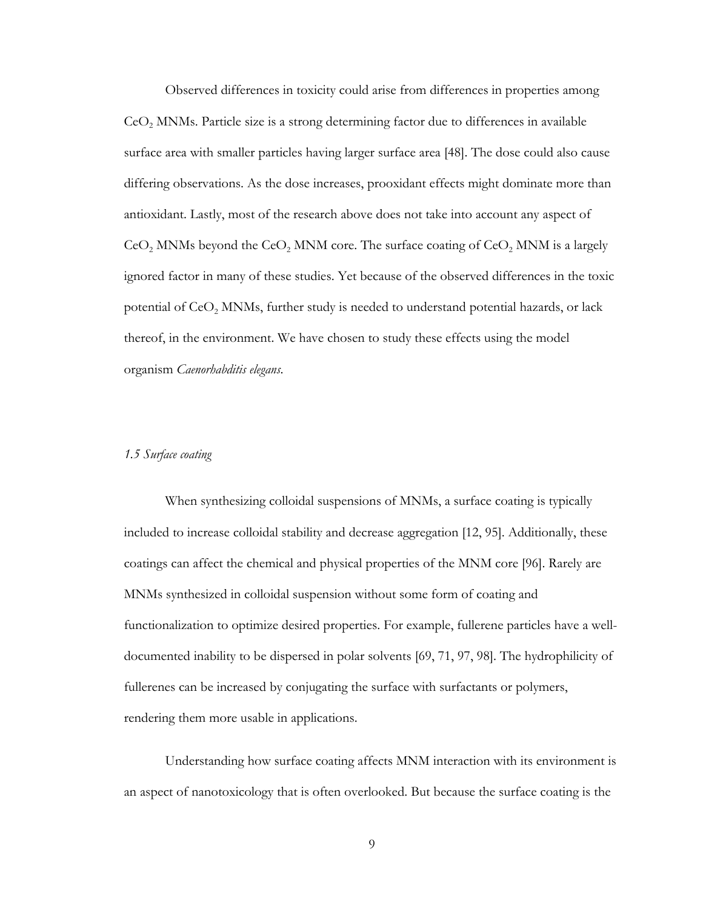Observed differences in toxicity could arise from differences in properties among $CeO_2$ MNMs. Particle size is a strong determining factor due to differences in available surface area with smaller particles having larger surface area [48]. The dose could also cause differing observations. As the dose increases, prooxidant effects might dominate more than antioxidant. Lastly, most of the research above does not take into account any aspect of $CeO_2$ MNMs beyond the $CeO_2$ MNM core. The surface coating of $CeO_2$ MNM is a largely ignored factor in many of these studies. Yet because of the observed differences in the toxic potential of $CeO_2$ MNMs, further study is needed to understand potential hazards, or lack thereof, in the environment. We have chosen to study these effects using the model organism *Caenorhabditis elegans*.

### *1.5 Surface coating*

When synthesizing colloidal suspensions of MNMs, a surface coating is typically included to increase colloidal stability and decrease aggregation [12, 95]. Additionally, these coatings can affect the chemical and physical properties of the MNM core [96]. Rarely are MNMs synthesized in colloidal suspension without some form of coating and functionalization to optimize desired properties. For example, fullerene particles have a well-documented inability to be dispersed in polar solvents [69, 71, 97, 98]. The hydrophilicity of fullerenes can be increased by conjugating the surface with surfactants or polymers, rendering them more usable in applications.

Understanding how surface coating affects MNM interaction with its environment is an aspect of nanotoxicology that is often overlooked. But because the surface coating is the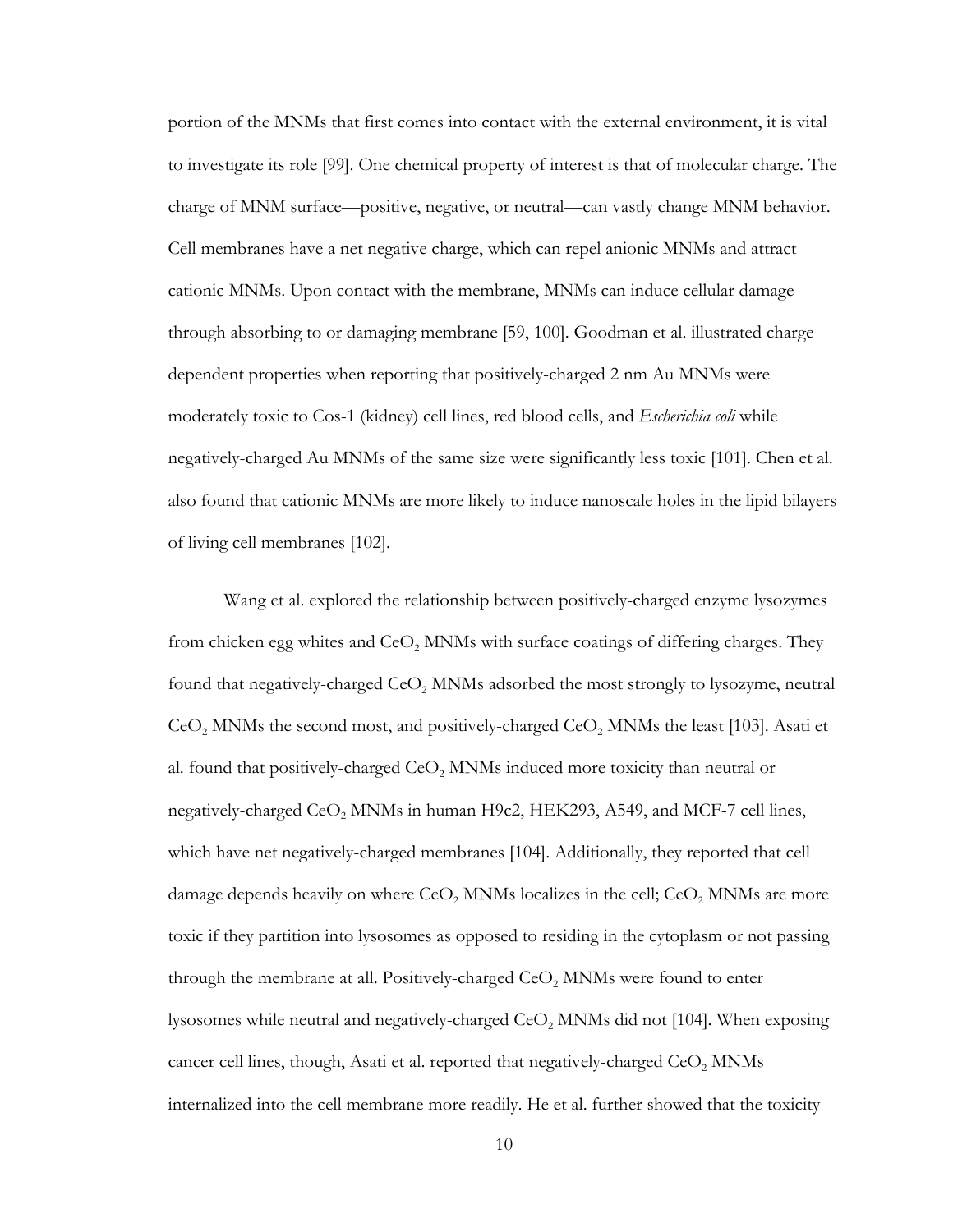portion of the MNMs that first comes into contact with the external environment, it is vital to investigate its role [99]. One chemical property of interest is that of molecular charge. The charge of MNM surface—positive, negative, or neutral—can vastly change MNM behavior. Cell membranes have a net negative charge, which can repel anionic MNMs and attract cationic MNMs. Upon contact with the membrane, MNMs can induce cellular damage through absorbing to or damaging membrane [59, 100]. Goodman et al. illustrated charge dependent properties when reporting that positively-charged 2 nm Au MNMs were moderately toxic to Cos-1 (kidney) cell lines, red blood cells, and *Escherichia coli* while negatively-charged Au MNMs of the same size were significantly less toxic [101]. Chen et al. also found that cationic MNMs are more likely to induce nanoscale holes in the lipid bilayers of living cell membranes [102].

Wang et al. explored the relationship between positively-charged enzyme lysozymes from chicken egg whites and $CeO_2$ MNMs with surface coatings of differing charges. They found that negatively-charged $CeO_2$ MNMs adsorbed the most strongly to lysozyme, neutral $CeO_2$ MNMs the second most, and positively-charged $CeO_2$ MNMs the least [103]. Asati et al. found that positively-charged $CeO_2$ MNMs induced more toxicity than neutral or negatively-charged $CeO_2$ MNMs in human H9c2, HEK293, A549, and MCF-7 cell lines, which have net negatively-charged membranes [104]. Additionally, they reported that cell damage depends heavily on where $CeO_2$ MNMs localizes in the cell; $CeO_2$ MNMs are more toxic if they partition into lysosomes as opposed to residing in the cytoplasm or not passing through the membrane at all. Positively-charged $CeO_2$ MNMs were found to enter lysosomes while neutral and negatively-charged $CeO_2$ MNMs did not [104]. When exposing cancer cell lines, though, Asati et al. reported that negatively-charged $CeO_2$ MNMs internalized into the cell membrane more readily. He et al. further showed that the toxicity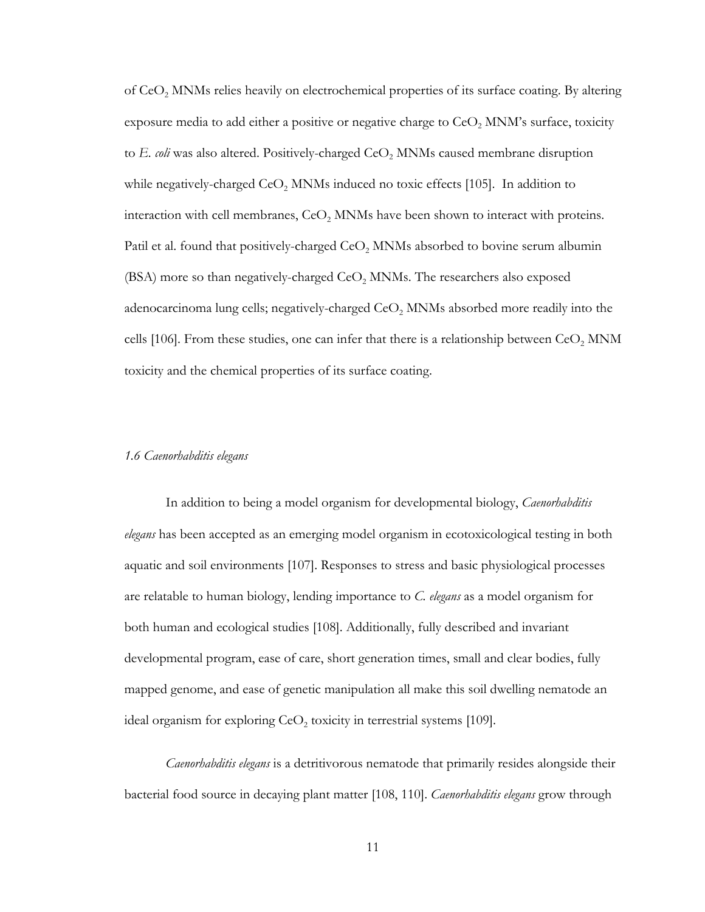of $CeO_2$ MNMs relies heavily on electrochemical properties of its surface coating. By altering exposure media to add either a positive or negative charge to $CeO_2$ MNM's surface, toxicity to *E. coli* was also altered. Positively-charged $CeO_2$ MNMs caused membrane disruption while negatively-charged $CeO_2$ MNMs induced no toxic effects [105]. In addition to interaction with cell membranes, $CeO_2$ MNMs have been shown to interact with proteins. Patil et al. found that positively-charged $CeO_2$ MNMs absorbed to bovine serum albumin (BSA) more so than negatively-charged $CeO_2$ MNMs. The researchers also exposed adenocarcinoma lung cells; negatively-charged $CeO_2$ MNMs absorbed more readily into the cells [106]. From these studies, one can infer that there is a relationship between $CeO_2$ MNM toxicity and the chemical properties of its surface coating.

### *1.6 Caenorhabditis elegans*

In addition to being a model organism for developmental biology, *Caenorhabditis elegans* has been accepted as an emerging model organism in ecotoxicological testing in both aquatic and soil environments [107]. Responses to stress and basic physiological processes are relatable to human biology, lending importance to *C. elegans* as a model organism for both human and ecological studies [108]. Additionally, fully described and invariant developmental program, ease of care, short generation times, small and clear bodies, fully mapped genome, and ease of genetic manipulation all make this soil dwelling nematode an ideal organism for exploring $CeO_2$ toxicity in terrestrial systems [109].

*Caenorhabditis elegans* is a detritivorous nematode that primarily resides alongside their bacterial food source in decaying plant matter [108, 110]. *Caenorhabditis elegans* grow through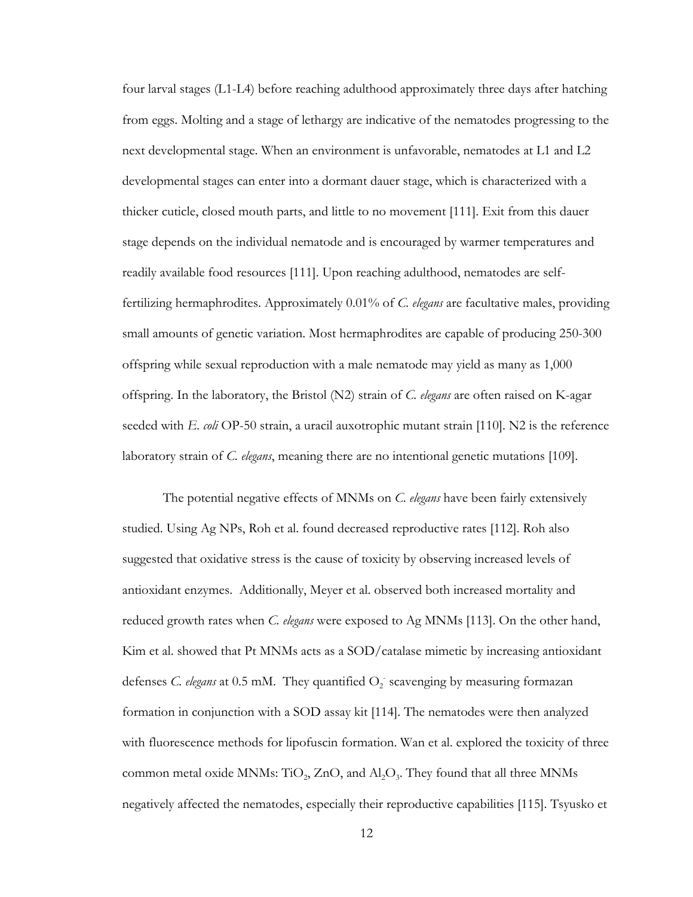four larval stages (L1-L4) before reaching adulthood approximately three days after hatching from eggs. Molting and a stage of lethargy are indicative of the nematodes progressing to the next developmental stage. When an environment is unfavorable, nematodes at L1 and L2 developmental stages can enter into a dormant dauer stage, which is characterized with a thicker cuticle, closed mouth parts, and little to no movement [111]. Exit from this dauer stage depends on the individual nematode and is encouraged by warmer temperatures and readily available food resources [111]. Upon reaching adulthood, nematodes are self-fertilizing hermaphrodites. Approximately 0.01% of *C. elegans* are facultative males, providing small amounts of genetic variation. Most hermaphrodites are capable of producing 250-300 offspring while sexual reproduction with a male nematode may yield as many as 1,000 offspring. In the laboratory, the Bristol (N2) strain of *C. elegans* are often raised on K-agar seeded with *E. coli* OP-50 strain, a uracil auxotrophic mutant strain [110]. N2 is the reference laboratory strain of *C. elegans*, meaning there are no intentional genetic mutations [109].

The potential negative effects of MNMs on *C. elegans* have been fairly extensively studied. Using Ag NPs, Roh et al. found decreased reproductive rates [112]. Roh also suggested that oxidative stress is the cause of toxicity by observing increased levels of antioxidant enzymes. Additionally, Meyer et al. observed both increased mortality and reduced growth rates when *C. elegans* were exposed to Ag MNMs [113]. On the other hand, Kim et al. showed that Pt MNMs acts as a SOD/catalase mimetic by increasing antioxidant defenses *C. elegans* at 0.5 mM. They quantified $O_2^-$ scavenging by measuring formazan formation in conjunction with a SOD assay kit [114]. The nematodes were then analyzed with fluorescence methods for lipofuscin formation. Wan et al. explored the toxicity of three common metal oxide MNMs: $TiO_2$, ZnO, and $Al_2O_3$. They found that all three MNMs negatively affected the nematodes, especially their reproductive capabilities [115]. Tsyusko et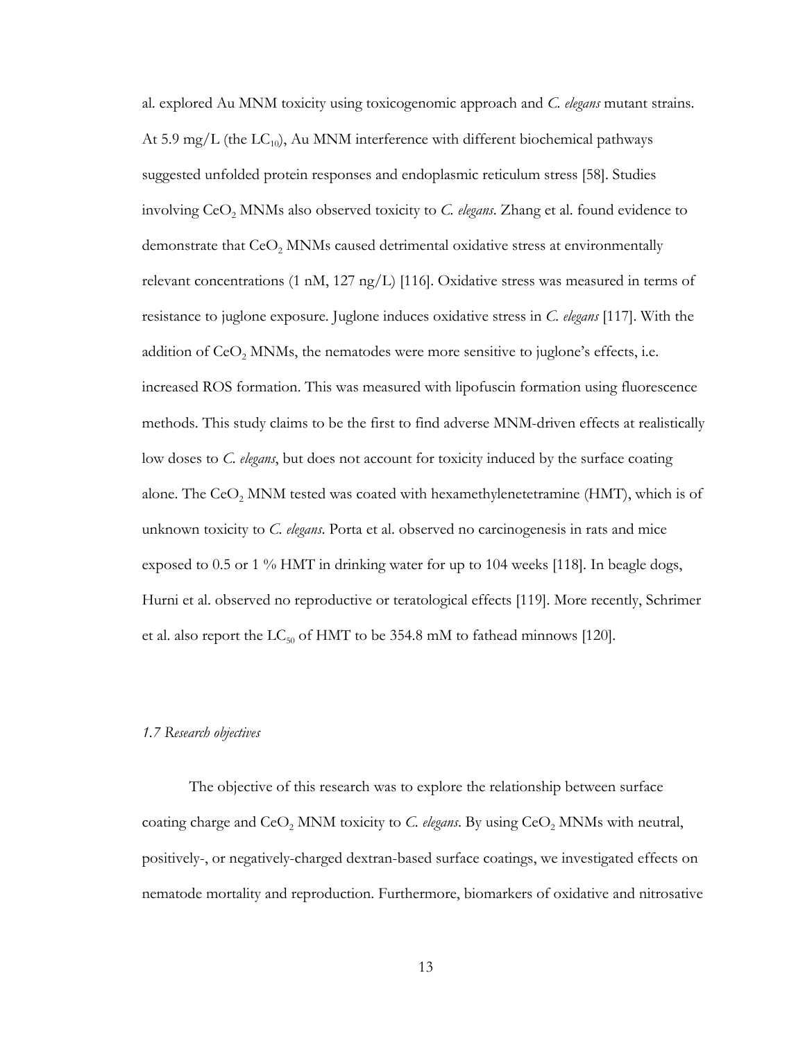al. explored Au MNM toxicity using toxicogenomic approach and *C. elegans* mutant strains. At 5.9 mg/L (the $LC_{10}$), Au MNM interference with different biochemical pathways suggested unfolded protein responses and endoplasmic reticulum stress [58]. Studies involving $CeO_2$ MNMs also observed toxicity to *C. elegans*. Zhang et al. found evidence to demonstrate that $CeO_2$ MNMs caused detrimental oxidative stress at environmentally relevant concentrations (1 nM, 127 ng/L) [116]. Oxidative stress was measured in terms of resistance to juglone exposure. Juglone induces oxidative stress in *C. elegans* [117]. With the addition of $CeO_2$ MNMs, the nematodes were more sensitive to juglone's effects, i.e. increased ROS formation. This was measured with lipofuscin formation using fluorescence methods. This study claims to be the first to find adverse MNM-driven effects at realistically low doses to *C. elegans*, but does not account for toxicity induced by the surface coating alone. The $CeO_2$ MNM tested was coated with hexamethylenetetramine (HMT), which is of unknown toxicity to *C. elegans*. Porta et al. observed no carcinogenesis in rats and mice exposed to 0.5 or 1 % HMT in drinking water for up to 104 weeks [118]. In beagle dogs, Hurni et al. observed no reproductive or teratological effects [119]. More recently, Schrimer et al. also report the $LC_{50}$ of HMT to be 354.8 mM to fathead minnows [120].

### *1.7 Research objectives*

The objective of this research was to explore the relationship between surface coating charge and $CeO_2$ MNM toxicity to *C. elegans*. By using $CeO_2$ MNMs with neutral, positively-, or negatively-charged dextran-based surface coatings, we investigated effects on nematode mortality and reproduction. Furthermore, biomarkers of oxidative and nitrosative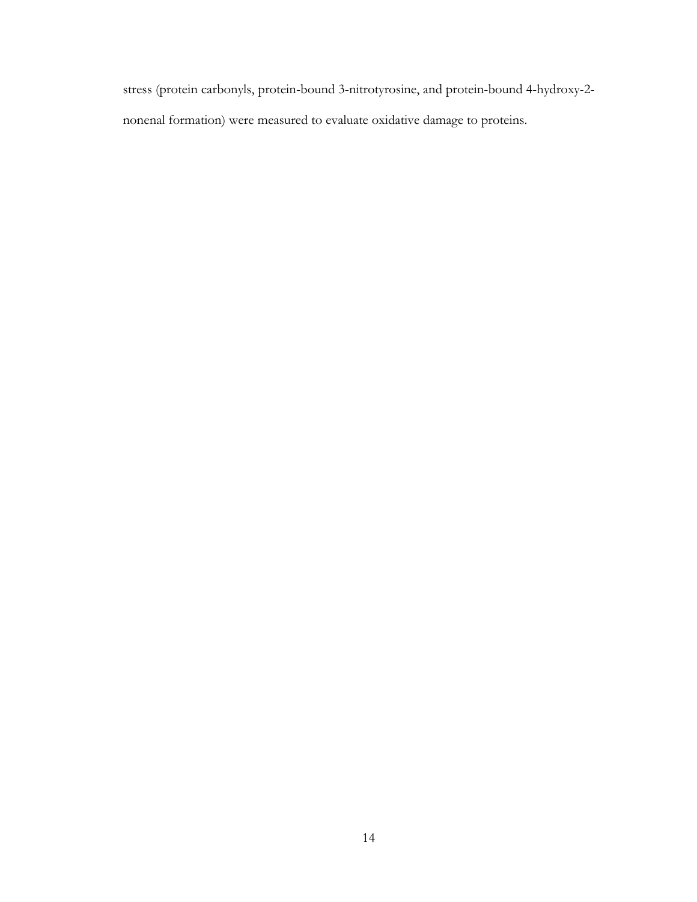stress (protein carbonyls, protein-bound 3-nitrotyrosine, and protein-bound 4-hydroxy-2-nonenal formation) were measured to evaluate oxidative damage to proteins.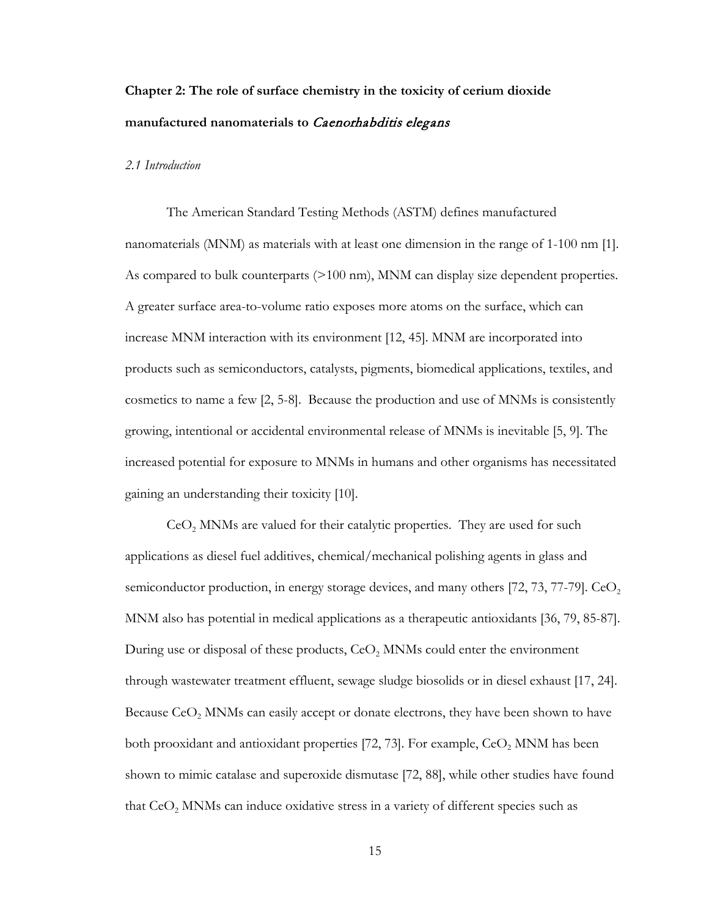# Chapter 2: The role of surface chemistry in the toxicity of cerium dioxide manufactured nanomaterials to *Caenorhabditis elegans*

## *2.1 Introduction*

The American Standard Testing Methods (ASTM) defines manufactured nanomaterials (MNM) as materials with at least one dimension in the range of 1-100 nm [1]. As compared to bulk counterparts (>100 nm), MNM can display size dependent properties. A greater surface area-to-volume ratio exposes more atoms on the surface, which can increase MNM interaction with its environment [12, 45]. MNM are incorporated into products such as semiconductors, catalysts, pigments, biomedical applications, textiles, and cosmetics to name a few [2, 5-8]. Because the production and use of MNMs is consistently growing, intentional or accidental environmental release of MNMs is inevitable [5, 9]. The increased potential for exposure to MNMs in humans and other organisms has necessitated gaining an understanding their toxicity [10].

$CeO_2$ MNMs are valued for their catalytic properties. They are used for such applications as diesel fuel additives, chemical/mechanical polishing agents in glass and semiconductor production, in energy storage devices, and many others [72, 73, 77-79]. $CeO_2$ MNM also has potential in medical applications as a therapeutic antioxidants [36, 79, 85-87]. During use or disposal of these products, $CeO_2$ MNMs could enter the environment through wastewater treatment effluent, sewage sludge biosolids or in diesel exhaust [17, 24]. Because $CeO_2$ MNMs can easily accept or donate electrons, they have been shown to have both prooxidant and antioxidant properties [72, 73]. For example, $CeO_2$ MNM has been shown to mimic catalase and superoxide dismutase [72, 88], while other studies have found that $CeO_2$ MNMs can induce oxidative stress in a variety of different species such as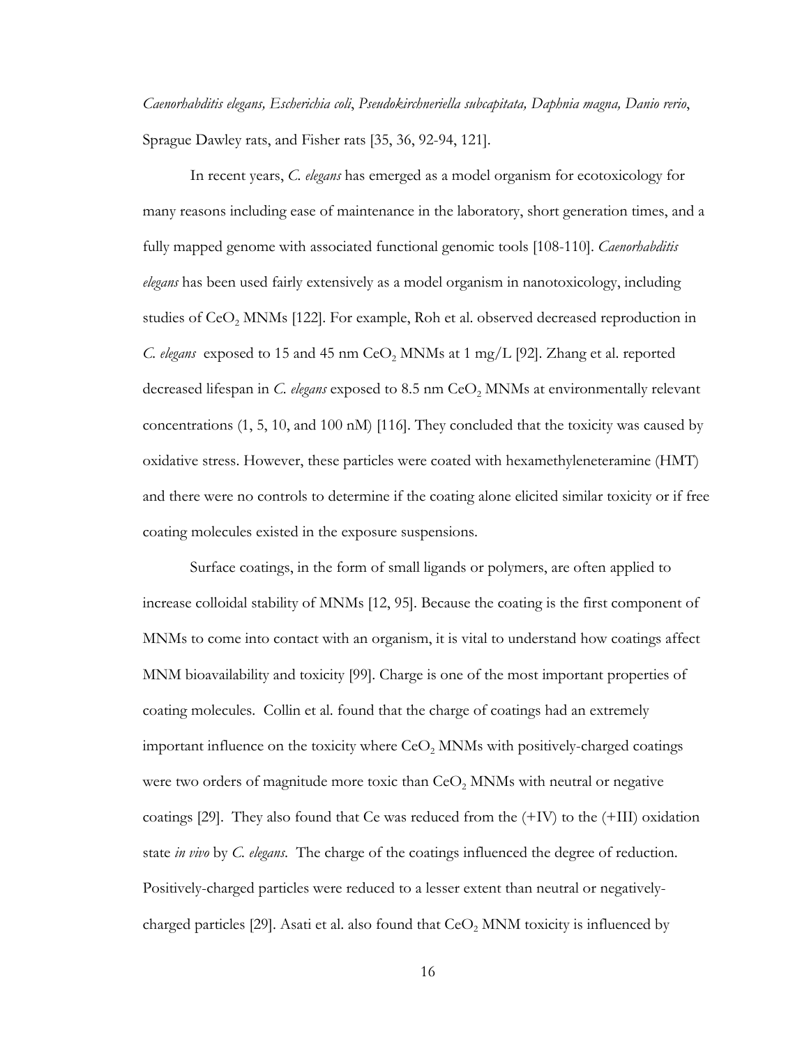*Caenorhabditis elegans, Escherichia coli*, *Pseudokirchneriella subcapitata, Daphnia magna, Danio rerio*, Sprague Dawley rats, and Fisher rats [35, 36, 92-94, 121].

In recent years, *C. elegans* has emerged as a model organism for ecotoxicology for many reasons including ease of maintenance in the laboratory, short generation times, and a fully mapped genome with associated functional genomic tools [108-110]. *Caenorhabditis elegans* has been used fairly extensively as a model organism in nanotoxicology, including studies of $CeO_2$ MNMs [122]. For example, Roh et al. observed decreased reproduction in *C. elegans* exposed to 15 and 45 nm $CeO_2$ MNMs at 1 mg/L [92]. Zhang et al. reported decreased lifespan in *C. elegans* exposed to 8.5 nm $CeO_2$ MNMs at environmentally relevant concentrations (1, 5, 10, and 100 nM) [116]. They concluded that the toxicity was caused by oxidative stress. However, these particles were coated with hexamethyleneteramine (HMT) and there were no controls to determine if the coating alone elicited similar toxicity or if free coating molecules existed in the exposure suspensions.

Surface coatings, in the form of small ligands or polymers, are often applied to increase colloidal stability of MNMs [12, 95]. Because the coating is the first component of MNMs to come into contact with an organism, it is vital to understand how coatings affect MNM bioavailability and toxicity [99]. Charge is one of the most important properties of coating molecules. Collin et al. found that the charge of coatings had an extremely important influence on the toxicity where $CeO_2$ MNMs with positively-charged coatings were two orders of magnitude more toxic than $CeO_2$ MNMs with neutral or negative coatings [29]. They also found that Ce was reduced from the (+IV) to the (+III) oxidation state *in vivo* by *C. elegans*. The charge of the coatings influenced the degree of reduction. Positively-charged particles were reduced to a lesser extent than neutral or negatively-charged particles [29]. Asati et al. also found that $CeO_2$ MNM toxicity is influenced by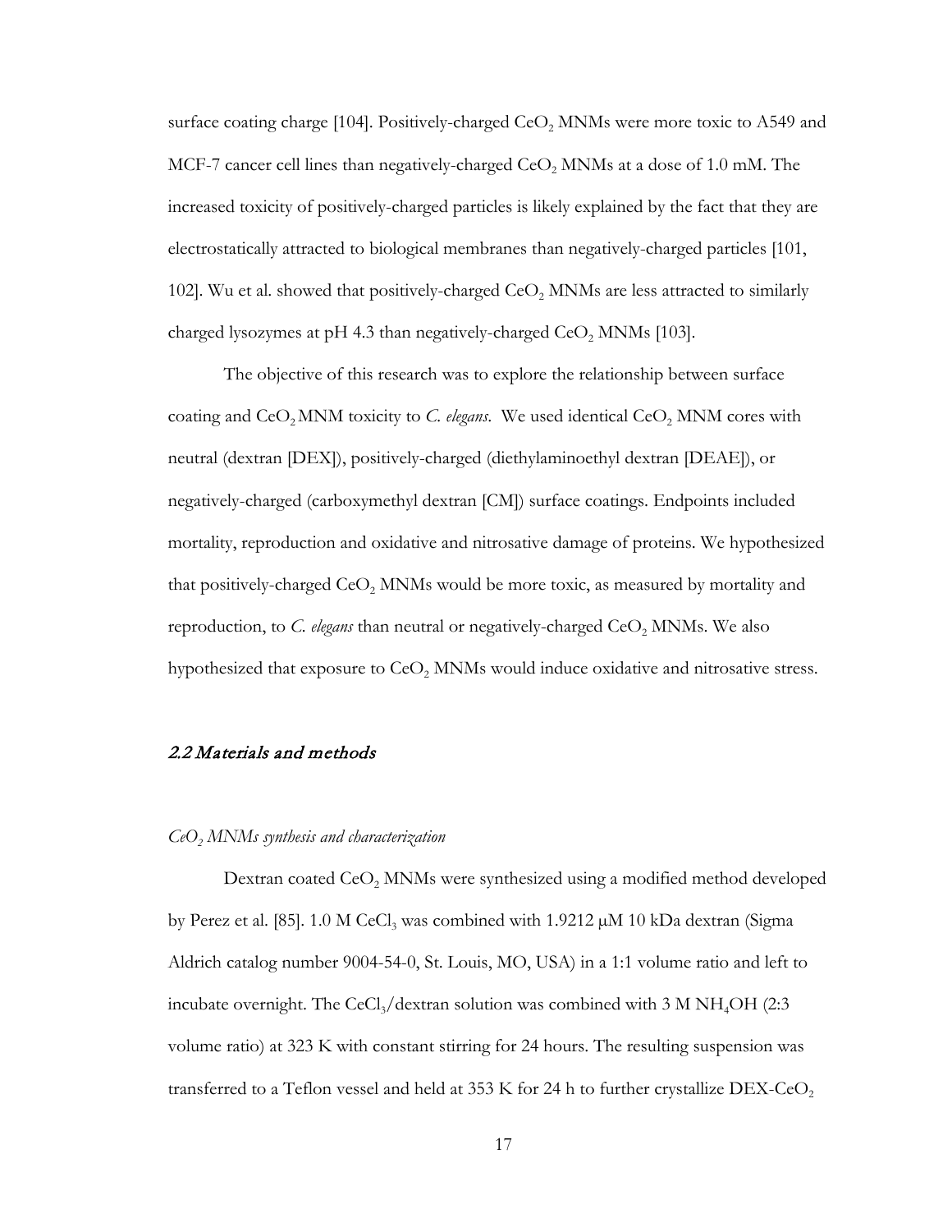surface coating charge [104]. Positively-charged $CeO_2$ MNMs were more toxic to A549 and MCF-7 cancer cell lines than negatively-charged $CeO_2$ MNMs at a dose of 1.0 mM. The increased toxicity of positively-charged particles is likely explained by the fact that they are electrostatically attracted to biological membranes than negatively-charged particles [101, 102]. Wu et al. showed that positively-charged $CeO_2$ MNMs are less attracted to similarly charged lysozymes at pH 4.3 than negatively-charged $CeO_2$ MNMs [103].

The objective of this research was to explore the relationship between surface coating and $CeO_2$ MNM toxicity to *C. elegans*. We used identical $CeO_2$ MNM cores with neutral (dextran [DEX]), positively-charged (diethylaminoethyl dextran [DEAE]), or negatively-charged (carboxymethyl dextran [CM]) surface coatings. Endpoints included mortality, reproduction and oxidative and nitrosative damage of proteins. We hypothesized that positively-charged $CeO_2$ MNMs would be more toxic, as measured by mortality and reproduction, to *C. elegans* than neutral or negatively-charged $CeO_2$ MNMs. We also hypothesized that exposure to $CeO_2$ MNMs would induce oxidative and nitrosative stress.

## *2.2 Materials and methods*

### *$CeO_2$ MNMs synthesis and characterization*

Dextran coated $CeO_2$ MNMs were synthesized using a modified method developed by Perez et al. [85]. 1.0 M $CeCl_3$ was combined with 1.9212 μM 10 kDa dextran (Sigma Aldrich catalog number 9004-54-0, St. Louis, MO, USA) in a 1:1 volume ratio and left to incubate overnight. The $CeCl_3$/dextran solution was combined with 3 M $NH_4OH$ (2:3 volume ratio) at 323 K with constant stirring for 24 hours. The resulting suspension was transferred to a Teflon vessel and held at 353 K for 24 h to further crystallize DEX-$CeO_2$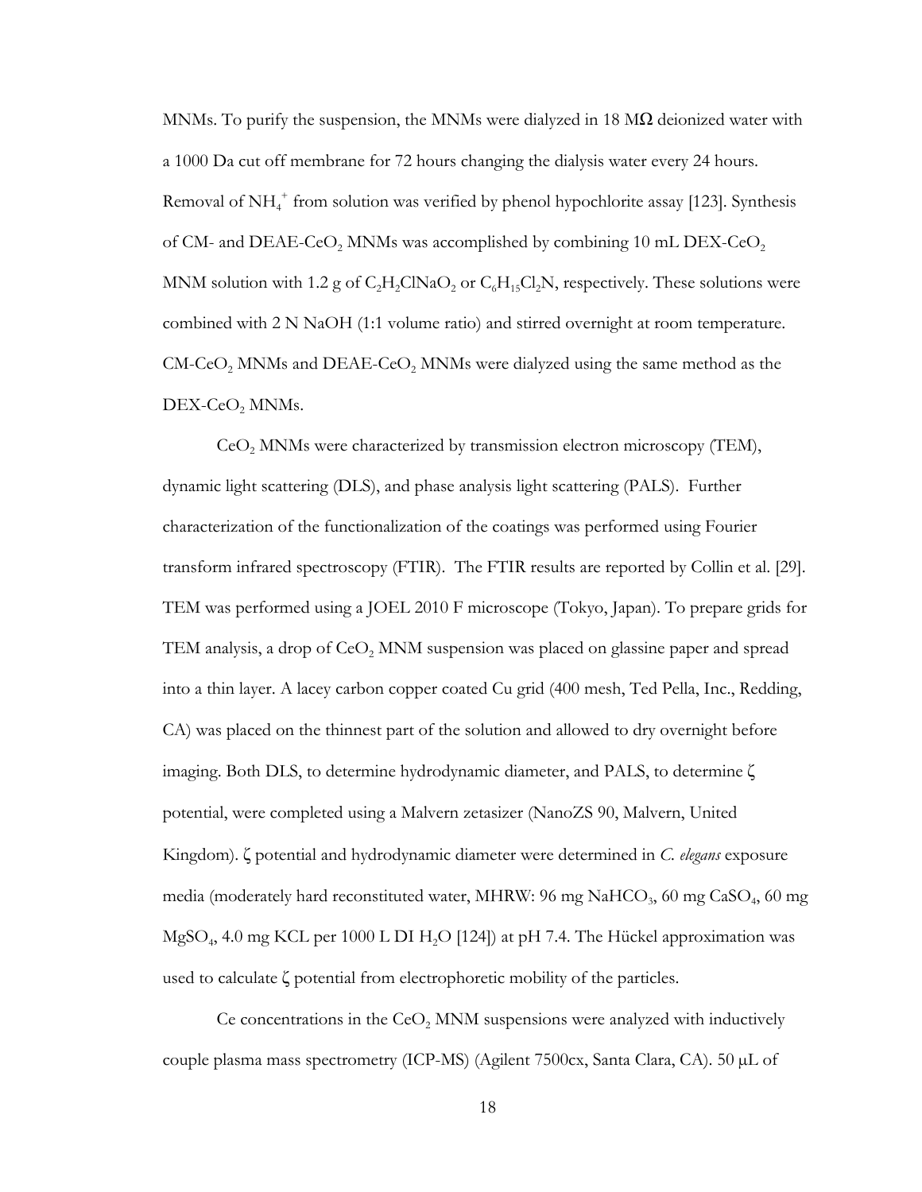MNMs. To purify the suspension, the MNMs were dialyzed in 18 MΩ deionized water with a 1000 Da cut off membrane for 72 hours changing the dialysis water every 24 hours. Removal of $NH_4^+$ from solution was verified by phenol hypochlorite assay [123]. Synthesis of CM- and DEAE-$CeO_2$ MNMs was accomplished by combining 10 mL DEX-$CeO_2$ MNM solution with 1.2 g of $C_2H_2ClNaO_2$ or $C_6H_{15}Cl_2N$, respectively. These solutions were combined with 2 N NaOH (1:1 volume ratio) and stirred overnight at room temperature. CM-$CeO_2$ MNMs and DEAE-$CeO_2$ MNMs were dialyzed using the same method as the DEX-$CeO_2$ MNMs.

$CeO_2$ MNMs were characterized by transmission electron microscopy (TEM), dynamic light scattering (DLS), and phase analysis light scattering (PALS). Further characterization of the functionalization of the coatings was performed using Fourier transform infrared spectroscopy (FTIR). The FTIR results are reported by Collin et al. [29]. TEM was performed using a JOEL 2010 F microscope (Tokyo, Japan). To prepare grids for TEM analysis, a drop of $CeO_2$ MNM suspension was placed on glassine paper and spread into a thin layer. A lacey carbon copper coated Cu grid (400 mesh, Ted Pella, Inc., Redding, CA) was placed on the thinnest part of the solution and allowed to dry overnight before imaging. Both DLS, to determine hydrodynamic diameter, and PALS, to determine ζ potential, were completed using a Malvern zetasizer (NanoZS 90, Malvern, United Kingdom). ζ potential and hydrodynamic diameter were determined in *C. elegans* exposure media (moderately hard reconstituted water, MHRW: 96 mg $NaHCO_3$, 60 mg $CaSO_4$, 60 mg $MgSO_4$, 4.0 mg KCL per 1000 L DI $H_2O$ [124]) at pH 7.4. The Hückel approximation was used to calculate ζ potential from electrophoretic mobility of the particles.

Ce concentrations in the $CeO_2$ MNM suspensions were analyzed with inductively couple plasma mass spectrometry (ICP-MS) (Agilent 7500cx, Santa Clara, CA). 50 μL of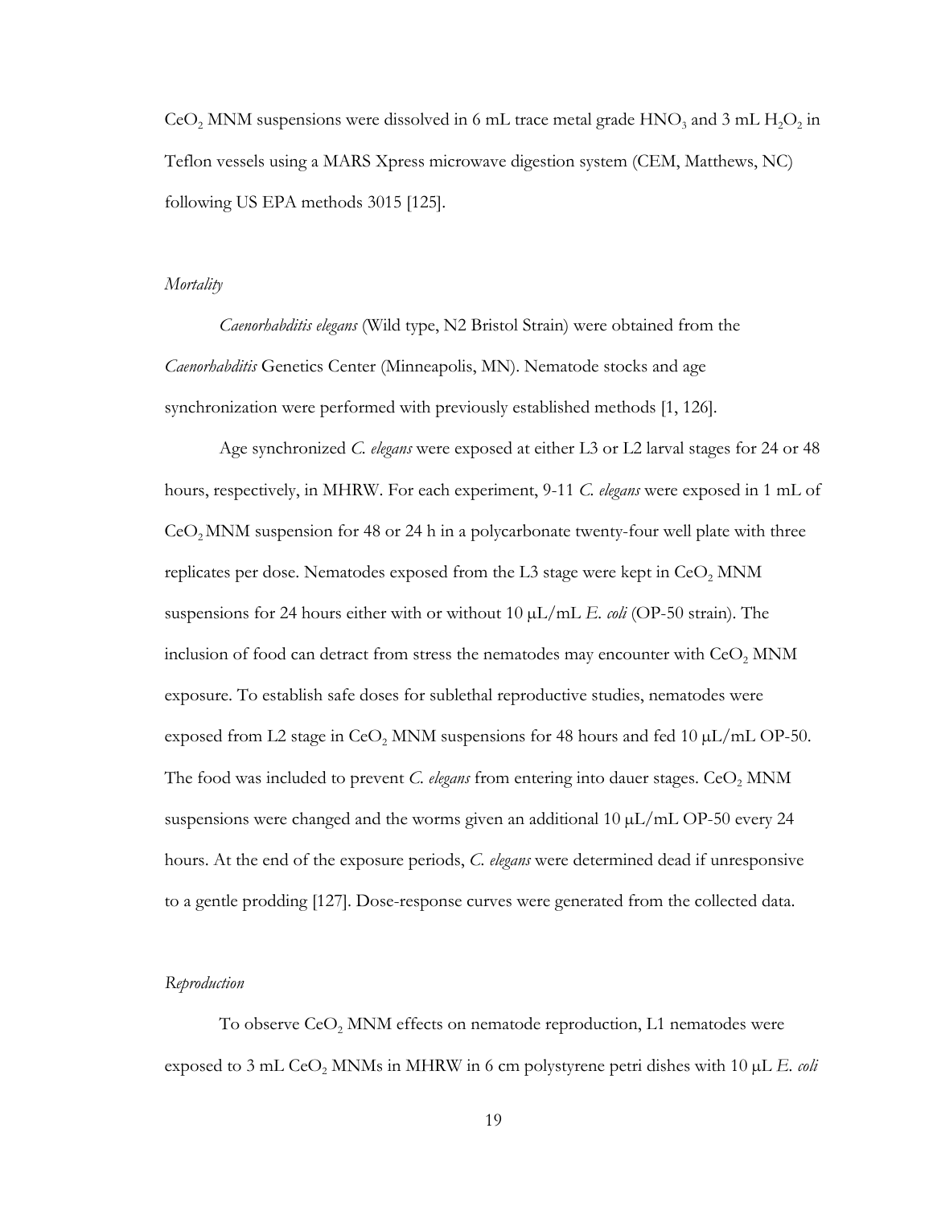$CeO_2$ MNM suspensions were dissolved in 6 mL trace metal grade $HNO_3$ and 3 mL $H_2O_2$ in Teflon vessels using a MARS Xpress microwave digestion system (CEM, Matthews, NC) following US EPA methods 3015 [125].

### *Mortality*

*Caenorhabditis elegans* (Wild type, N2 Bristol Strain) were obtained from the *Caenorhabditis* Genetics Center (Minneapolis, MN). Nematode stocks and age synchronization were performed with previously established methods [1, 126].

Age synchronized *C. elegans* were exposed at either L3 or L2 larval stages for 24 or 48 hours, respectively, in MHRW. For each experiment, 9-11 *C. elegans* were exposed in 1 mL of $CeO_2$ MNM suspension for 48 or 24 h in a polycarbonate twenty-four well plate with three replicates per dose. Nematodes exposed from the L3 stage were kept in $CeO_2$ MNM suspensions for 24 hours either with or without 10 μL/mL *E. coli* (OP-50 strain). The inclusion of food can detract from stress the nematodes may encounter with $CeO_2$ MNM exposure. To establish safe doses for sublethal reproductive studies, nematodes were exposed from L2 stage in $CeO_2$ MNM suspensions for 48 hours and fed 10 μL/mL OP-50. The food was included to prevent *C. elegans* from entering into dauer stages. $CeO_2$ MNM suspensions were changed and the worms given an additional 10 μL/mL OP-50 every 24 hours. At the end of the exposure periods, *C. elegans* were determined dead if unresponsive to a gentle prodding [127]. Dose-response curves were generated from the collected data.

### *Reproduction*

To observe $CeO_2$ MNM effects on nematode reproduction, L1 nematodes were exposed to 3 mL $CeO_2$ MNMs in MHRW in 6 cm polystyrene petri dishes with 10 μL *E. coli*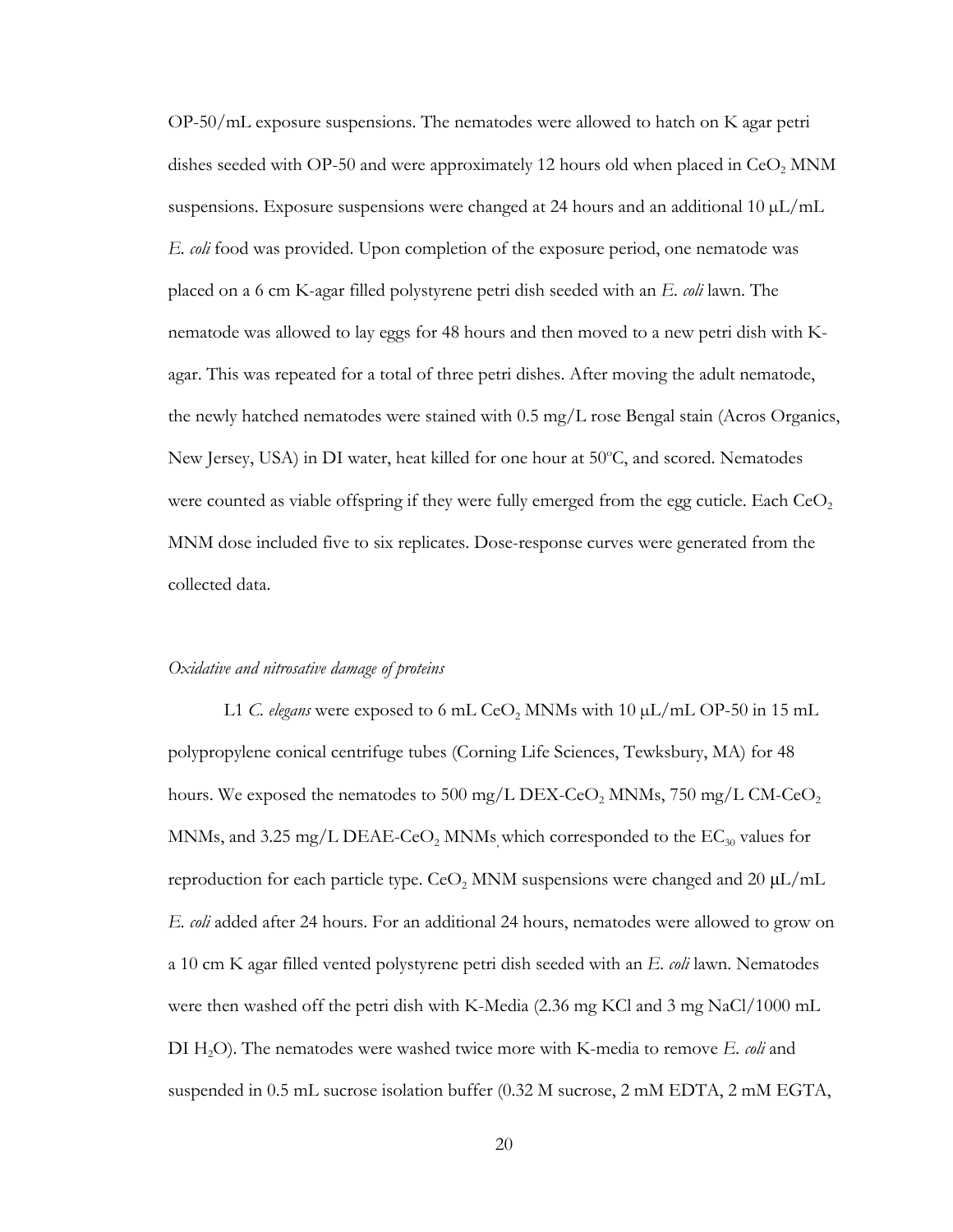OP-50/mL exposure suspensions. The nematodes were allowed to hatch on K agar petri dishes seeded with OP-50 and were approximately 12 hours old when placed in $CeO_2$ MNM suspensions. Exposure suspensions were changed at 24 hours and an additional 10 μL/mL *E. coli* food was provided. Upon completion of the exposure period, one nematode was placed on a 6 cm K-agar filled polystyrene petri dish seeded with an *E. coli* lawn. The nematode was allowed to lay eggs for 48 hours and then moved to a new petri dish with K-agar. This was repeated for a total of three petri dishes. After moving the adult nematode, the newly hatched nematodes were stained with 0.5 mg/L rose Bengal stain (Acros Organics, New Jersey, USA) in DI water, heat killed for one hour at 50°C, and scored. Nematodes were counted as viable offspring if they were fully emerged from the egg cuticle. Each $CeO_2$ MNM dose included five to six replicates. Dose-response curves were generated from the collected data.

*Oxidative and nitrosative damage of proteins*

L1 *C. elegans* were exposed to 6 mL $CeO_2$ MNMs with 10 μL/mL OP-50 in 15 mL polypropylene conical centrifuge tubes (Corning Life Sciences, Tewksbury, MA) for 48 hours. We exposed the nematodes to 500 mg/L DEX-$CeO_2$ MNMs, 750 mg/L CM-$CeO_2$ MNMs, and 3.25 mg/L DEAE-$CeO_2$ MNMs, which corresponded to the $EC_{30}$ values for reproduction for each particle type. $CeO_2$ MNM suspensions were changed and 20 μL/mL *E. coli* added after 24 hours. For an additional 24 hours, nematodes were allowed to grow on a 10 cm K agar filled vented polystyrene petri dish seeded with an *E. coli* lawn. Nematodes were then washed off the petri dish with K-Media (2.36 mg KCl and 3 mg NaCl/1000 mL DI $H_2O$). The nematodes were washed twice more with K-media to remove *E. coli* and suspended in 0.5 mL sucrose isolation buffer (0.32 M sucrose, 2 mM EDTA, 2 mM EGTA,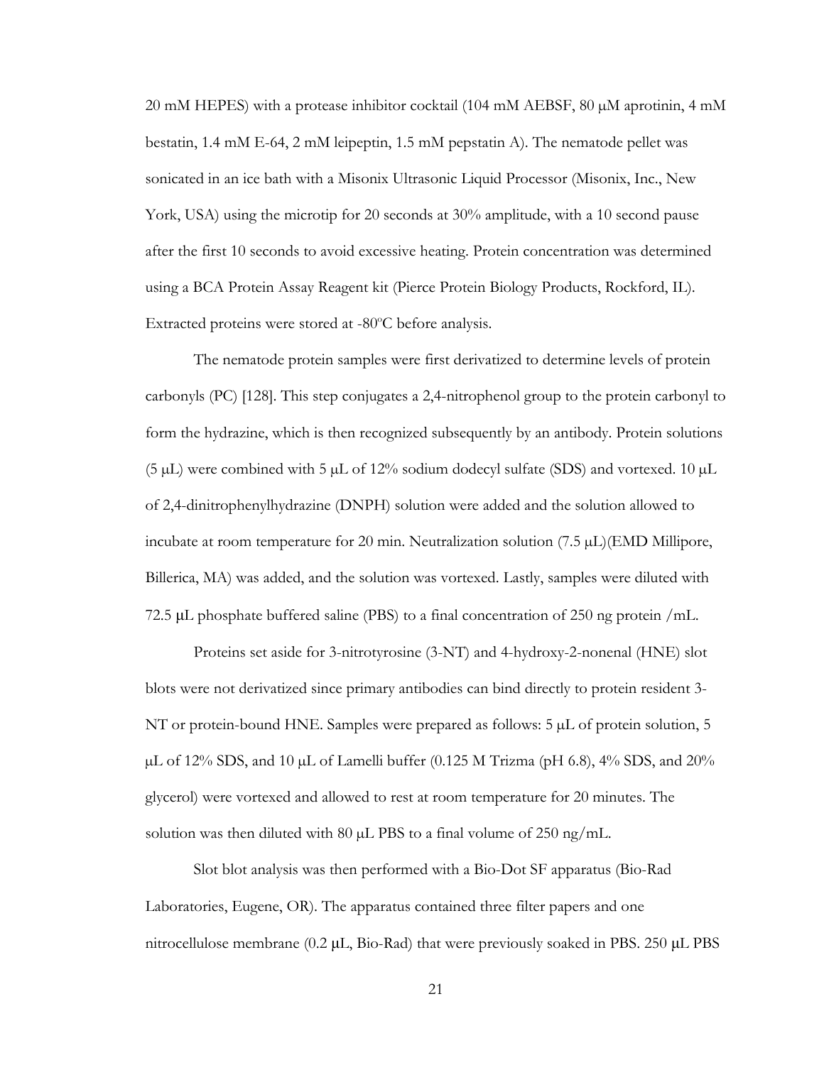20 mM HEPES) with a protease inhibitor cocktail (104 mM AEBSF, 80 μM aprotinin, 4 mM bestatin, 1.4 mM E-64, 2 mM leipeptin, 1.5 mM pepstatin A). The nematode pellet was sonicated in an ice bath with a Misonix Ultrasonic Liquid Processor (Misonix, Inc., New York, USA) using the microtip for 20 seconds at 30% amplitude, with a 10 second pause after the first 10 seconds to avoid excessive heating. Protein concentration was determined using a BCA Protein Assay Reagent kit (Pierce Protein Biology Products, Rockford, IL). Extracted proteins were stored at -80ºC before analysis.

The nematode protein samples were first derivatized to determine levels of protein carbonyls (PC) [128]. This step conjugates a 2,4-nitrophenol group to the protein carbonyl to form the hydrazine, which is then recognized subsequently by an antibody. Protein solutions (5 μL) were combined with 5 μL of 12% sodium dodecyl sulfate (SDS) and vortexed. 10 μL of 2,4-dinitrophenylhydrazine (DNPH) solution were added and the solution allowed to incubate at room temperature for 20 min. Neutralization solution (7.5 μL)(EMD Millipore, Billerica, MA) was added, and the solution was vortexed. Lastly, samples were diluted with 72.5 μL phosphate buffered saline (PBS) to a final concentration of 250 ng protein /mL.

Proteins set aside for 3-nitrotyrosine (3-NT) and 4-hydroxy-2-nonenal (HNE) slot blots were not derivatized since primary antibodies can bind directly to protein resident 3-NT or protein-bound HNE. Samples were prepared as follows: 5 μL of protein solution, 5 μL of 12% SDS, and 10 μL of Lamelli buffer (0.125 M Trizma (pH 6.8), 4% SDS, and 20% glycerol) were vortexed and allowed to rest at room temperature for 20 minutes. The solution was then diluted with 80 μL PBS to a final volume of 250 ng/mL.

Slot blot analysis was then performed with a Bio-Dot SF apparatus (Bio-Rad Laboratories, Eugene, OR). The apparatus contained three filter papers and one nitrocellulose membrane (0.2 μL, Bio-Rad) that were previously soaked in PBS. 250 μL PBS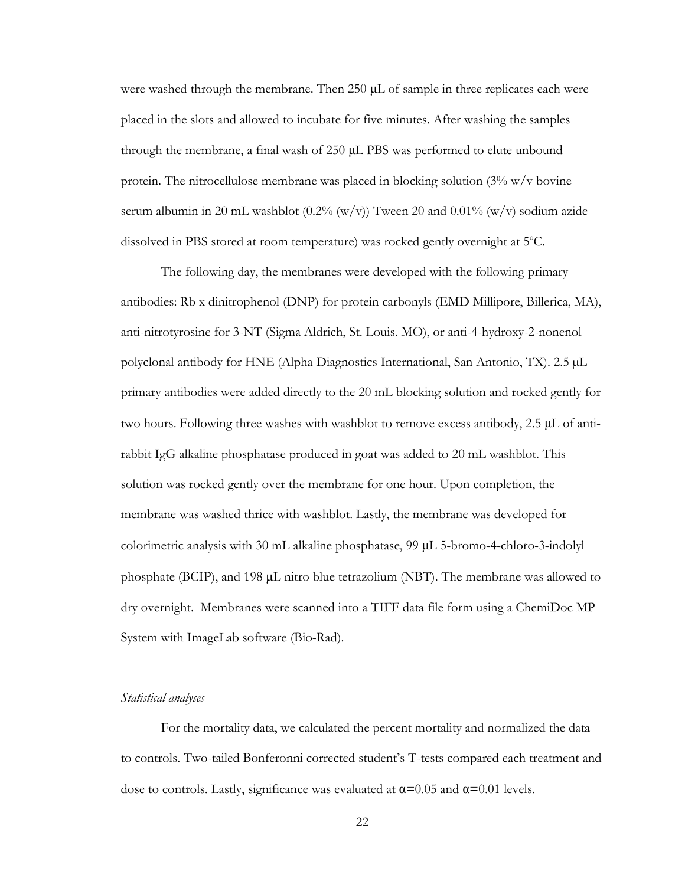were washed through the membrane. Then 250 μL of sample in three replicates each were placed in the slots and allowed to incubate for five minutes. After washing the samples through the membrane, a final wash of 250 μL PBS was performed to elute unbound protein. The nitrocellulose membrane was placed in blocking solution (3% w/v bovine serum albumin in 20 mL washblot (0.2% (w/v)) Tween 20 and 0.01% (w/v) sodium azide dissolved in PBS stored at room temperature) was rocked gently overnight at 5°C.

The following day, the membranes were developed with the following primary antibodies: Rb x dinitrophenol (DNP) for protein carbonyls (EMD Millipore, Billerica, MA), anti-nitrotyrosine for 3-NT (Sigma Aldrich, St. Louis. MO), or anti-4-hydroxy-2-nonenol polyclonal antibody for HNE (Alpha Diagnostics International, San Antonio, TX). 2.5 μL primary antibodies were added directly to the 20 mL blocking solution and rocked gently for two hours. Following three washes with washblot to remove excess antibody, 2.5 μL of anti-rabbit IgG alkaline phosphatase produced in goat was added to 20 mL washblot. This solution was rocked gently over the membrane for one hour. Upon completion, the membrane was washed thrice with washblot. Lastly, the membrane was developed for colorimetric analysis with 30 mL alkaline phosphatase, 99 μL 5-bromo-4-chloro-3-indolyl phosphate (BCIP), and 198 μL nitro blue tetrazolium (NBT). The membrane was allowed to dry overnight. Membranes were scanned into a TIFF data file form using a ChemiDoc MP System with ImageLab software (Bio-Rad).

*Statistical analyses*

For the mortality data, we calculated the percent mortality and normalized the data to controls. Two-tailed Bonferonni corrected student's T-tests compared each treatment and dose to controls. Lastly, significance was evaluated at $\alpha=0.05$ and $\alpha=0.01$ levels.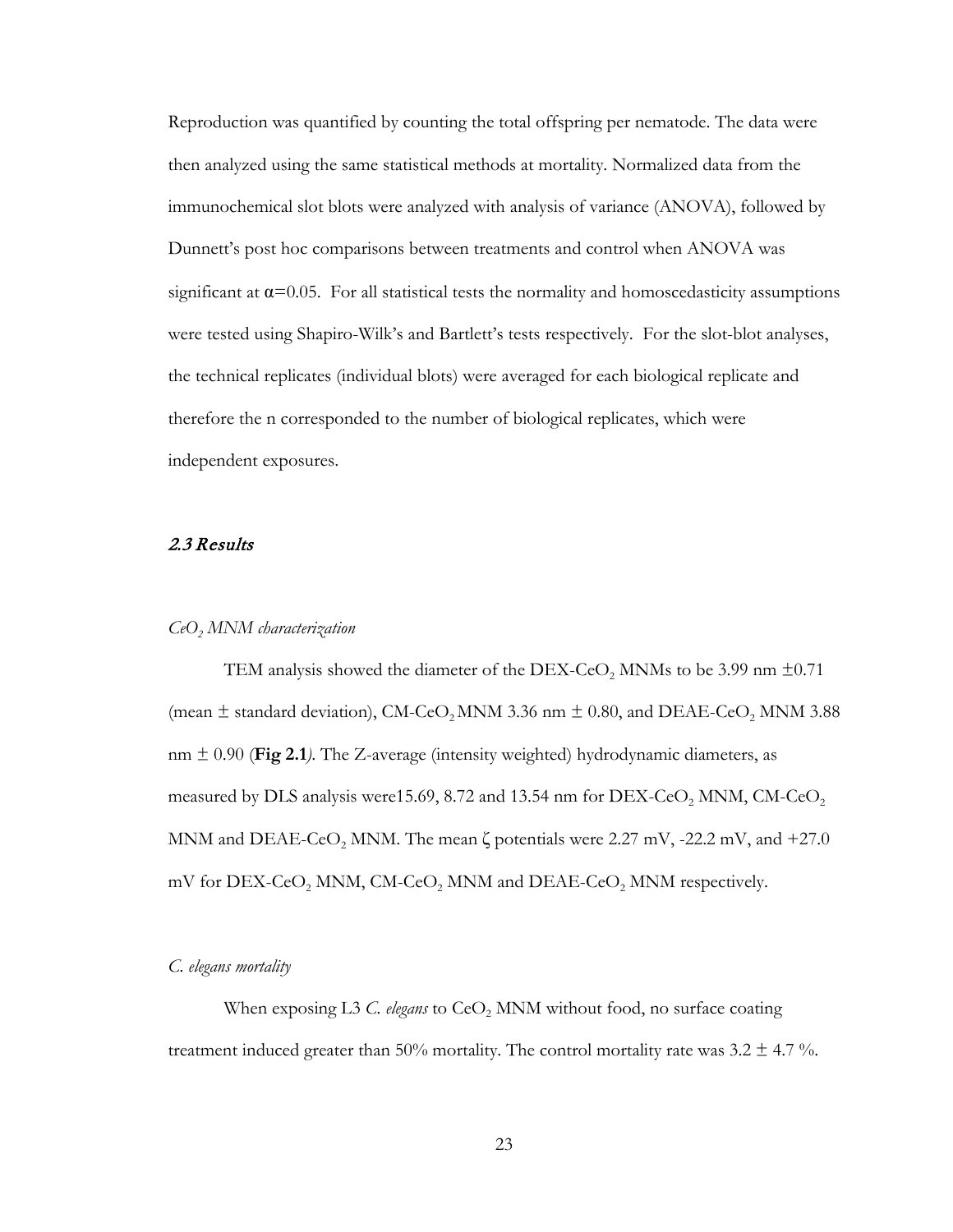Reproduction was quantified by counting the total offspring per nematode. The data were then analyzed using the same statistical methods at mortality. Normalized data from the immunochemical slot blots were analyzed with analysis of variance (ANOVA), followed by Dunnett's post hoc comparisons between treatments and control when ANOVA was significant at $\alpha$=0.05. For all statistical tests the normality and homoscedasticity assumptions were tested using Shapiro-Wilk's and Bartlett's tests respectively. For the slot-blot analyses, the technical replicates (individual blots) were averaged for each biological replicate and therefore the n corresponded to the number of biological replicates, which were independent exposures.

## *2.3 Results*

### *$CeO_2$ MNM characterization*

TEM analysis showed the diameter of the DEX-$CeO_2$ MNMs to be 3.99 nm $\pm$0.71 (mean $\pm$ standard deviation), CM-$CeO_2$ MNM 3.36 nm $\pm$ 0.80, and DEAE-$CeO_2$ MNM 3.88 nm $\pm$ 0.90 (**Fig 2.1**). The Z-average (intensity weighted) hydrodynamic diameters, as measured by DLS analysis were15.69, 8.72 and 13.54 nm for DEX-$CeO_2$ MNM, CM-$CeO_2$ MNM and DEAE-$CeO_2$ MNM. The mean $\zeta$ potentials were 2.27 mV, -22.2 mV, and +27.0 mV for DEX-$CeO_2$ MNM, CM-$CeO_2$ MNM and DEAE-$CeO_2$ MNM respectively.

### *C. elegans mortality*

When exposing L3 *C. elegans* to $CeO_2$ MNM without food, no surface coating treatment induced greater than 50% mortality. The control mortality rate was 3.2 $\pm$ 4.7 %.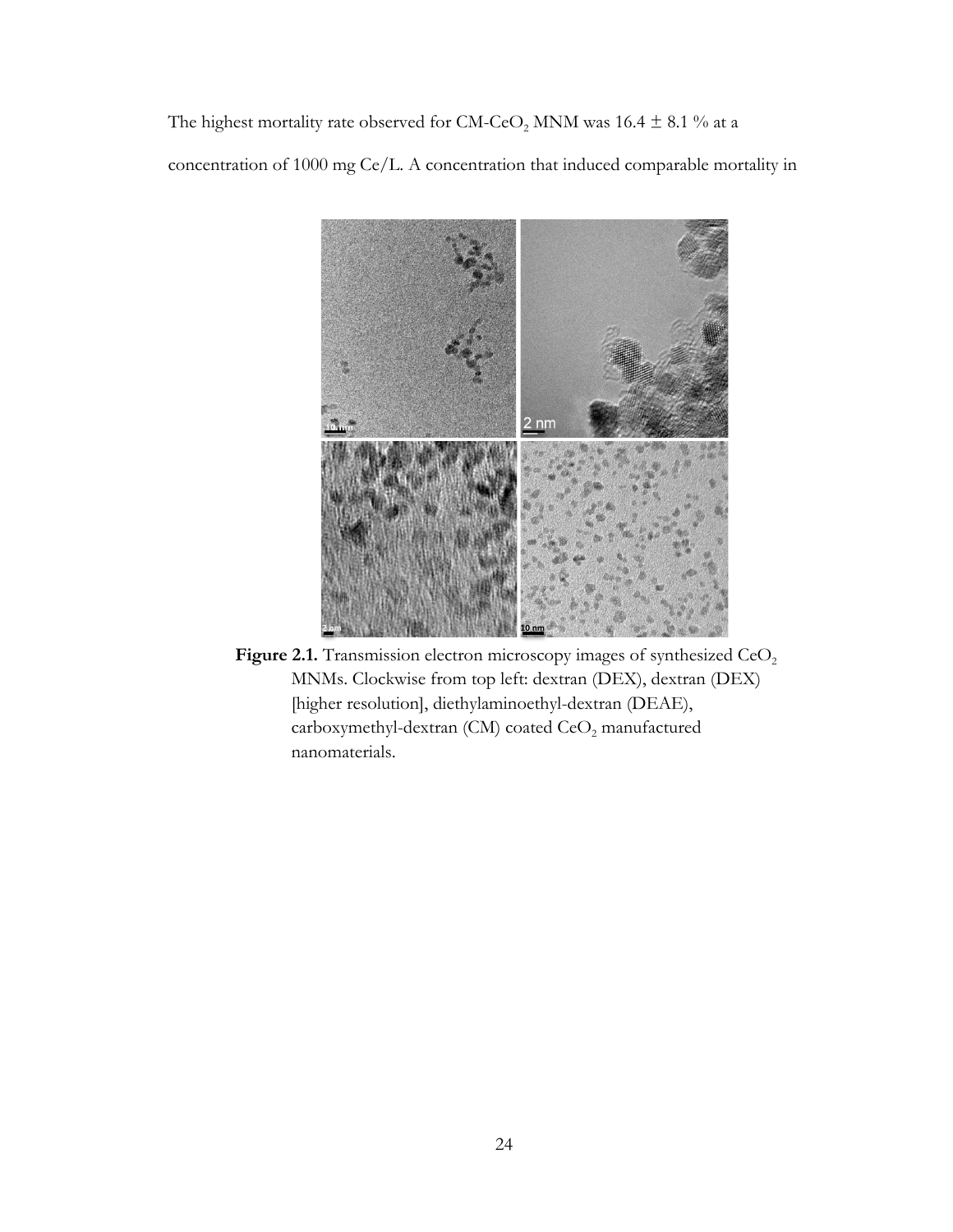The highest mortality rate observed for CM-$CeO_2$ MNM was 16.4 ± 8.1 % at a concentration of 1000 mg Ce/L. A concentration that induced comparable mortality in

**Figure 2.1.** Transmission electron microscopy images of synthesized $CeO_2$ MNMs. Clockwise from top left: dextran (DEX), dextran (DEX) [higher resolution], diethylaminoethyl-dextran (DEAE), carboxymethyl-dextran (CM) coated $CeO_2$ manufactured nanomaterials.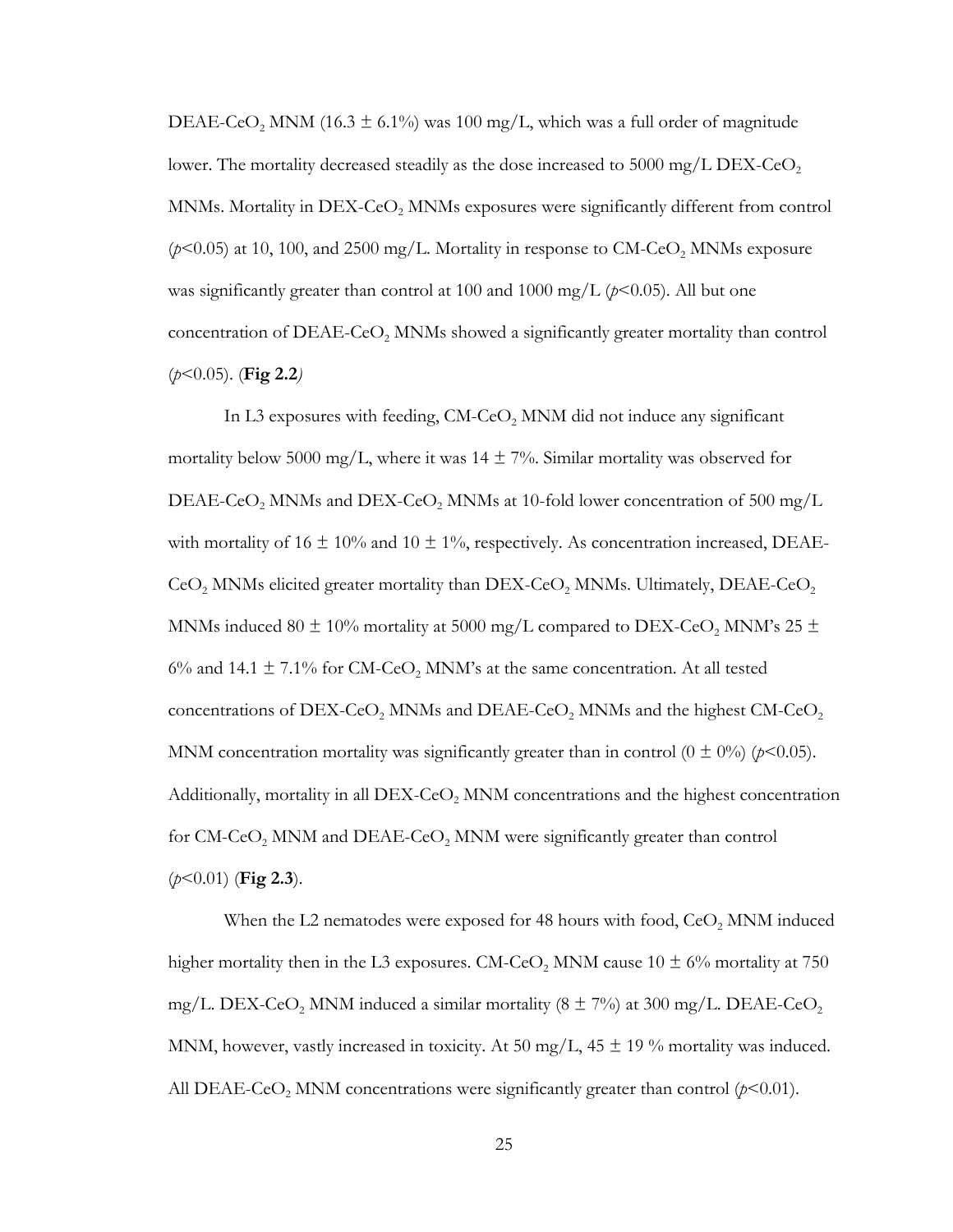DEAE-$CeO_2$ MNM (16.3 ± 6.1%) was 100 mg/L, which was a full order of magnitude lower. The mortality decreased steadily as the dose increased to 5000 mg/L DEX-$CeO_2$ MNMs. Mortality in DEX-$CeO_2$ MNMs exposures were significantly different from control ($p$<0.05) at 10, 100, and 2500 mg/L. Mortality in response to CM-$CeO_2$ MNMs exposure was significantly greater than control at 100 and 1000 mg/L ($p$<0.05). All but one concentration of DEAE-$CeO_2$ MNMs showed a significantly greater mortality than control ($p$<0.05). (**Fig 2.2**)

In L3 exposures with feeding, CM-$CeO_2$ MNM did not induce any significant mortality below 5000 mg/L, where it was 14 ± 7%. Similar mortality was observed for DEAE-$CeO_2$ MNMs and DEX-$CeO_2$ MNMs at 10-fold lower concentration of 500 mg/L with mortality of 16 ± 10% and 10 ± 1%, respectively. As concentration increased, DEAE-$CeO_2$ MNMs elicited greater mortality than DEX-$CeO_2$ MNMs. Ultimately, DEAE-$CeO_2$ MNMs induced 80 ± 10% mortality at 5000 mg/L compared to DEX-$CeO_2$ MNM's 25 ± 6% and 14.1 ± 7.1% for CM-$CeO_2$ MNM's at the same concentration. At all tested concentrations of DEX-$CeO_2$ MNMs and DEAE-$CeO_2$ MNMs and the highest CM-$CeO_2$ MNM concentration mortality was significantly greater than in control (0 ± 0%) ($p$<0.05). Additionally, mortality in all DEX-$CeO_2$ MNM concentrations and the highest concentration for CM-$CeO_2$ MNM and DEAE-$CeO_2$ MNM were significantly greater than control ($p$<0.01) (**Fig 2.3**).

When the L2 nematodes were exposed for 48 hours with food, $CeO_2$ MNM induced higher mortality then in the L3 exposures. CM-$CeO_2$ MNM cause 10 ± 6% mortality at 750 mg/L. DEX-$CeO_2$ MNM induced a similar mortality (8 ± 7%) at 300 mg/L. DEAE-$CeO_2$ MNM, however, vastly increased in toxicity. At 50 mg/L, 45 ± 19 % mortality was induced. All DEAE-$CeO_2$ MNM concentrations were significantly greater than control ($p$<0.01).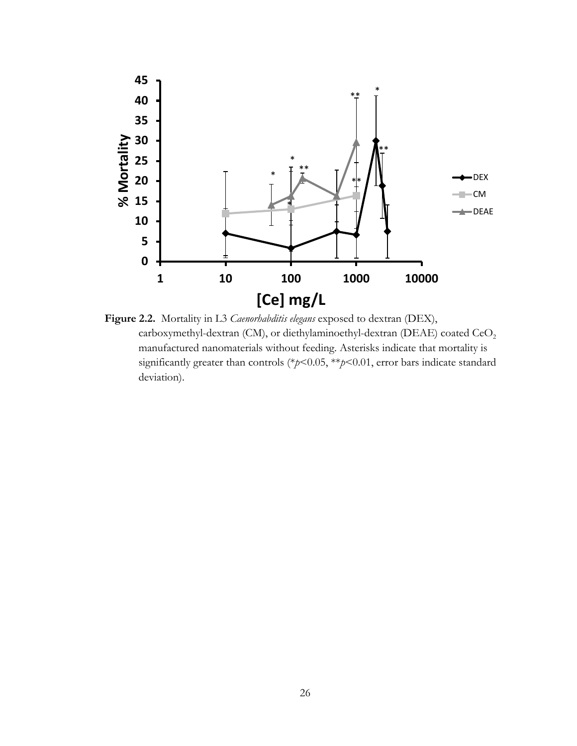**Figure 2.2.** Mortality in L3 *Caenorhabditis elegans* exposed to dextran (DEX), carboxymethyl-dextran (CM), or diethylaminoethyl-dextran (DEAE) coated $CeO_2$ manufactured nanomaterials without feeding. Asterisks indicate that mortality is significantly greater than controls (*$p$<0.05, **$p$<0.01, error bars indicate standard deviation).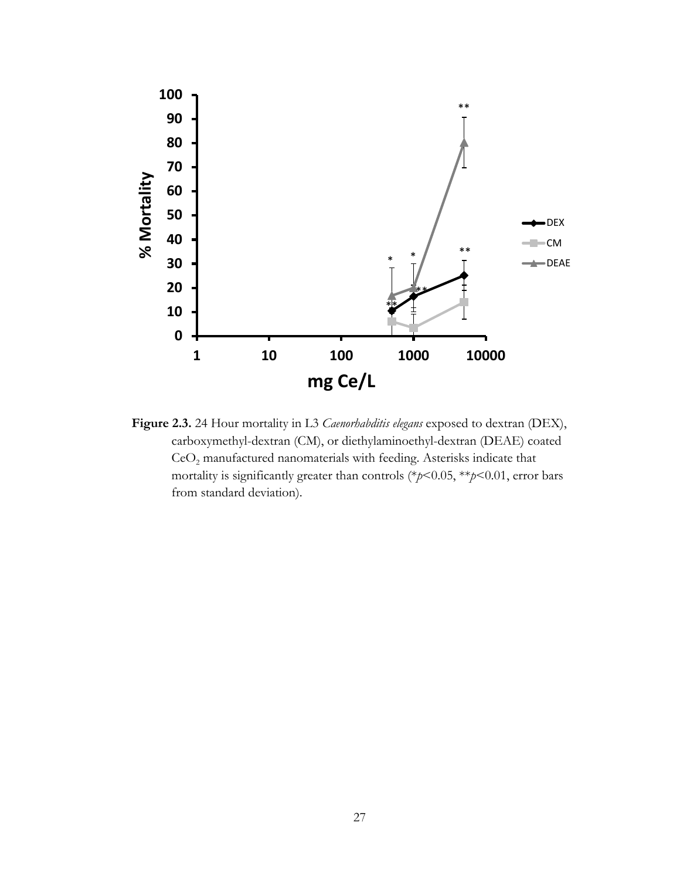**Figure 2.3.** 24 Hour mortality in L3 *Caenorhabditis elegans* exposed to dextran (DEX), carboxymethyl-dextran (CM), or diethylaminoethyl-dextran (DEAE) coated $CeO_2$ manufactured nanomaterials with feeding. Asterisks indicate that mortality is significantly greater than controls (\*$p<0.05$, \*\*$p<0.01$, error bars from standard deviation).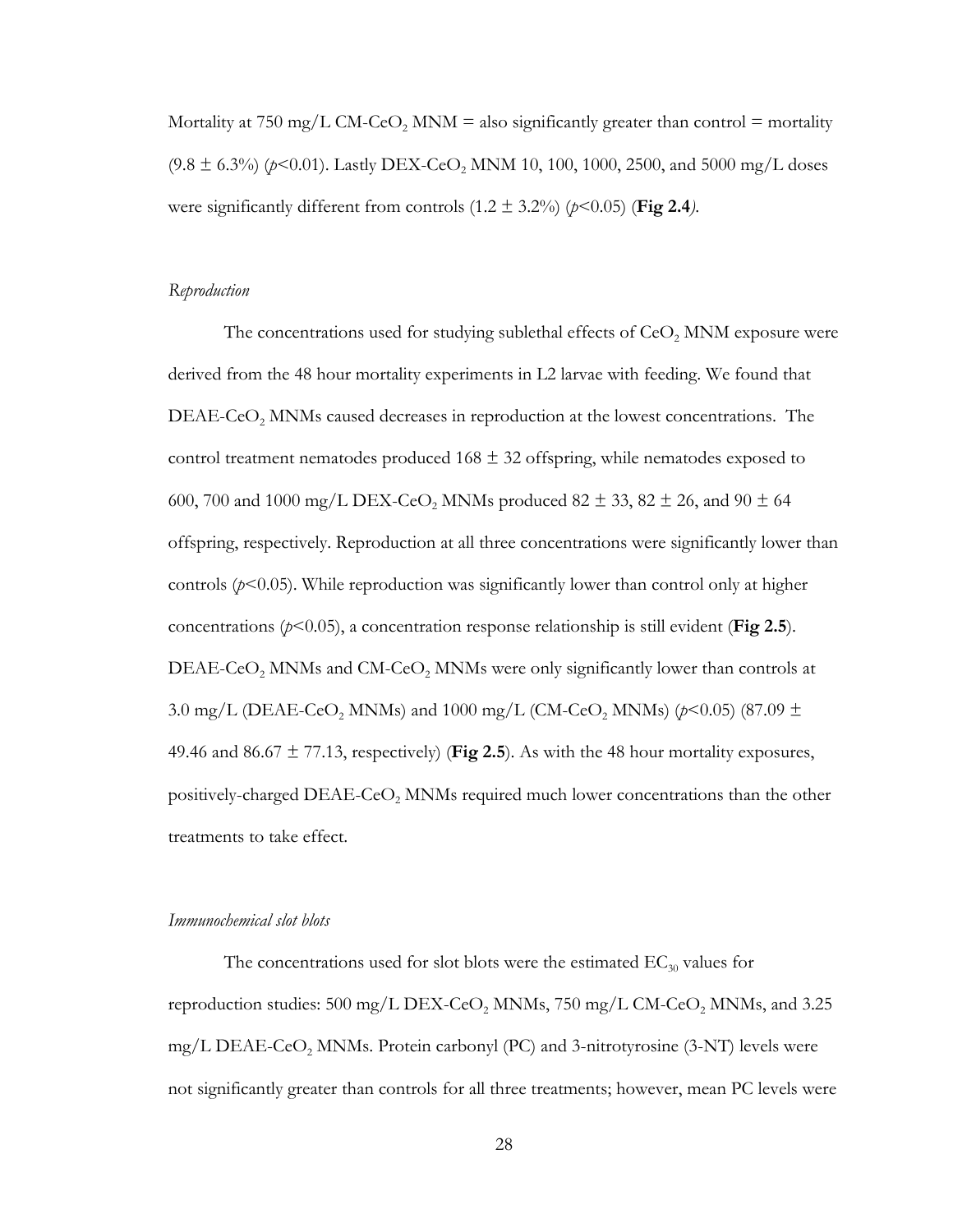Mortality at 750 mg/L CM-$CeO_2$ MNM = also significantly greater than control = mortality (9.8 ± 6.3%) ($p$<0.01). Lastly DEX-$CeO_2$ MNM 10, 100, 1000, 2500, and 5000 mg/L doses were significantly different from controls (1.2 ± 3.2%) ($p$<0.05) (**Fig 2.4**).

*Reproduction*

The concentrations used for studying sublethal effects of $CeO_2$ MNM exposure were derived from the 48 hour mortality experiments in L2 larvae with feeding. We found that DEAE-$CeO_2$ MNMs caused decreases in reproduction at the lowest concentrations. The control treatment nematodes produced 168 ± 32 offspring, while nematodes exposed to 600, 700 and 1000 mg/L DEX-$CeO_2$ MNMs produced 82 ± 33, 82 ± 26, and 90 ± 64 offspring, respectively. Reproduction at all three concentrations were significantly lower than controls ($p$<0.05). While reproduction was significantly lower than control only at higher concentrations ($p$<0.05), a concentration response relationship is still evident (**Fig 2.5**). DEAE-$CeO_2$ MNMs and CM-$CeO_2$ MNMs were only significantly lower than controls at 3.0 mg/L (DEAE-$CeO_2$ MNMs) and 1000 mg/L (CM-$CeO_2$ MNMs) ($p$<0.05) (87.09 ± 49.46 and 86.67 ± 77.13, respectively) (**Fig 2.5**). As with the 48 hour mortality exposures, positively-charged DEAE-$CeO_2$ MNMs required much lower concentrations than the other treatments to take effect.

*Immunochemical slot blots*

The concentrations used for slot blots were the estimated $EC_{30}$ values for reproduction studies: 500 mg/L DEX-$CeO_2$ MNMs, 750 mg/L CM-$CeO_2$ MNMs, and 3.25 mg/L DEAE-$CeO_2$ MNMs. Protein carbonyl (PC) and 3-nitrotyrosine (3-NT) levels were not significantly greater than controls for all three treatments; however, mean PC levels were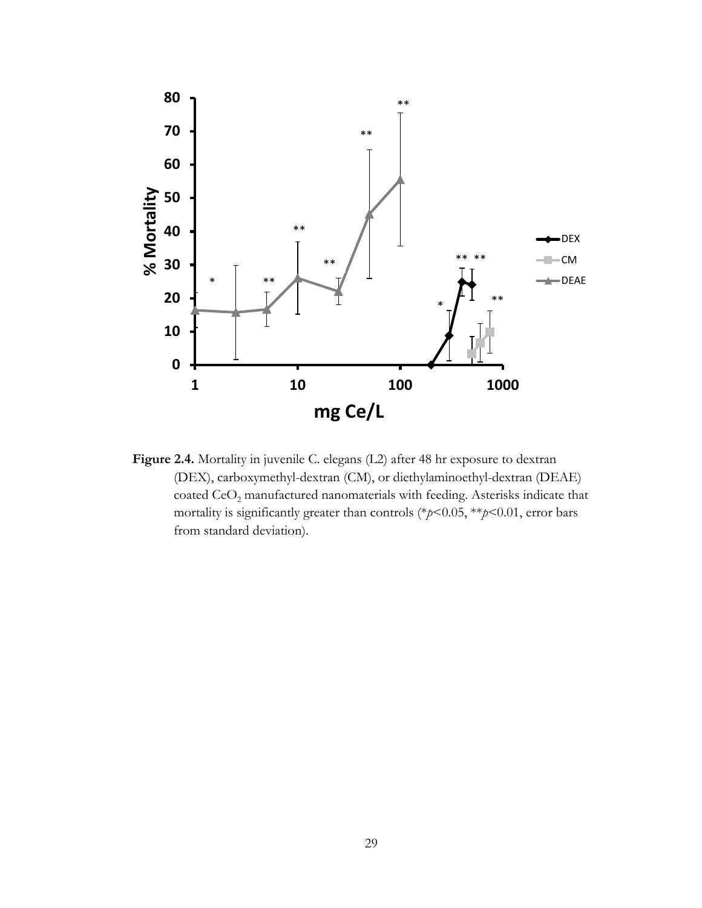**Figure 2.4.** Mortality in juvenile C. elegans (L2) after 48 hr exposure to dextran (DEX), carboxymethyl-dextran (CM), or diethylaminoethyl-dextran (DEAE) coated $CeO_2$ manufactured nanomaterials with feeding. Asterisks indicate that mortality is significantly greater than controls (\*$p$<0.05, \*\*$p$<0.01, error bars from standard deviation).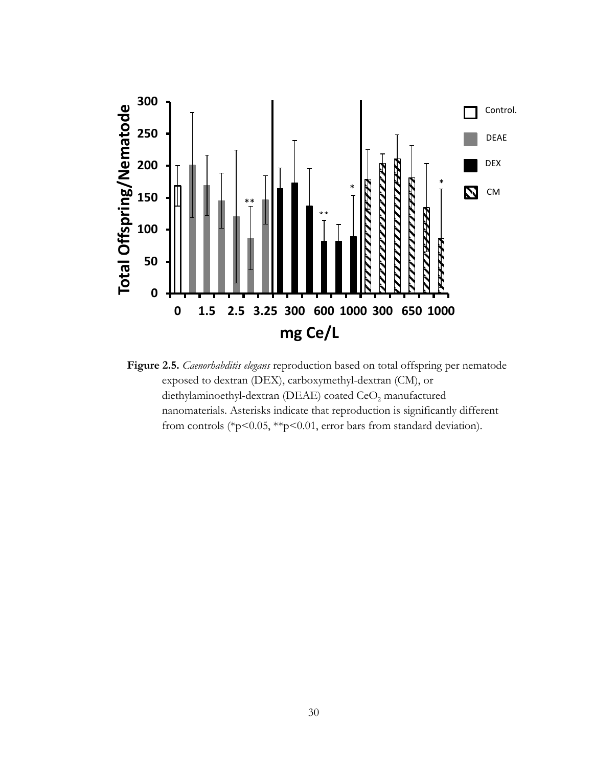**Figure 2.5.** *Caenorhabditis elegans* reproduction based on total offspring per nematode exposed to dextran (DEX), carboxymethyl-dextran (CM), or diethylaminoethyl-dextran (DEAE) coated $CeO_2$ manufactured nanomaterials. Asterisks indicate that reproduction is significantly different from controls (*$p<0.05$, **$p<0.01$, error bars from standard deviation).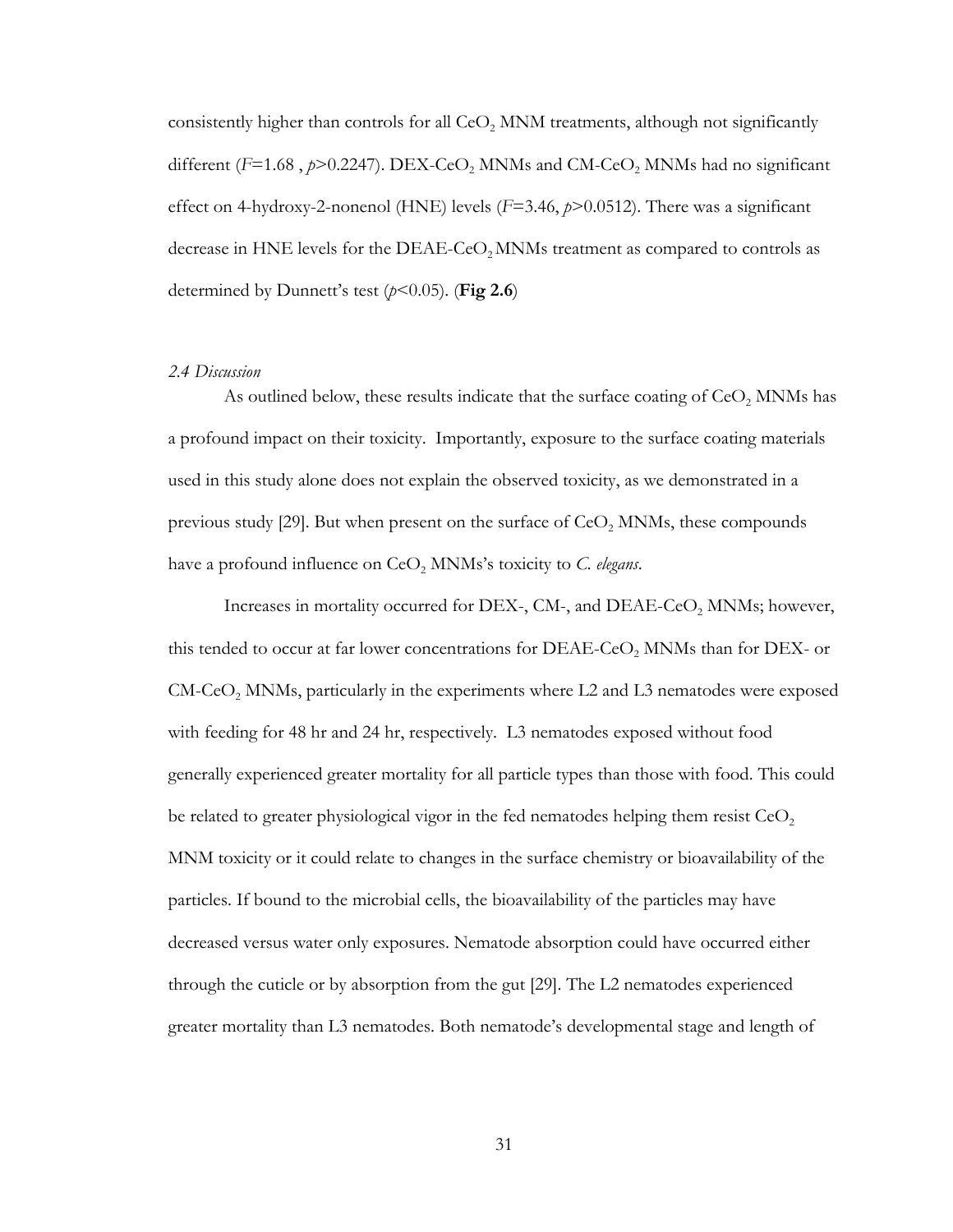consistently higher than controls for all $CeO_2$ MNM treatments, although not significantly different ($F$=1.68 , $p$>0.2247). DEX-$CeO_2$ MNMs and CM-$CeO_2$ MNMs had no significant effect on 4-hydroxy-2-nonenol (HNE) levels ($F$=3.46, $p$>0.0512). There was a significant decrease in HNE levels for the DEAE-$CeO_2$ MNMs treatment as compared to controls as determined by Dunnett's test ($p$<0.05). (**Fig 2.6**)

### *2.4 Discussion*

As outlined below, these results indicate that the surface coating of $CeO_2$ MNMs has a profound impact on their toxicity. Importantly, exposure to the surface coating materials used in this study alone does not explain the observed toxicity, as we demonstrated in a previous study [29]. But when present on the surface of $CeO_2$ MNMs, these compounds have a profound influence on $CeO_2$ MNMs's toxicity to *C. elegans*.

Increases in mortality occurred for DEX-, CM-, and DEAE-$CeO_2$ MNMs; however, this tended to occur at far lower concentrations for DEAE-$CeO_2$ MNMs than for DEX- or CM-$CeO_2$ MNMs, particularly in the experiments where L2 and L3 nematodes were exposed with feeding for 48 hr and 24 hr, respectively. L3 nematodes exposed without food generally experienced greater mortality for all particle types than those with food. This could be related to greater physiological vigor in the fed nematodes helping them resist $CeO_2$ MNM toxicity or it could relate to changes in the surface chemistry or bioavailability of the particles. If bound to the microbial cells, the bioavailability of the particles may have decreased versus water only exposures. Nematode absorption could have occurred either through the cuticle or by absorption from the gut [29]. The L2 nematodes experienced greater mortality than L3 nematodes. Both nematode's developmental stage and length of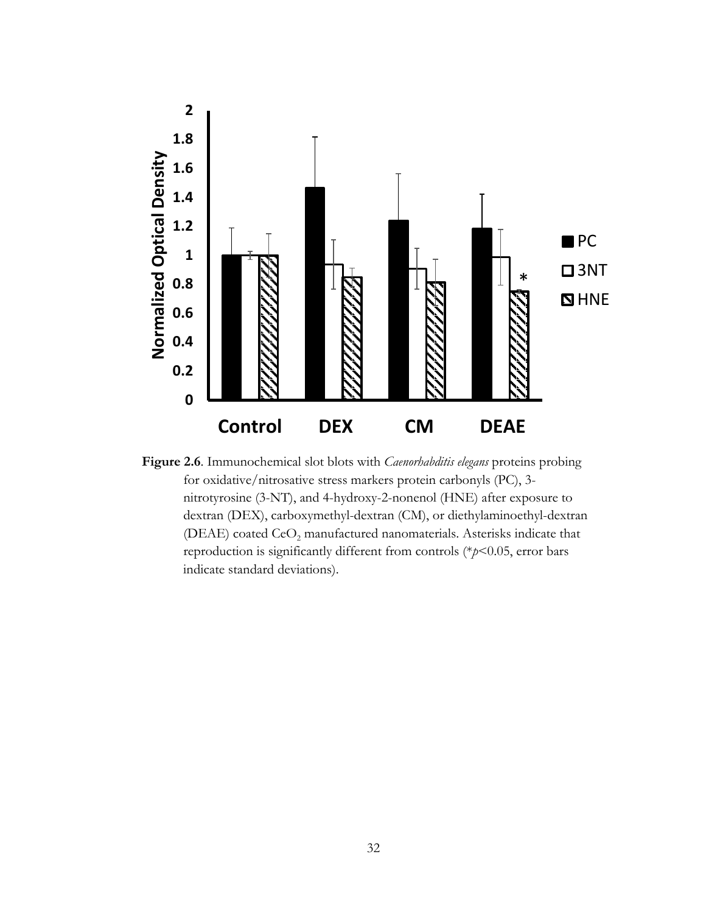**Figure 2.6**. Immunochemical slot blots with *Caenorhabditis elegans* proteins probing for oxidative/nitrosative stress markers protein carbonyls (PC), 3-nitrotyrosine (3-NT), and 4-hydroxy-2-nonenol (HNE) after exposure to dextran (DEX), carboxymethyl-dextran (CM), or diethylaminoethyl-dextran (DEAE) coated $CeO_2$ manufactured nanomaterials. Asterisks indicate that reproduction is significantly different from controls (*$p$<0.05, error bars indicate standard deviations).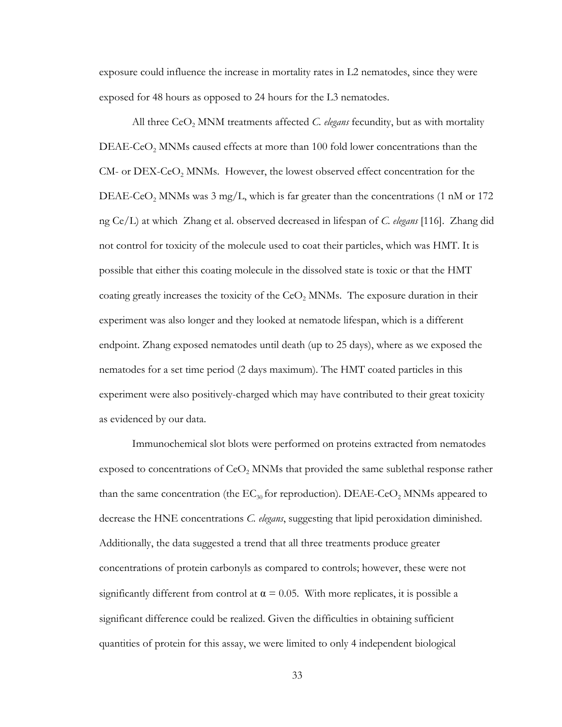exposure could influence the increase in mortality rates in L2 nematodes, since they were exposed for 48 hours as opposed to 24 hours for the L3 nematodes.

All three $CeO_2$ MNM treatments affected *C. elegans* fecundity, but as with mortality DEAE-$CeO_2$ MNMs caused effects at more than 100 fold lower concentrations than the CM- or DEX-$CeO_2$ MNMs. However, the lowest observed effect concentration for the DEAE-$CeO_2$ MNMs was 3 mg/L, which is far greater than the concentrations (1 nM or 172 ng Ce/L) at which Zhang et al. observed decreased in lifespan of *C. elegans* [116]. Zhang did not control for toxicity of the molecule used to coat their particles, which was HMT. It is possible that either this coating molecule in the dissolved state is toxic or that the HMT coating greatly increases the toxicity of the $CeO_2$ MNMs. The exposure duration in their experiment was also longer and they looked at nematode lifespan, which is a different endpoint. Zhang exposed nematodes until death (up to 25 days), where as we exposed the nematodes for a set time period (2 days maximum). The HMT coated particles in this experiment were also positively-charged which may have contributed to their great toxicity as evidenced by our data.

Immunochemical slot blots were performed on proteins extracted from nematodes exposed to concentrations of $CeO_2$ MNMs that provided the same sublethal response rather than the same concentration (the $EC_{30}$ for reproduction). DEAE-$CeO_2$ MNMs appeared to decrease the HNE concentrations *C. elegans*, suggesting that lipid peroxidation diminished. Additionally, the data suggested a trend that all three treatments produce greater concentrations of protein carbonyls as compared to controls; however, these were not significantly different from control at $\alpha = 0.05$. With more replicates, it is possible a significant difference could be realized. Given the difficulties in obtaining sufficient quantities of protein for this assay, we were limited to only 4 independent biological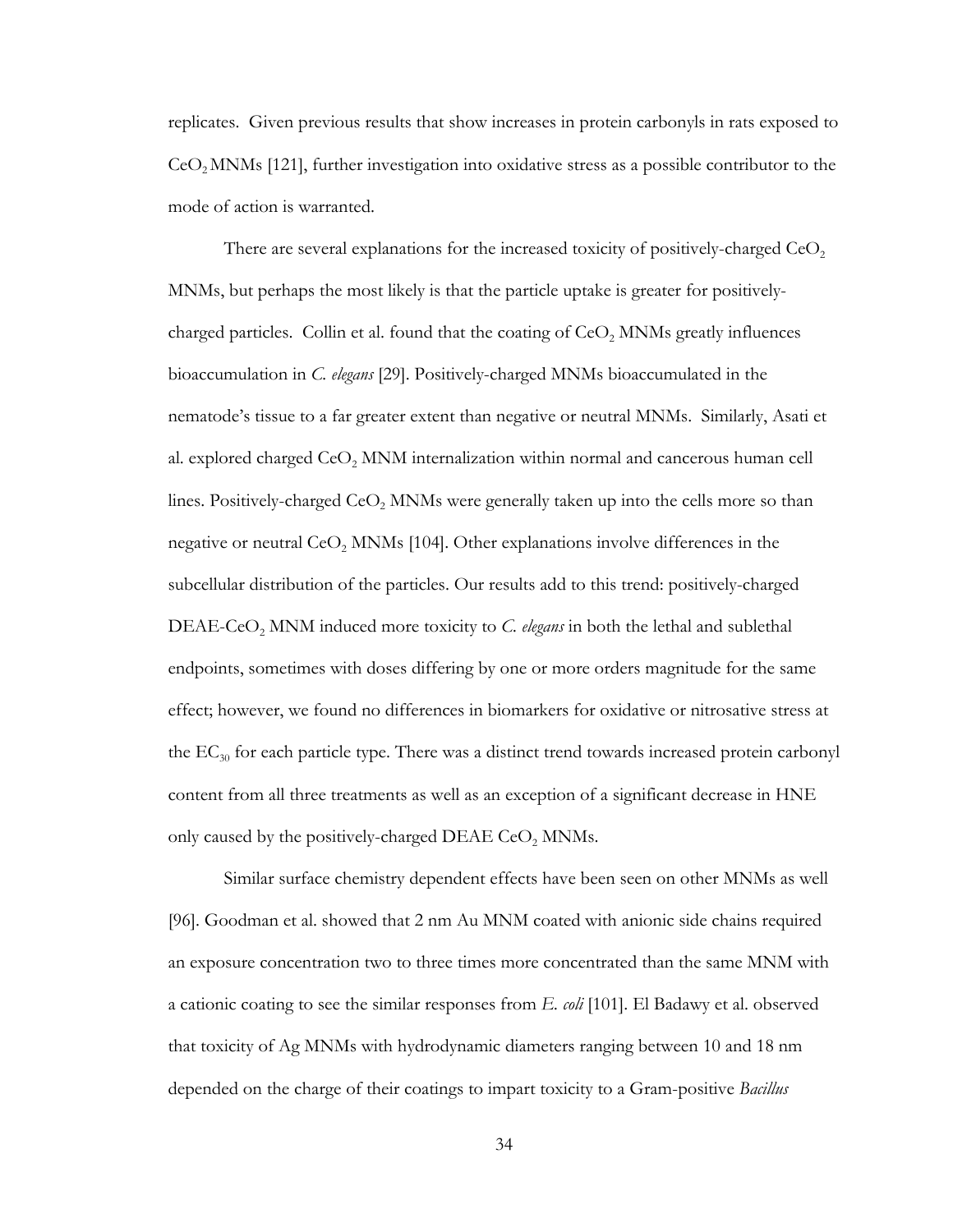replicates. Given previous results that show increases in protein carbonyls in rats exposed to $CeO_2$ MNMs [121], further investigation into oxidative stress as a possible contributor to the mode of action is warranted.

There are several explanations for the increased toxicity of positively-charged $CeO_2$ MNMs, but perhaps the most likely is that the particle uptake is greater for positively-charged particles. Collin et al. found that the coating of $CeO_2$ MNMs greatly influences bioaccumulation in *C. elegans* [29]. Positively-charged MNMs bioaccumulated in the nematode's tissue to a far greater extent than negative or neutral MNMs. Similarly, Asati et al. explored charged $CeO_2$ MNM internalization within normal and cancerous human cell lines. Positively-charged $CeO_2$ MNMs were generally taken up into the cells more so than negative or neutral $CeO_2$ MNMs [104]. Other explanations involve differences in the subcellular distribution of the particles. Our results add to this trend: positively-charged DEAE-$CeO_2$ MNM induced more toxicity to *C. elegans* in both the lethal and sublethal endpoints, sometimes with doses differing by one or more orders magnitude for the same effect; however, we found no differences in biomarkers for oxidative or nitrosative stress at the $EC_{30}$ for each particle type. There was a distinct trend towards increased protein carbonyl content from all three treatments as well as an exception of a significant decrease in HNE only caused by the positively-charged DEAE $CeO_2$ MNMs.

Similar surface chemistry dependent effects have been seen on other MNMs as well [96]. Goodman et al. showed that 2 nm Au MNM coated with anionic side chains required an exposure concentration two to three times more concentrated than the same MNM with a cationic coating to see the similar responses from *E. coli* [101]. El Badawy et al. observed that toxicity of Ag MNMs with hydrodynamic diameters ranging between 10 and 18 nm depended on the charge of their coatings to impart toxicity to a Gram-positive *Bacillus*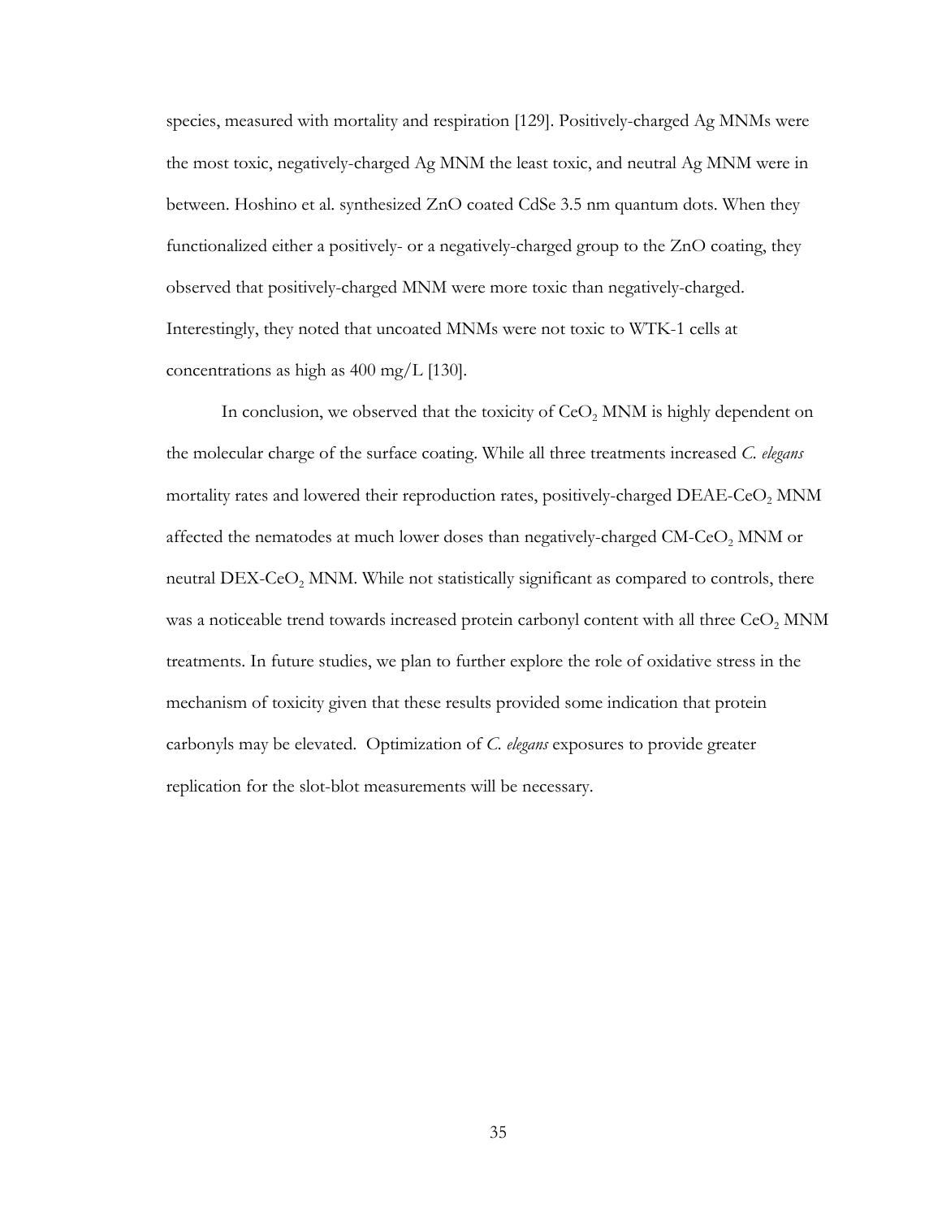species, measured with mortality and respiration [129]. Positively-charged Ag MNMs were the most toxic, negatively-charged Ag MNM the least toxic, and neutral Ag MNM were in between. Hoshino et al. synthesized ZnO coated CdSe 3.5 nm quantum dots. When they functionalized either a positively- or a negatively-charged group to the ZnO coating, they observed that positively-charged MNM were more toxic than negatively-charged. Interestingly, they noted that uncoated MNMs were not toxic to WTK-1 cells at concentrations as high as 400 mg/L [130].

In conclusion, we observed that the toxicity of $CeO_2$ MNM is highly dependent on the molecular charge of the surface coating. While all three treatments increased *C. elegans* mortality rates and lowered their reproduction rates, positively-charged DEAE-$CeO_2$ MNM affected the nematodes at much lower doses than negatively-charged CM-$CeO_2$ MNM or neutral DEX-$CeO_2$ MNM. While not statistically significant as compared to controls, there was a noticeable trend towards increased protein carbonyl content with all three $CeO_2$ MNM treatments. In future studies, we plan to further explore the role of oxidative stress in the mechanism of toxicity given that these results provided some indication that protein carbonyls may be elevated. Optimization of *C. elegans* exposures to provide greater replication for the slot-blot measurements will be necessary.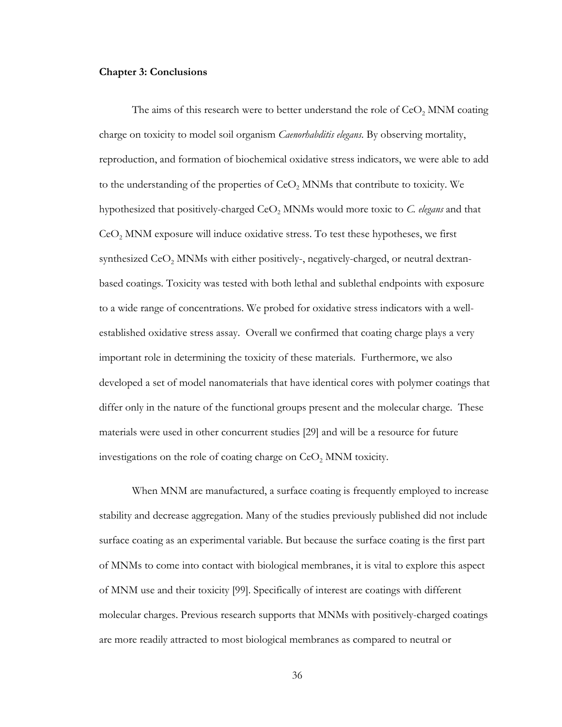**Chapter 3: Conclusions**

The aims of this research were to better understand the role of $CeO_2$ MNM coating charge on toxicity to model soil organism *Caenorhabditis elegans*. By observing mortality, reproduction, and formation of biochemical oxidative stress indicators, we were able to add to the understanding of the properties of $CeO_2$ MNMs that contribute to toxicity. We hypothesized that positively-charged $CeO_2$ MNMs would more toxic to *C. elegans* and that $CeO_2$ MNM exposure will induce oxidative stress. To test these hypotheses, we first synthesized $CeO_2$ MNMs with either positively-, negatively-charged, or neutral dextran-based coatings. Toxicity was tested with both lethal and sublethal endpoints with exposure to a wide range of concentrations. We probed for oxidative stress indicators with a well-established oxidative stress assay. Overall we confirmed that coating charge plays a very important role in determining the toxicity of these materials. Furthermore, we also developed a set of model nanomaterials that have identical cores with polymer coatings that differ only in the nature of the functional groups present and the molecular charge. These materials were used in other concurrent studies [29] and will be a resource for future investigations on the role of coating charge on $CeO_2$ MNM toxicity.

When MNM are manufactured, a surface coating is frequently employed to increase stability and decrease aggregation. Many of the studies previously published did not include surface coating as an experimental variable. But because the surface coating is the first part of MNMs to come into contact with biological membranes, it is vital to explore this aspect of MNM use and their toxicity [99]. Specifically of interest are coatings with different molecular charges. Previous research supports that MNMs with positively-charged coatings are more readily attracted to most biological membranes as compared to neutral or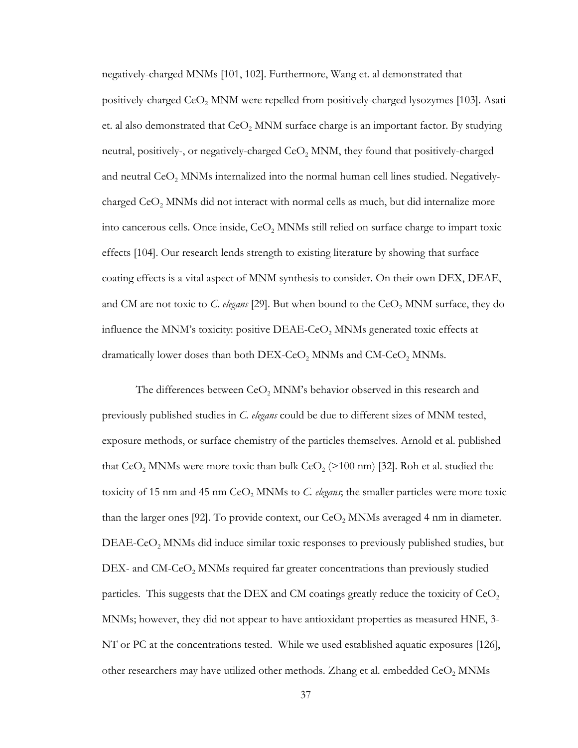negatively-charged MNMs [101, 102]. Furthermore, Wang et. al demonstrated that positively-charged $CeO_2$ MNM were repelled from positively-charged lysozymes [103]. Asati et. al also demonstrated that $CeO_2$ MNM surface charge is an important factor. By studying neutral, positively-, or negatively-charged $CeO_2$ MNM, they found that positively-charged and neutral $CeO_2$ MNMs internalized into the normal human cell lines studied. Negatively-charged $CeO_2$ MNMs did not interact with normal cells as much, but did internalize more into cancerous cells. Once inside, $CeO_2$ MNMs still relied on surface charge to impart toxic effects [104]. Our research lends strength to existing literature by showing that surface coating effects is a vital aspect of MNM synthesis to consider. On their own DEX, DEAE, and CM are not toxic to *C. elegans* [29]. But when bound to the $CeO_2$ MNM surface, they do influence the MNM's toxicity: positive DEAE-$CeO_2$ MNMs generated toxic effects at dramatically lower doses than both DEX-$CeO_2$ MNMs and CM-$CeO_2$ MNMs.

The differences between $CeO_2$ MNM's behavior observed in this research and previously published studies in *C. elegans* could be due to different sizes of MNM tested, exposure methods, or surface chemistry of the particles themselves. Arnold et al. published that $CeO_2$ MNMs were more toxic than bulk $CeO_2$ (>100 nm) [32]. Roh et al. studied the toxicity of 15 nm and 45 nm $CeO_2$ MNMs to *C. elegans*; the smaller particles were more toxic than the larger ones [92]. To provide context, our $CeO_2$ MNMs averaged 4 nm in diameter. DEAE-$CeO_2$ MNMs did induce similar toxic responses to previously published studies, but DEX- and CM-$CeO_2$ MNMs required far greater concentrations than previously studied particles. This suggests that the DEX and CM coatings greatly reduce the toxicity of $CeO_2$ MNMs; however, they did not appear to have antioxidant properties as measured HNE, 3-NT or PC at the concentrations tested. While we used established aquatic exposures [126], other researchers may have utilized other methods. Zhang et al. embedded $CeO_2$ MNMs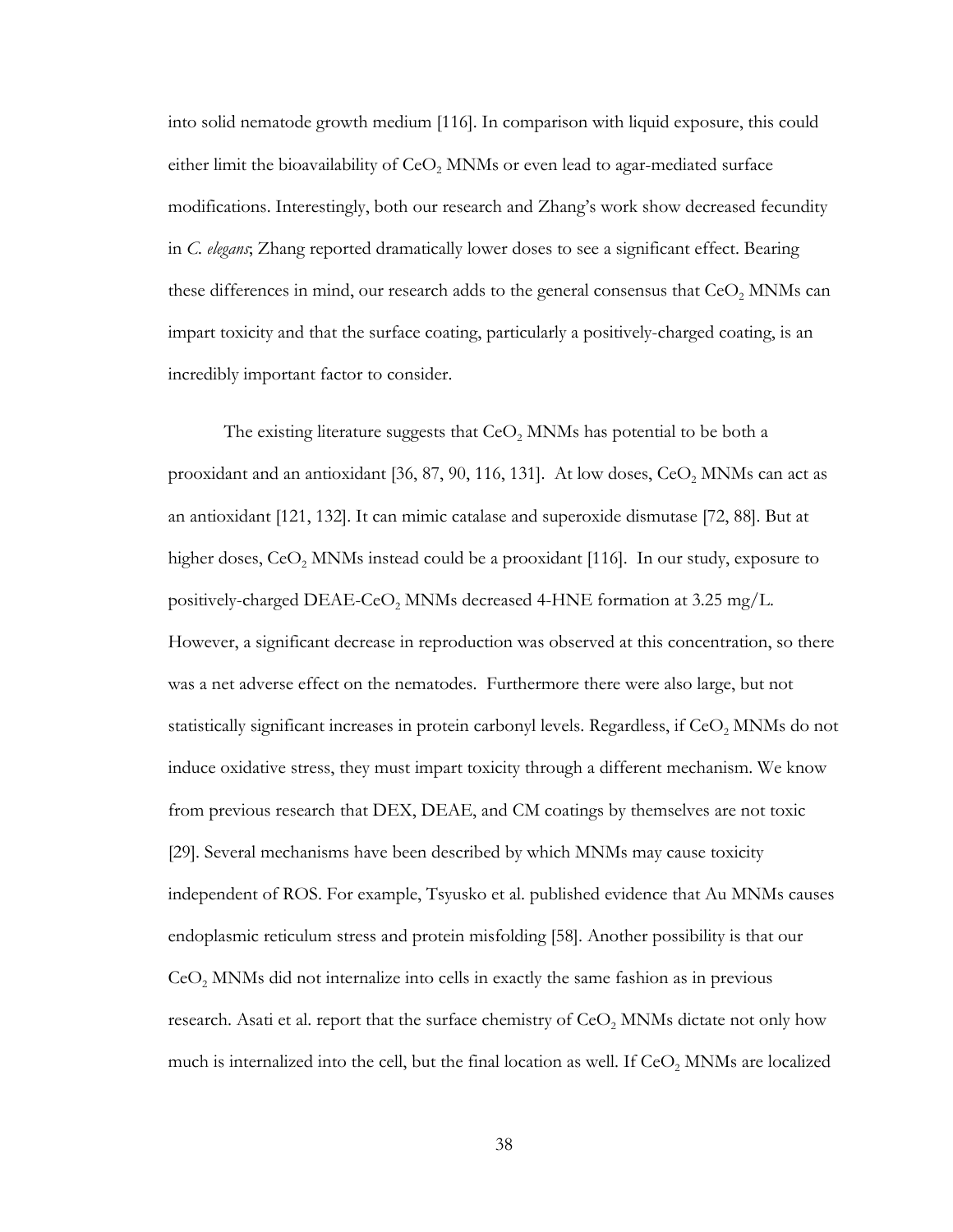into solid nematode growth medium [116]. In comparison with liquid exposure, this could either limit the bioavailability of $CeO_2$ MNMs or even lead to agar-mediated surface modifications. Interestingly, both our research and Zhang's work show decreased fecundity in *C. elegans*; Zhang reported dramatically lower doses to see a significant effect. Bearing these differences in mind, our research adds to the general consensus that $CeO_2$ MNMs can impart toxicity and that the surface coating, particularly a positively-charged coating, is an incredibly important factor to consider.

The existing literature suggests that $CeO_2$ MNMs has potential to be both a prooxidant and an antioxidant [36, 87, 90, 116, 131]. At low doses, $CeO_2$ MNMs can act as an antioxidant [121, 132]. It can mimic catalase and superoxide dismutase [72, 88]. But at higher doses, $CeO_2$ MNMs instead could be a prooxidant [116]. In our study, exposure to positively-charged DEAE-$CeO_2$ MNMs decreased 4-HNE formation at 3.25 mg/L. However, a significant decrease in reproduction was observed at this concentration, so there was a net adverse effect on the nematodes. Furthermore there were also large, but not statistically significant increases in protein carbonyl levels. Regardless, if $CeO_2$ MNMs do not induce oxidative stress, they must impart toxicity through a different mechanism. We know from previous research that DEX, DEAE, and CM coatings by themselves are not toxic [29]. Several mechanisms have been described by which MNMs may cause toxicity independent of ROS. For example, Tsyusko et al. published evidence that Au MNMs causes endoplasmic reticulum stress and protein misfolding [58]. Another possibility is that our $CeO_2$ MNMs did not internalize into cells in exactly the same fashion as in previous research. Asati et al. report that the surface chemistry of $CeO_2$ MNMs dictate not only how much is internalized into the cell, but the final location as well. If $CeO_2$ MNMs are localized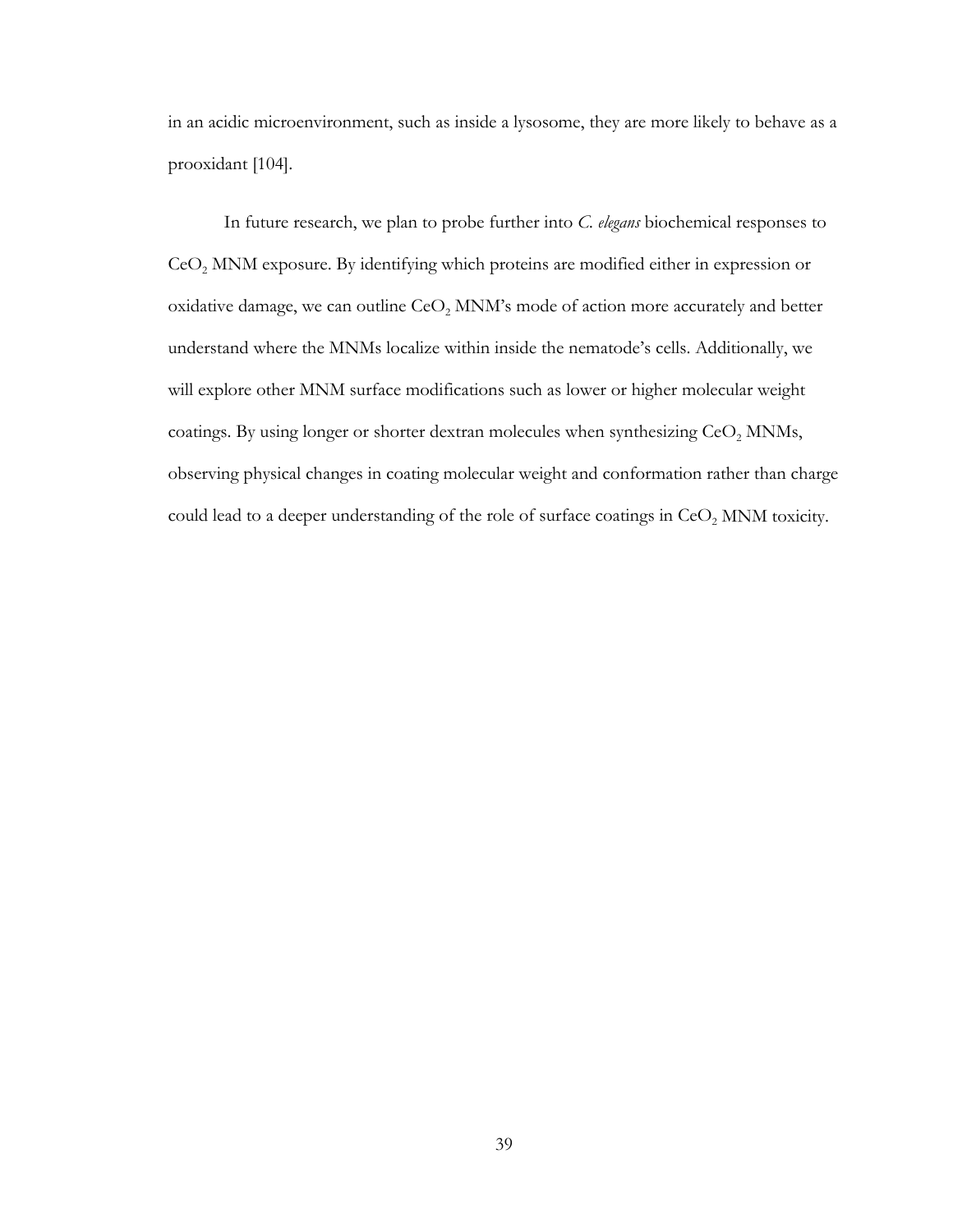in an acidic microenvironment, such as inside a lysosome, they are more likely to behave as a prooxidant [104].

In future research, we plan to probe further into *C. elegans* biochemical responses to $CeO_2$ MNM exposure. By identifying which proteins are modified either in expression or oxidative damage, we can outline $CeO_2$ MNM's mode of action more accurately and better understand where the MNMs localize within inside the nematode's cells. Additionally, we will explore other MNM surface modifications such as lower or higher molecular weight coatings. By using longer or shorter dextran molecules when synthesizing $CeO_2$ MNMs, observing physical changes in coating molecular weight and conformation rather than charge could lead to a deeper understanding of the role of surface coatings in $CeO_2$ MNM toxicity.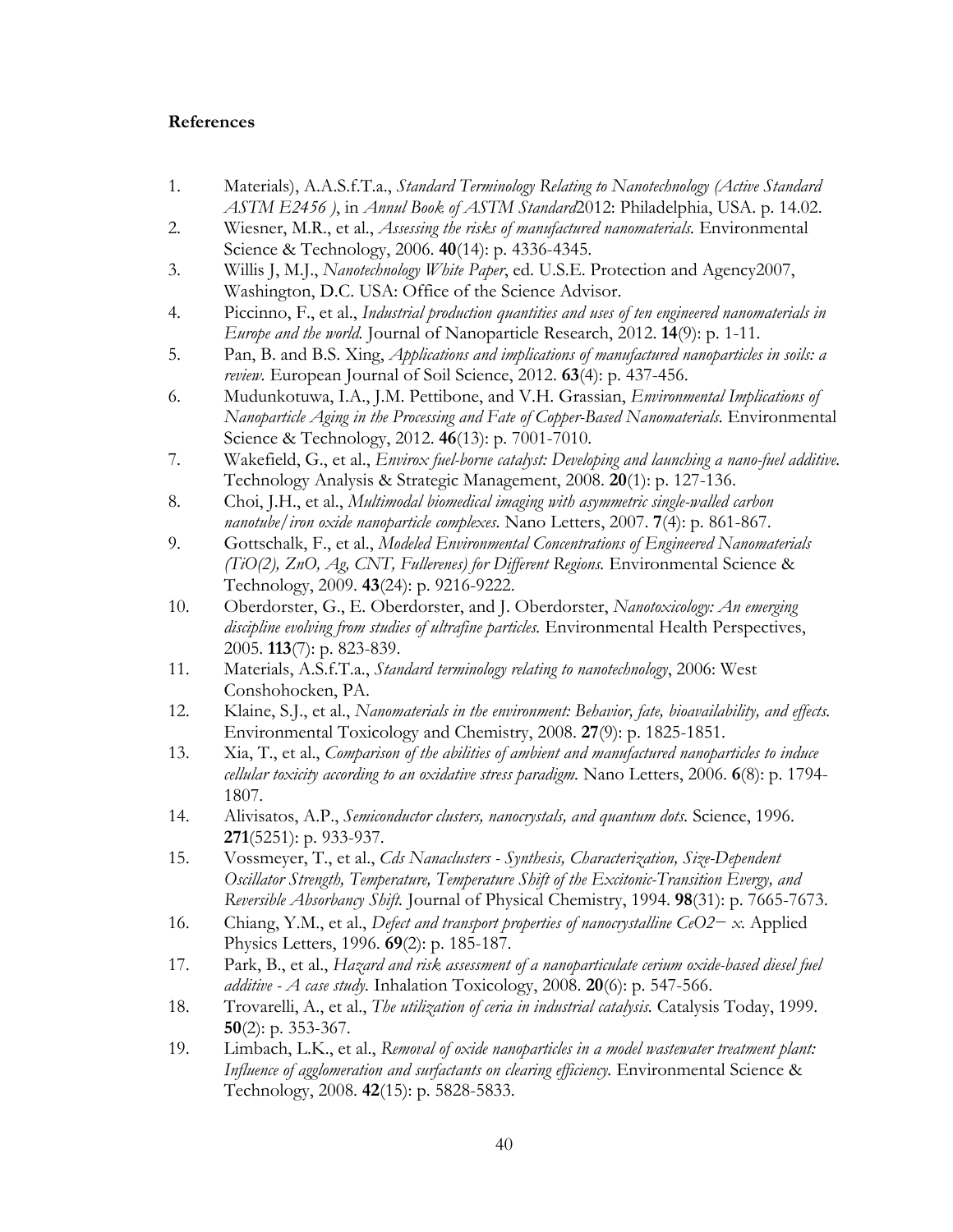**References**

1. Materials), A.A.S.f.T.a., *Standard Terminology Relating to Nanotechnology (Active Standard ASTM E2456 )*, in *Annul Book of ASTM Standard*2012: Philadelphia, USA. p. 14.02.
2. Wiesner, M.R., et al., *Assessing the risks of manufactured nanomaterials.* Environmental Science & Technology, 2006. **40**(14): p. 4336-4345.
3. Willis J, M.J., *Nanotechnology White Paper*, ed. U.S.E. Protection and Agency2007, Washington, D.C. USA: Office of the Science Advisor.
4. Piccinno, F., et al., *Industrial production quantities and uses of ten engineered nanomaterials in Europe and the world.* Journal of Nanoparticle Research, 2012. **14**(9): p. 1-11.
5. Pan, B. and B.S. Xing, *Applications and implications of manufactured nanoparticles in soils: a review.* European Journal of Soil Science, 2012. **63**(4): p. 437-456.
6. Mudunkotuwa, I.A., J.M. Pettibone, and V.H. Grassian, *Environmental Implications of Nanoparticle Aging in the Processing and Fate of Copper-Based Nanomaterials.* Environmental Science & Technology, 2012. **46**(13): p. 7001-7010.
7. Wakefield, G., et al., *Envirox fuel-borne catalyst: Developing and launching a nano-fuel additive.* Technology Analysis & Strategic Management, 2008. **20**(1): p. 127-136.
8. Choi, J.H., et al., *Multimodal biomedical imaging with asymmetric single-walled carbon nanotube/iron oxide nanoparticle complexes.* Nano Letters, 2007. **7**(4): p. 861-867.
9. Gottschalk, F., et al., *Modeled Environmental Concentrations of Engineered Nanomaterials (TiO(2), ZnO, Ag, CNT, Fullerenes) for Different Regions.* Environmental Science & Technology, 2009. **43**(24): p. 9216-9222.
10. Oberdorster, G., E. Oberdorster, and J. Oberdorster, *Nanotoxicology: An emerging discipline evolving from studies of ultrafine particles.* Environmental Health Perspectives, 2005. **113**(7): p. 823-839.
11. Materials, A.S.f.T.a., *Standard terminology relating to nanotechnology*, 2006: West Conshohocken, PA.
12. Klaine, S.J., et al., *Nanomaterials in the environment: Behavior, fate, bioavailability, and effects.* Environmental Toxicology and Chemistry, 2008. **27**(9): p. 1825-1851.
13. Xia, T., et al., *Comparison of the abilities of ambient and manufactured nanoparticles to induce cellular toxicity according to an oxidative stress paradigm.* Nano Letters, 2006. **6**(8): p. 1794-1807.
14. Alivisatos, A.P., *Semiconductor clusters, nanocrystals, and quantum dots.* Science, 1996. **271**(5251): p. 933-937.
15. Vossmeyer, T., et al., *Cds Nanaclusters - Synthesis, Characterization, Size-Dependent Oscillator Strength, Temperature, Temperature Shift of the Excitonic-Transition Evergy, and Reversible Absorbancy Shift.* Journal of Physical Chemistry, 1994. **98**(31): p. 7665-7673.
16. Chiang, Y.M., et al., *Defect and transport properties of nanocrystalline CeO2− x.* Applied Physics Letters, 1996. **69**(2): p. 185-187.
17. Park, B., et al., *Hazard and risk assessment of a nanoparticulate cerium oxide-based diesel fuel additive - A case study.* Inhalation Toxicology, 2008. **20**(6): p. 547-566.
18. Trovarelli, A., et al., *The utilization of ceria in industrial catalysis.* Catalysis Today, 1999. **50**(2): p. 353-367.
19. Limbach, L.K., et al., *Removal of oxide nanoparticles in a model wastewater treatment plant: Influence of agglomeration and surfactants on clearing efficiency.* Environmental Science & Technology, 2008. **42**(15): p. 5828-5833.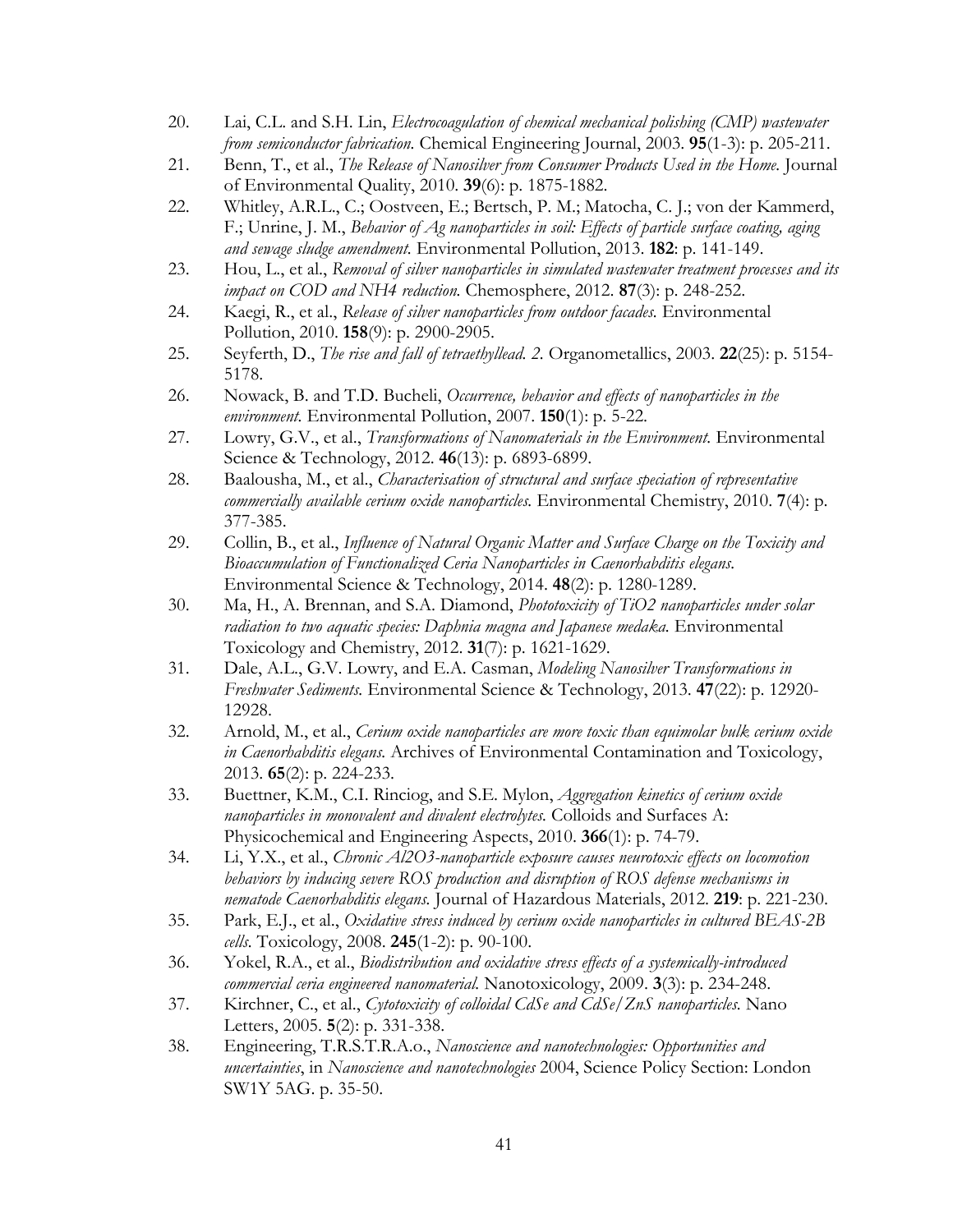20. Lai, C.L. and S.H. Lin, *Electrocoagulation of chemical mechanical polishing (CMP) wastewater from semiconductor fabrication.* Chemical Engineering Journal, 2003. **95**(1-3): p. 205-211.
21. Benn, T., et al., *The Release of Nanosilver from Consumer Products Used in the Home.* Journal of Environmental Quality, 2010. **39**(6): p. 1875-1882.
22. Whitley, A.R.L., C.; Oostveen, E.; Bertsch, P. M.; Matocha, C. J.; von der Kammerd, F.; Unrine, J. M., *Behavior of Ag nanoparticles in soil: Effects of particle surface coating, aging and sewage sludge amendment.* Environmental Pollution, 2013. **182**: p. 141-149.
23. Hou, L., et al., *Removal of silver nanoparticles in simulated wastewater treatment processes and its impact on COD and NH4 reduction.* Chemosphere, 2012. **87**(3): p. 248-252.
24. Kaegi, R., et al., *Release of silver nanoparticles from outdoor facades.* Environmental Pollution, 2010. **158**(9): p. 2900-2905.
25. Seyferth, D., *The rise and fall of tetraethyllead. 2.* Organometallics, 2003. **22**(25): p. 5154-5178.
26. Nowack, B. and T.D. Bucheli, *Occurrence, behavior and effects of nanoparticles in the environment.* Environmental Pollution, 2007. **150**(1): p. 5-22.
27. Lowry, G.V., et al., *Transformations of Nanomaterials in the Environment.* Environmental Science & Technology, 2012. **46**(13): p. 6893-6899.
28. Baalousha, M., et al., *Characterisation of structural and surface speciation of representative commercially available cerium oxide nanoparticles.* Environmental Chemistry, 2010. **7**(4): p. 377-385.
29. Collin, B., et al., *Influence of Natural Organic Matter and Surface Charge on the Toxicity and Bioaccumulation of Functionalized Ceria Nanoparticles in Caenorhabditis elegans.* Environmental Science & Technology, 2014. **48**(2): p. 1280-1289.
30. Ma, H., A. Brennan, and S.A. Diamond, *Phototoxicity of TiO2 nanoparticles under solar radiation to two aquatic species: Daphnia magna and Japanese medaka.* Environmental Toxicology and Chemistry, 2012. **31**(7): p. 1621-1629.
31. Dale, A.L., G.V. Lowry, and E.A. Casman, *Modeling Nanosilver Transformations in Freshwater Sediments.* Environmental Science & Technology, 2013. **47**(22): p. 12920-12928.
32. Arnold, M., et al., *Cerium oxide nanoparticles are more toxic than equimolar bulk cerium oxide in Caenorhabditis elegans.* Archives of Environmental Contamination and Toxicology, 2013. **65**(2): p. 224-233.
33. Buettner, K.M., C.I. Rinciog, and S.E. Mylon, *Aggregation kinetics of cerium oxide nanoparticles in monovalent and divalent electrolytes.* Colloids and Surfaces A: Physicochemical and Engineering Aspects, 2010. **366**(1): p. 74-79.
34. Li, Y.X., et al., *Chronic Al2O3-nanoparticle exposure causes neurotoxic effects on locomotion behaviors by inducing severe ROS production and disruption of ROS defense mechanisms in nematode Caenorhabditis elegans.* Journal of Hazardous Materials, 2012. **219**: p. 221-230.
35. Park, E.J., et al., *Oxidative stress induced by cerium oxide nanoparticles in cultured BEAS-2B cells.* Toxicology, 2008. **245**(1-2): p. 90-100.
36. Yokel, R.A., et al., *Biodistribution and oxidative stress effects of a systemically-introduced commercial ceria engineered nanomaterial.* Nanotoxicology, 2009. **3**(3): p. 234-248.
37. Kirchner, C., et al., *Cytotoxicity of colloidal CdSe and CdSe/ZnS nanoparticles.* Nano Letters, 2005. **5**(2): p. 331-338.
38. Engineering, T.R.S.T.R.A.o., *Nanoscience and nanotechnologies: Opportunities and uncertainties*, in *Nanoscience and nanotechnologies* 2004, Science Policy Section: London SW1Y 5AG. p. 35-50.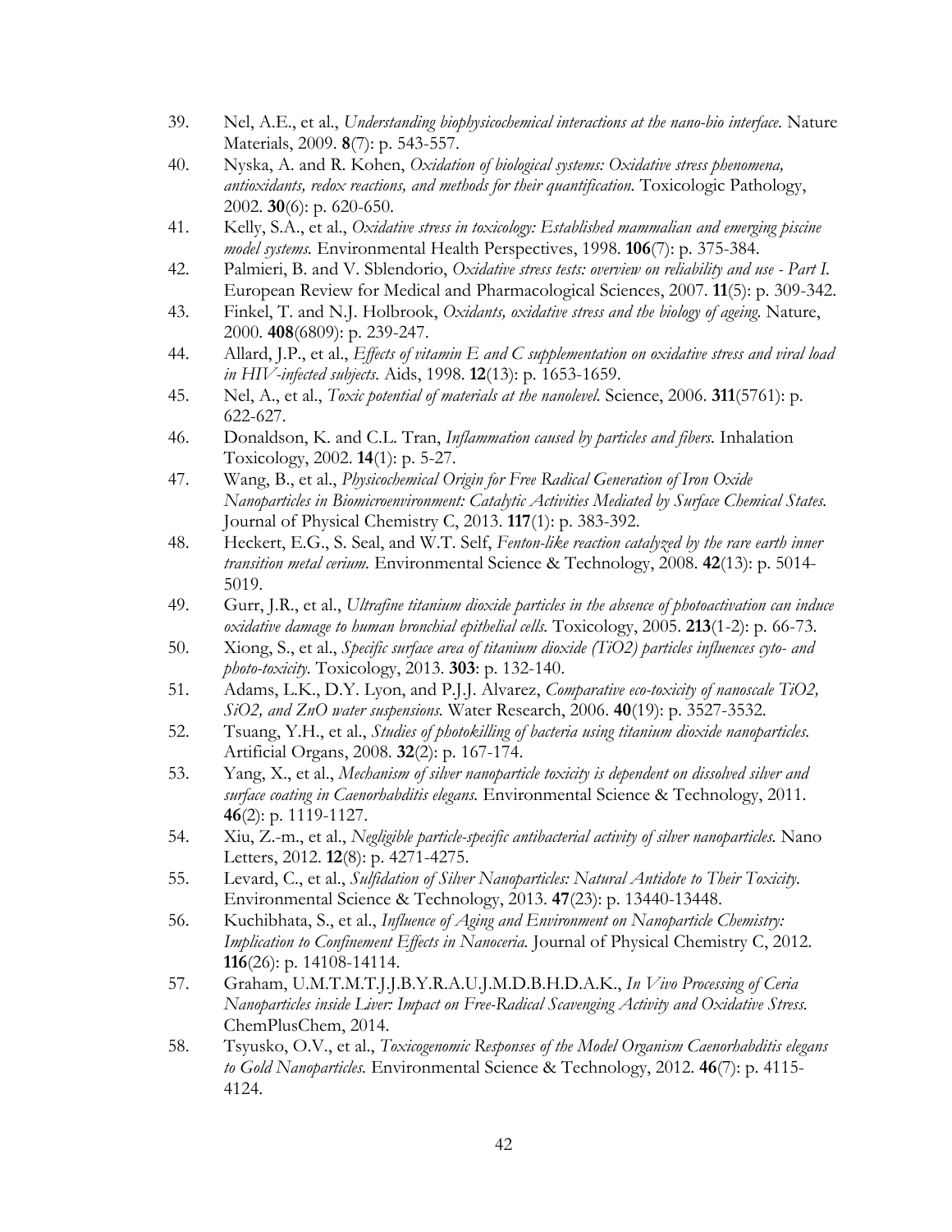39. Nel, A.E., et al., *Understanding biophysicochemical interactions at the nano-bio interface.* Nature Materials, 2009. **8**(7): p. 543-557.
40. Nyska, A. and R. Kohen, *Oxidation of biological systems: Oxidative stress phenomena, antioxidants, redox reactions, and methods for their quantification.* Toxicologic Pathology, 2002. **30**(6): p. 620-650.
41. Kelly, S.A., et al., *Oxidative stress in toxicology: Established mammalian and emerging piscine model systems.* Environmental Health Perspectives, 1998. **106**(7): p. 375-384.
42. Palmieri, B. and V. Sblendorio, *Oxidative stress tests: overview on reliability and use - Part I.* European Review for Medical and Pharmacological Sciences, 2007. **11**(5): p. 309-342.
43. Finkel, T. and N.J. Holbrook, *Oxidants, oxidative stress and the biology of ageing.* Nature, 2000. **408**(6809): p. 239-247.
44. Allard, J.P., et al., *Effects of vitamin E and C supplementation on oxidative stress and viral load in HIV-infected subjects.* Aids, 1998. **12**(13): p. 1653-1659.
45. Nel, A., et al., *Toxic potential of materials at the nanolevel.* Science, 2006. **311**(5761): p. 622-627.
46. Donaldson, K. and C.L. Tran, *Inflammation caused by particles and fibers.* Inhalation Toxicology, 2002. **14**(1): p. 5-27.
47. Wang, B., et al., *Physicochemical Origin for Free Radical Generation of Iron Oxide Nanoparticles in Biomicroenvironment: Catalytic Activities Mediated by Surface Chemical States.* Journal of Physical Chemistry C, 2013. **117**(1): p. 383-392.
48. Heckert, E.G., S. Seal, and W.T. Self, *Fenton-like reaction catalyzed by the rare earth inner transition metal cerium.* Environmental Science & Technology, 2008. **42**(13): p. 5014-5019.
49. Gurr, J.R., et al., *Ultrafine titanium dioxide particles in the absence of photoactivation can induce oxidative damage to human bronchial epithelial cells.* Toxicology, 2005. **213**(1-2): p. 66-73.
50. Xiong, S., et al., *Specific surface area of titanium dioxide (TiO2) particles influences cyto- and photo-toxicity.* Toxicology, 2013. **303**: p. 132-140.
51. Adams, L.K., D.Y. Lyon, and P.J.J. Alvarez, *Comparative eco-toxicity of nanoscale TiO2, SiO2, and ZnO water suspensions.* Water Research, 2006. **40**(19): p. 3527-3532.
52. Tsuang, Y.H., et al., *Studies of photokilling of bacteria using titanium dioxide nanoparticles.* Artificial Organs, 2008. **32**(2): p. 167-174.
53. Yang, X., et al., *Mechanism of silver nanoparticle toxicity is dependent on dissolved silver and surface coating in Caenorhabditis elegans.* Environmental Science & Technology, 2011. **46**(2): p. 1119-1127.
54. Xiu, Z.-m., et al., *Negligible particle-specific antibacterial activity of silver nanoparticles.* Nano Letters, 2012. **12**(8): p. 4271-4275.
55. Levard, C., et al., *Sulfidation of Silver Nanoparticles: Natural Antidote to Their Toxicity.* Environmental Science & Technology, 2013. **47**(23): p. 13440-13448.
56. Kuchibhata, S., et al., *Influence of Aging and Environment on Nanoparticle Chemistry: Implication to Confinement Effects in Nanoceria.* Journal of Physical Chemistry C, 2012. **116**(26): p. 14108-14114.
57. Graham, U.M.T.M.T.J.J.B.Y.R.A.U.J.M.D.B.H.D.A.K., *In Vivo Processing of Ceria Nanoparticles inside Liver: Impact on Free-Radical Scavenging Activity and Oxidative Stress.* ChemPlusChem, 2014.
58. Tsyusko, O.V., et al., *Toxicogenomic Responses of the Model Organism Caenorhabditis elegans to Gold Nanoparticles.* Environmental Science & Technology, 2012. **46**(7): p. 4115-4124.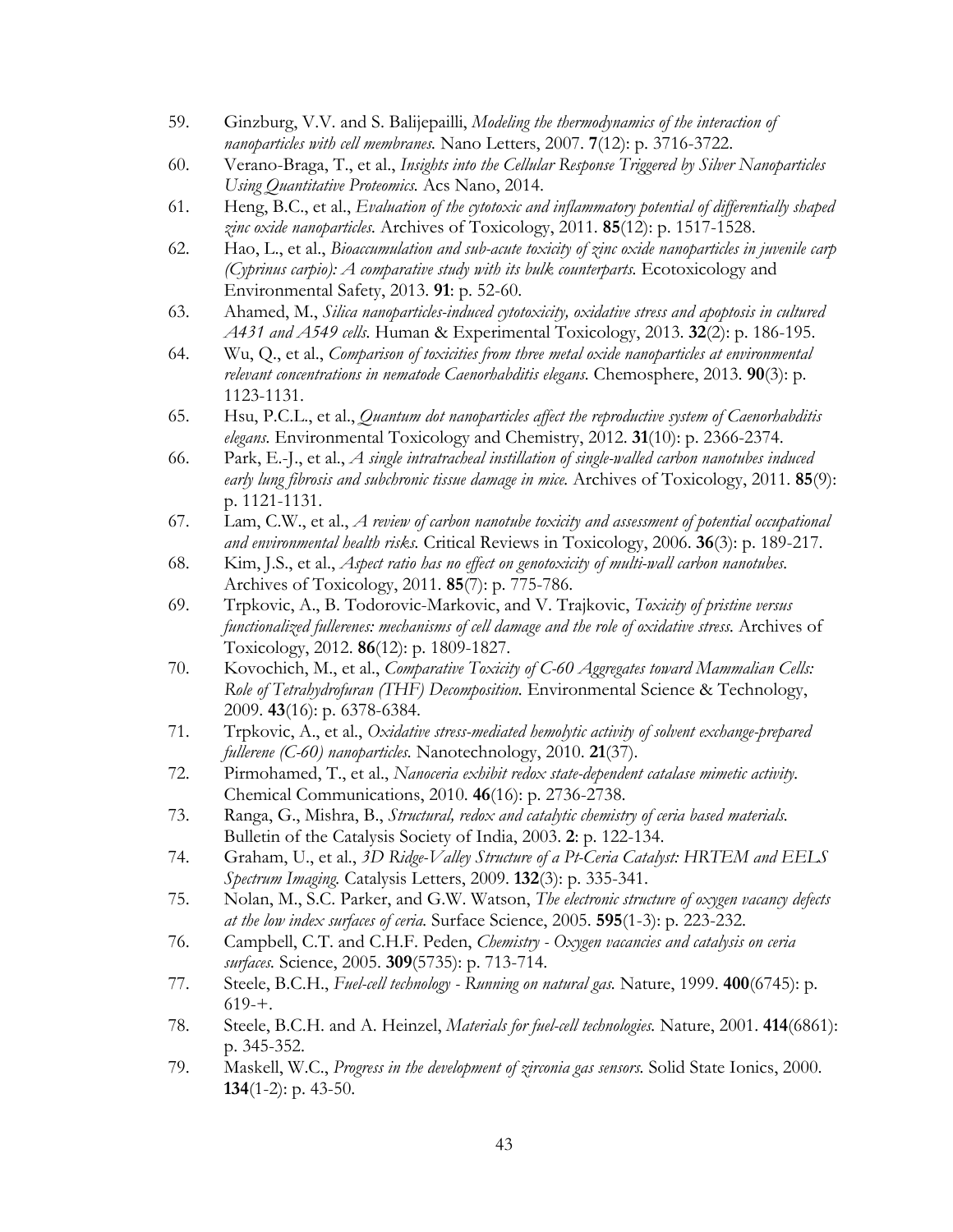59. Ginzburg, V.V. and S. Balijepailli, *Modeling the thermodynamics of the interaction of nanoparticles with cell membranes.* Nano Letters, 2007. **7**(12): p. 3716-3722.
60. Verano-Braga, T., et al., *Insights into the Cellular Response Triggered by Silver Nanoparticles Using Quantitative Proteomics.* Acs Nano, 2014.
61. Heng, B.C., et al., *Evaluation of the cytotoxic and inflammatory potential of differentially shaped zinc oxide nanoparticles.* Archives of Toxicology, 2011. **85**(12): p. 1517-1528.
62. Hao, L., et al., *Bioaccumulation and sub-acute toxicity of zinc oxide nanoparticles in juvenile carp (Cyprinus carpio): A comparative study with its bulk counterparts.* Ecotoxicology and Environmental Safety, 2013. **91**: p. 52-60.
63. Ahamed, M., *Silica nanoparticles-induced cytotoxicity, oxidative stress and apoptosis in cultured A431 and A549 cells.* Human & Experimental Toxicology, 2013. **32**(2): p. 186-195.
64. Wu, Q., et al., *Comparison of toxicities from three metal oxide nanoparticles at environmental relevant concentrations in nematode Caenorhabditis elegans.* Chemosphere, 2013. **90**(3): p. 1123-1131.
65. Hsu, P.C.L., et al., *Quantum dot nanoparticles affect the reproductive system of Caenorhabditis elegans.* Environmental Toxicology and Chemistry, 2012. **31**(10): p. 2366-2374.
66. Park, E.-J., et al., *A single intratracheal instillation of single-walled carbon nanotubes induced early lung fibrosis and subchronic tissue damage in mice.* Archives of Toxicology, 2011. **85**(9): p. 1121-1131.
67. Lam, C.W., et al., *A review of carbon nanotube toxicity and assessment of potential occupational and environmental health risks.* Critical Reviews in Toxicology, 2006. **36**(3): p. 189-217.
68. Kim, J.S., et al., *Aspect ratio has no effect on genotoxicity of multi-wall carbon nanotubes.* Archives of Toxicology, 2011. **85**(7): p. 775-786.
69. Trpkovic, A., B. Todorovic-Markovic, and V. Trajkovic, *Toxicity of pristine versus functionalized fullerenes: mechanisms of cell damage and the role of oxidative stress.* Archives of Toxicology, 2012. **86**(12): p. 1809-1827.
70. Kovochich, M., et al., *Comparative Toxicity of C-60 Aggregates toward Mammalian Cells: Role of Tetrahydrofuran (THF) Decomposition.* Environmental Science & Technology, 2009. **43**(16): p. 6378-6384.
71. Trpkovic, A., et al., *Oxidative stress-mediated hemolytic activity of solvent exchange-prepared fullerene (C-60) nanoparticles.* Nanotechnology, 2010. **21**(37).
72. Pirmohamed, T., et al., *Nanoceria exhibit redox state-dependent catalase mimetic activity.* Chemical Communications, 2010. **46**(16): p. 2736-2738.
73. Ranga, G., Mishra, B., *Structural, redox and catalytic chemistry of ceria based materials.* Bulletin of the Catalysis Society of India, 2003. **2**: p. 122-134.
74. Graham, U., et al., *3D Ridge-Valley Structure of a Pt-Ceria Catalyst: HRTEM and EELS Spectrum Imaging.* Catalysis Letters, 2009. **132**(3): p. 335-341.
75. Nolan, M., S.C. Parker, and G.W. Watson, *The electronic structure of oxygen vacancy defects at the low index surfaces of ceria.* Surface Science, 2005. **595**(1-3): p. 223-232.
76. Campbell, C.T. and C.H.F. Peden, *Chemistry - Oxygen vacancies and catalysis on ceria surfaces.* Science, 2005. **309**(5735): p. 713-714.
77. Steele, B.C.H., *Fuel-cell technology - Running on natural gas.* Nature, 1999. **400**(6745): p. 619-+.
78. Steele, B.C.H. and A. Heinzel, *Materials for fuel-cell technologies.* Nature, 2001. **414**(6861): p. 345-352.
79. Maskell, W.C., *Progress in the development of zirconia gas sensors.* Solid State Ionics, 2000. **134**(1-2): p. 43-50.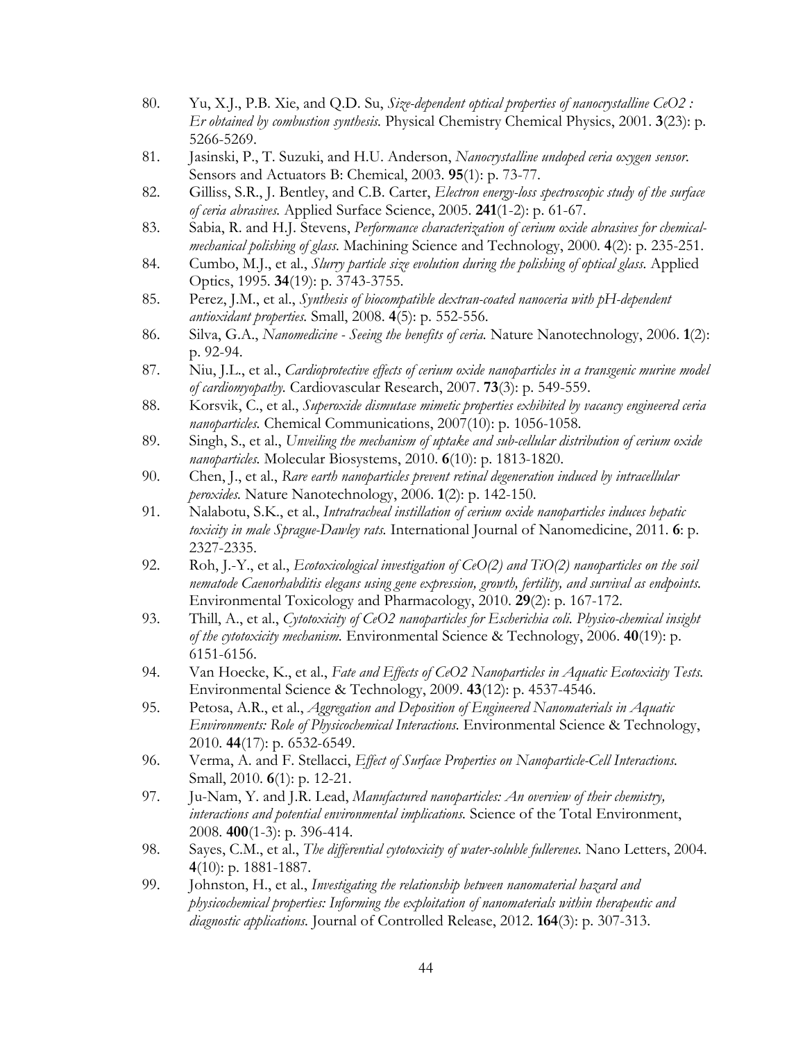80. Yu, X.J., P.B. Xie, and Q.D. Su, *Size-dependent optical properties of nanocrystalline CeO2 : Er obtained by combustion synthesis.* Physical Chemistry Chemical Physics, 2001. **3**(23): p. 5266-5269.
81. Jasinski, P., T. Suzuki, and H.U. Anderson, *Nanocrystalline undoped ceria oxygen sensor.* Sensors and Actuators B: Chemical, 2003. **95**(1): p. 73-77.
82. Gilliss, S.R., J. Bentley, and C.B. Carter, *Electron energy-loss spectroscopic study of the surface of ceria abrasives.* Applied Surface Science, 2005. **241**(1-2): p. 61-67.
83. Sabia, R. and H.J. Stevens, *Performance characterization of cerium oxide abrasives for chemical-mechanical polishing of glass.* Machining Science and Technology, 2000. **4**(2): p. 235-251.
84. Cumbo, M.J., et al., *Slurry particle size evolution during the polishing of optical glass.* Applied Optics, 1995. **34**(19): p. 3743-3755.
85. Perez, J.M., et al., *Synthesis of biocompatible dextran-coated nanoceria with pH-dependent antioxidant properties.* Small, 2008. **4**(5): p. 552-556.
86. Silva, G.A., *Nanomedicine - Seeing the benefits of ceria.* Nature Nanotechnology, 2006. **1**(2): p. 92-94.
87. Niu, J.L., et al., *Cardioprotective effects of cerium oxide nanoparticles in a transgenic murine model of cardiomyopathy.* Cardiovascular Research, 2007. **73**(3): p. 549-559.
88. Korsvik, C., et al., *Superoxide dismutase mimetic properties exhibited by vacancy engineered ceria nanoparticles.* Chemical Communications, 2007(10): p. 1056-1058.
89. Singh, S., et al., *Unveiling the mechanism of uptake and sub-cellular distribution of cerium oxide nanoparticles.* Molecular Biosystems, 2010. **6**(10): p. 1813-1820.
90. Chen, J., et al., *Rare earth nanoparticles prevent retinal degeneration induced by intracellular peroxides.* Nature Nanotechnology, 2006. **1**(2): p. 142-150.
91. Nalabotu, S.K., et al., *Intratracheal instillation of cerium oxide nanoparticles induces hepatic toxicity in male Sprague-Dawley rats.* International Journal of Nanomedicine, 2011. **6**: p. 2327-2335.
92. Roh, J.-Y., et al., *Ecotoxicological investigation of CeO(2) and TiO(2) nanoparticles on the soil nematode Caenorhabditis elegans using gene expression, growth, fertility, and survival as endpoints.* Environmental Toxicology and Pharmacology, 2010. **29**(2): p. 167-172.
93. Thill, A., et al., *Cytotoxicity of CeO2 nanoparticles for Escherichia coli. Physico-chemical insight of the cytotoxicity mechanism.* Environmental Science & Technology, 2006. **40**(19): p. 6151-6156.
94. Van Hoecke, K., et al., *Fate and Effects of CeO2 Nanoparticles in Aquatic Ecotoxicity Tests.* Environmental Science & Technology, 2009. **43**(12): p. 4537-4546.
95. Petosa, A.R., et al., *Aggregation and Deposition of Engineered Nanomaterials in Aquatic Environments: Role of Physicochemical Interactions.* Environmental Science & Technology, 2010. **44**(17): p. 6532-6549.
96. Verma, A. and F. Stellacci, *Effect of Surface Properties on Nanoparticle-Cell Interactions.* Small, 2010. **6**(1): p. 12-21.
97. Ju-Nam, Y. and J.R. Lead, *Manufactured nanoparticles: An overview of their chemistry, interactions and potential environmental implications.* Science of the Total Environment, 2008. **400**(1-3): p. 396-414.
98. Sayes, C.M., et al., *The differential cytotoxicity of water-soluble fullerenes.* Nano Letters, 2004. **4**(10): p. 1881-1887.
99. Johnston, H., et al., *Investigating the relationship between nanomaterial hazard and physicochemical properties: Informing the exploitation of nanomaterials within therapeutic and diagnostic applications.* Journal of Controlled Release, 2012. **164**(3): p. 307-313.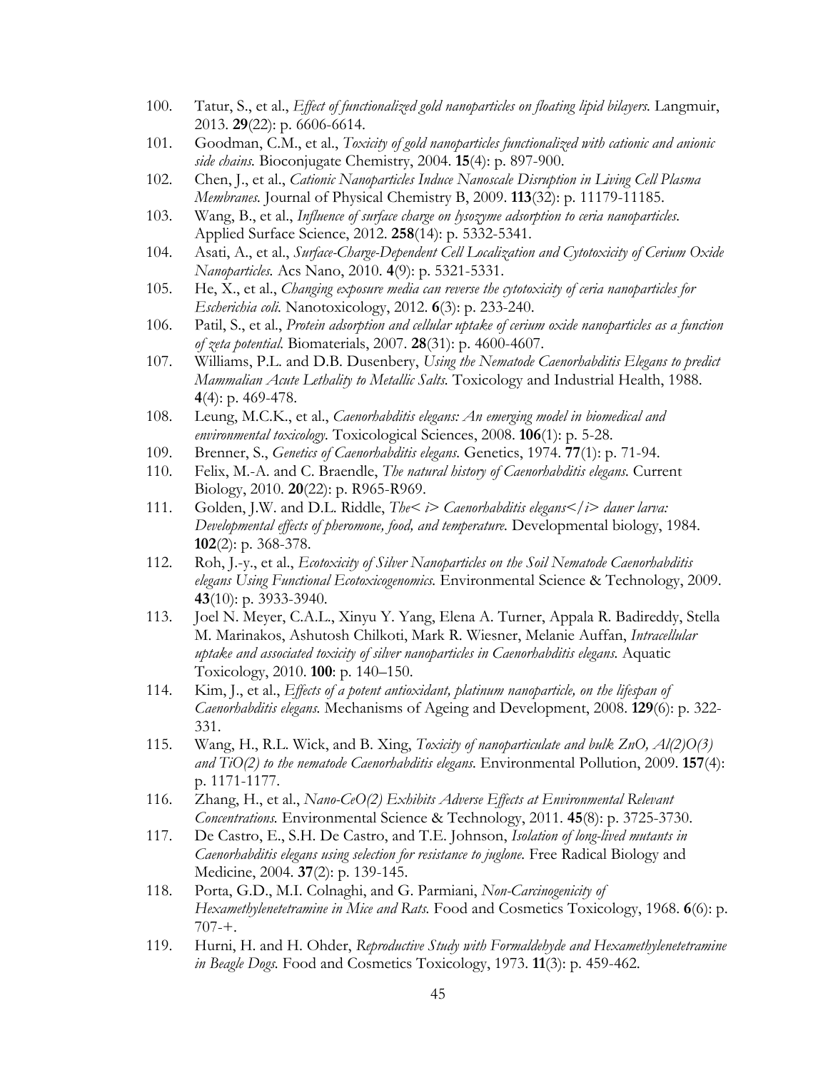100. Tatur, S., et al., *Effect of functionalized gold nanoparticles on floating lipid bilayers.* Langmuir, 2013. **29**(22): p. 6606-6614.
101. Goodman, C.M., et al., *Toxicity of gold nanoparticles functionalized with cationic and anionic side chains.* Bioconjugate Chemistry, 2004. **15**(4): p. 897-900.
102. Chen, J., et al., *Cationic Nanoparticles Induce Nanoscale Disruption in Living Cell Plasma Membranes.* Journal of Physical Chemistry B, 2009. **113**(32): p. 11179-11185.
103. Wang, B., et al., *Influence of surface charge on lysozyme adsorption to ceria nanoparticles.* Applied Surface Science, 2012. **258**(14): p. 5332-5341.
104. Asati, A., et al., *Surface-Charge-Dependent Cell Localization and Cytotoxicity of Cerium Oxide Nanoparticles.* Acs Nano, 2010. **4**(9): p. 5321-5331.
105. He, X., et al., *Changing exposure media can reverse the cytotoxicity of ceria nanoparticles for Escherichia coli.* Nanotoxicology, 2012. **6**(3): p. 233-240.
106. Patil, S., et al., *Protein adsorption and cellular uptake of cerium oxide nanoparticles as a function of zeta potential.* Biomaterials, 2007. **28**(31): p. 4600-4607.
107. Williams, P.L. and D.B. Dusenbery, *Using the Nematode Caenorhabditis Elegans to predict Mammalian Acute Lethality to Metallic Salts.* Toxicology and Industrial Health, 1988. **4**(4): p. 469-478.
108. Leung, M.C.K., et al., *Caenorhabditis elegans: An emerging model in biomedical and environmental toxicology.* Toxicological Sciences, 2008. **106**(1): p. 5-28.
109. Brenner, S., *Genetics of Caenorhabditis elegans.* Genetics, 1974. **77**(1): p. 71-94.
110. Felix, M.-A. and C. Braendle, *The natural history of Caenorhabditis elegans.* Current Biology, 2010. **20**(22): p. R965-R969.
111. Golden, J.W. and D.L. Riddle, *The< i> Caenorhabditis elegans</i> dauer larva: Developmental effects of pheromone, food, and temperature.* Developmental biology, 1984. **102**(2): p. 368-378.
112. Roh, J.-y., et al., *Ecotoxicity of Silver Nanoparticles on the Soil Nematode Caenorhabditis elegans Using Functional Ecotoxicogenomics.* Environmental Science & Technology, 2009. **43**(10): p. 3933-3940.
113. Joel N. Meyer, C.A.L., Xinyu Y. Yang, Elena A. Turner, Appala R. Badireddy, Stella M. Marinakos, Ashutosh Chilkoti, Mark R. Wiesner, Melanie Auffan, *Intracellular uptake and associated toxicity of silver nanoparticles in Caenorhabditis elegans.* Aquatic Toxicology, 2010. **100**: p. 140–150.
114. Kim, J., et al., *Effects of a potent antioxidant, platinum nanoparticle, on the lifespan of Caenorhabditis elegans.* Mechanisms of Ageing and Development, 2008. **129**(6): p. 322-331.
115. Wang, H., R.L. Wick, and B. Xing, *Toxicity of nanoparticulate and bulk ZnO, Al(2)O(3) and TiO(2) to the nematode Caenorhabditis elegans.* Environmental Pollution, 2009. **157**(4): p. 1171-1177.
116. Zhang, H., et al., *Nano-CeO(2) Exhibits Adverse Effects at Environmental Relevant Concentrations.* Environmental Science & Technology, 2011. **45**(8): p. 3725-3730.
117. De Castro, E., S.H. De Castro, and T.E. Johnson, *Isolation of long-lived mutants in Caenorhabditis elegans using selection for resistance to juglone.* Free Radical Biology and Medicine, 2004. **37**(2): p. 139-145.
118. Porta, G.D., M.I. Colnaghi, and G. Parmiani, *Non-Carcinogenicity of Hexamethylenetetramine in Mice and Rats.* Food and Cosmetics Toxicology, 1968. **6**(6): p. 707-+.
119. Hurni, H. and H. Ohder, *Reproductive Study with Formaldehyde and Hexamethylenetetramine in Beagle Dogs.* Food and Cosmetics Toxicology, 1973. **11**(3): p. 459-462.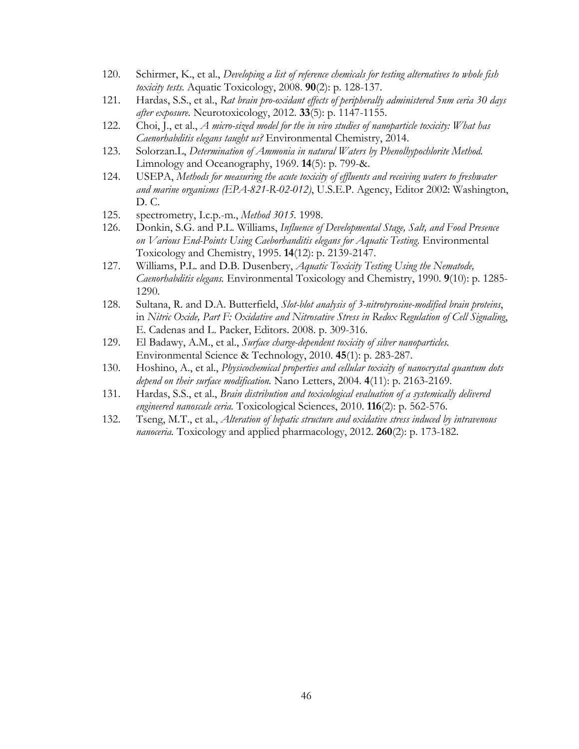120. Schirmer, K., et al., *Developing a list of reference chemicals for testing alternatives to whole fish toxicity tests.* Aquatic Toxicology, 2008. **90**(2): p. 128-137.
121. Hardas, S.S., et al., *Rat brain pro-oxidant effects of peripherally administered 5nm ceria 30 days after exposure.* Neurotoxicology, 2012. **33**(5): p. 1147-1155.
122. Choi, J., et al., *A micro-sized model for the in vivo studies of nanoparticle toxicity: What has Caenorhabditis elegans taught us?* Environmental Chemistry, 2014.
123. Solorzan.L, *Determination of Ammonia in natural Waters by Phenolhypochlorite Method.* Limnology and Oceanography, 1969. **14**(5): p. 799-&.
124. USEPA, *Methods for measuring the acute toxicity of effluents and receiving waters to freshwater and marine organisms (EPA-821-R-02-012)*, U.S.E.P. Agency, Editor 2002: Washington, D. C.
125. spectrometry, I.c.p.-m., *Method 3015.* 1998.
126. Donkin, S.G. and P.L. Williams, *Influence of Developmental Stage, Salt, and Food Presence on Various End-Points Using Caeborhanditis elegans for Aquatic Testing.* Environmental Toxicology and Chemistry, 1995. **14**(12): p. 2139-2147.
127. Williams, P.L. and D.B. Dusenbery, *Aquatic Toxicity Testing Using the Nematode, Caenorhabditis elegans.* Environmental Toxicology and Chemistry, 1990. **9**(10): p. 1285-1290.
128. Sultana, R. and D.A. Butterfield, *Slot-blot analysis of 3-nitrotyrosine-modified brain proteins*, in *Nitric Oxide, Part F: Oxidative and Nitrosative Stress in Redox Regulation of Cell Signaling*, E. Cadenas and L. Packer, Editors. 2008. p. 309-316.
129. El Badawy, A.M., et al., *Surface charge-dependent toxicity of silver nanoparticles.* Environmental Science & Technology, 2010. **45**(1): p. 283-287.
130. Hoshino, A., et al., *Physicochemical properties and cellular toxicity of nanocrystal quantum dots depend on their surface modification.* Nano Letters, 2004. **4**(11): p. 2163-2169.
131. Hardas, S.S., et al., *Brain distribution and toxicological evaluation of a systemically delivered engineered nanoscale ceria.* Toxicological Sciences, 2010. **116**(2): p. 562-576.
132. Tseng, M.T., et al., *Alteration of hepatic structure and oxidative stress induced by intravenous nanoceria.* Toxicology and applied pharmacology, 2012. **260**(2): p. 173-182.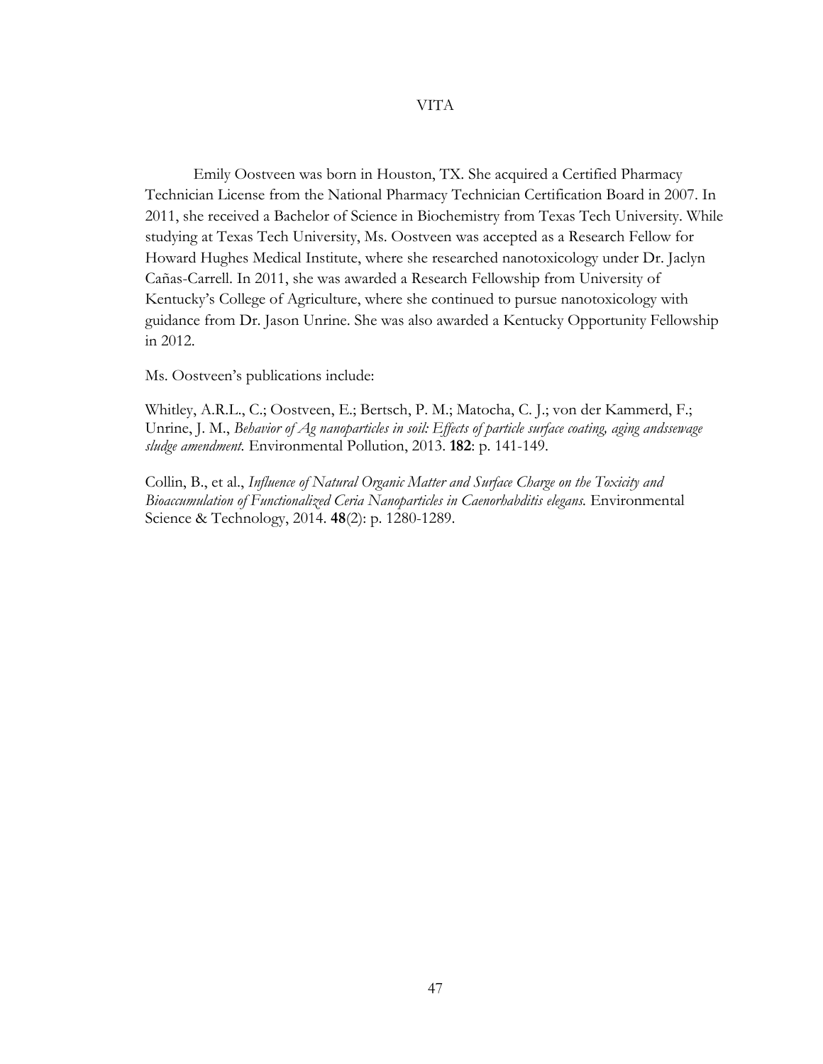# VITA

Emily Oostveen was born in Houston, TX. She acquired a Certified Pharmacy Technician License from the National Pharmacy Technician Certification Board in 2007. In 2011, she received a Bachelor of Science in Biochemistry from Texas Tech University. While studying at Texas Tech University, Ms. Oostveen was accepted as a Research Fellow for Howard Hughes Medical Institute, where she researched nanotoxicology under Dr. Jaclyn Cañas-Carrell. In 2011, she was awarded a Research Fellowship from University of Kentucky's College of Agriculture, where she continued to pursue nanotoxicology with guidance from Dr. Jason Unrine. She was also awarded a Kentucky Opportunity Fellowship in 2012.

Ms. Oostveen's publications include:

Whitley, A.R.L., C.; Oostveen, E.; Bertsch, P. M.; Matocha, C. J.; von der Kammerd, F.; Unrine, J. M., *Behavior of Ag nanoparticles in soil: Effects of particle surface coating, aging andssewage sludge amendment.* Environmental Pollution, 2013. **182**: p. 141-149.

Collin, B., et al., *Influence of Natural Organic Matter and Surface Charge on the Toxicity and Bioaccumulation of Functionalized Ceria Nanoparticles in Caenorhabditis elegans.* Environmental Science & Technology, 2014. **48**(2): p. 1280-1289.